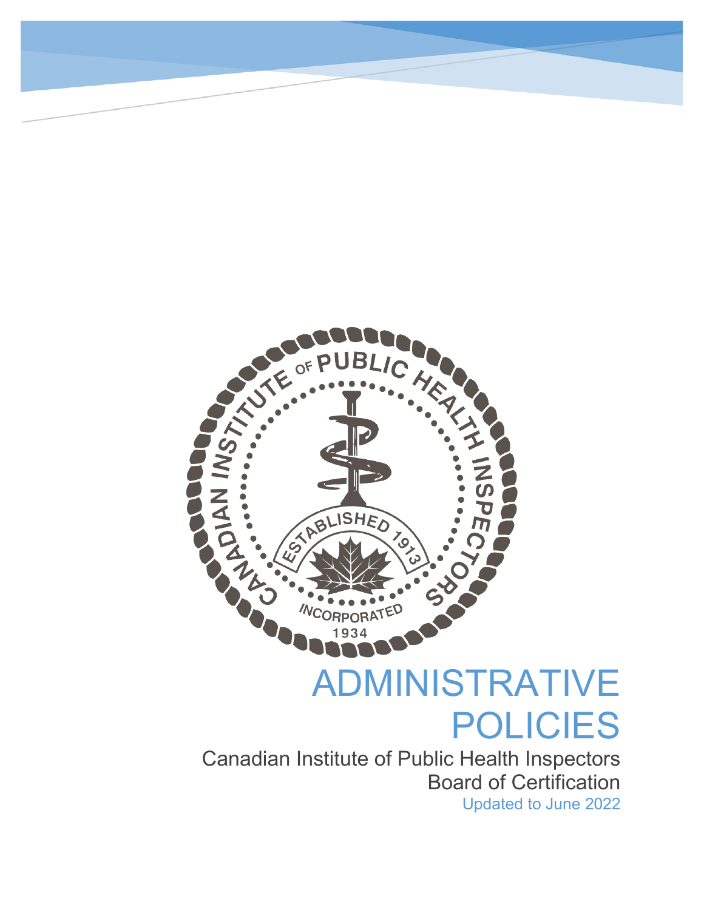# ADMINISTRATIVE POLICIES

Canadian Institute of Public Health Inspectors

Board of Certification

Updated to June 2022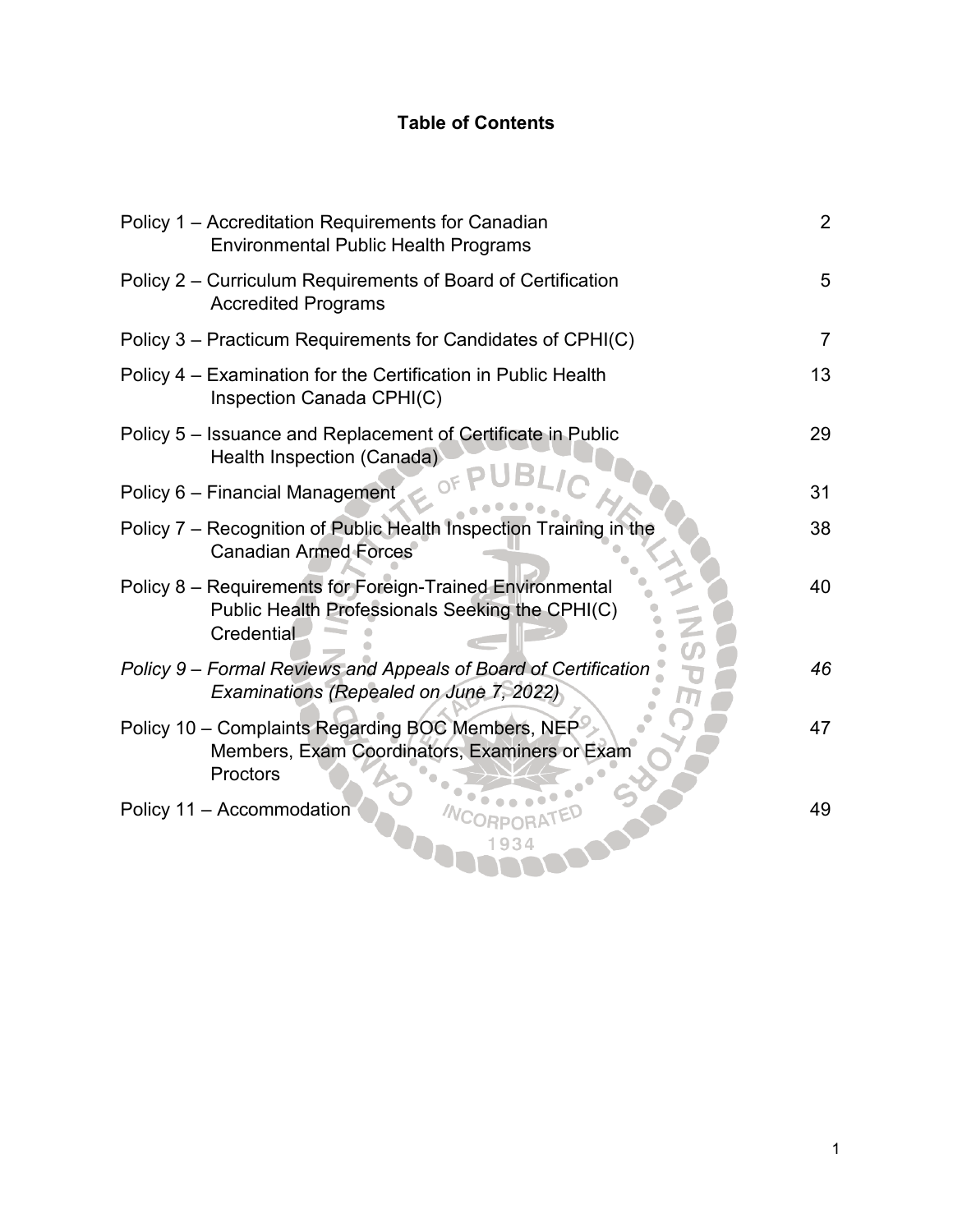# Table of Contents

| | |
|---|---|
| Policy 1 – Accreditation Requirements for Canadian Environmental Public Health Programs | 2 |
| Policy 2 – Curriculum Requirements of Board of Certification Accredited Programs | 5 |
| Policy 3 – Practicum Requirements for Candidates of CPHI(C) | 7 |
| Policy 4 – Examination for the Certification in Public Health Inspection Canada CPHI(C) | 13 |
| Policy 5 – Issuance and Replacement of Certificate in Public Health Inspection (Canada) | 29 |
| Policy 6 – Financial Management | 31 |
| Policy 7 – Recognition of Public Health Inspection Training in the Canadian Armed Forces | 38 |
| Policy 8 – Requirements for Foreign-Trained Environmental Public Health Professionals Seeking the CPHI(C) Credential | 40 |
| *Policy 9 – Formal Reviews and Appeals of Board of Certification Examinations (Repealed on June 7, 2022)* | *46* |
| Policy 10 – Complaints Regarding BOC Members, NEP Members, Exam Coordinators, Examiners or Exam Proctors | 47 |
| Policy 11 – Accommodation | 49 |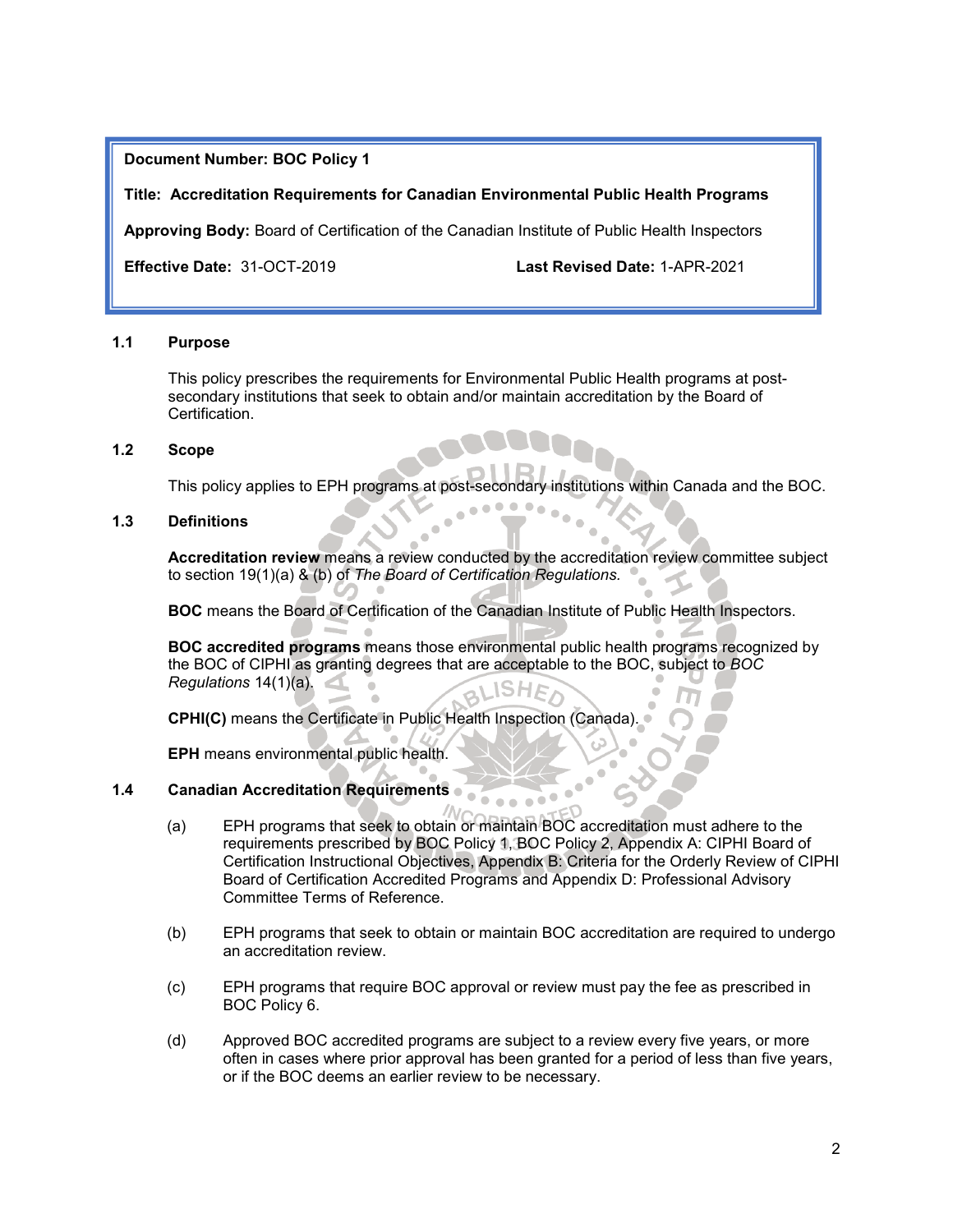**Document Number: BOC Policy 1**

**Title: Accreditation Requirements for Canadian Environmental Public Health Programs**

**Approving Body:** Board of Certification of the Canadian Institute of Public Health Inspectors

**Effective Date:** 31-OCT-2019 **Last Revised Date:** 1-APR-2021

## 1.1 Purpose

This policy prescribes the requirements for Environmental Public Health programs at post-secondary institutions that seek to obtain and/or maintain accreditation by the Board of Certification.

## 1.2 Scope

This policy applies to EPH programs at post-secondary institutions within Canada and the BOC.

## 1.3 Definitions

**Accreditation review** means a review conducted by the accreditation review committee subject to section 19(1)(a) & (b) of *The Board of Certification Regulations.*

**BOC** means the Board of Certification of the Canadian Institute of Public Health Inspectors.

**BOC accredited programs** means those environmental public health programs recognized by the BOC of CIPHI as granting degrees that are acceptable to the BOC, subject to *BOC Regulations* 14(1)(a).

**CPHI(C)** means the Certificate in Public Health Inspection (Canada).

**EPH** means environmental public health.

## 1.4 Canadian Accreditation Requirements

(a) EPH programs that seek to obtain or maintain BOC accreditation must adhere to the requirements prescribed by BOC Policy 1, BOC Policy 2, Appendix A: CIPHI Board of Certification Instructional Objectives, Appendix B: Criteria for the Orderly Review of CIPHI Board of Certification Accredited Programs and Appendix D: Professional Advisory Committee Terms of Reference.

(b) EPH programs that seek to obtain or maintain BOC accreditation are required to undergo an accreditation review.

(c) EPH programs that require BOC approval or review must pay the fee as prescribed in BOC Policy 6.

(d) Approved BOC accredited programs are subject to a review every five years, or more often in cases where prior approval has been granted for a period of less than five years, or if the BOC deems an earlier review to be necessary.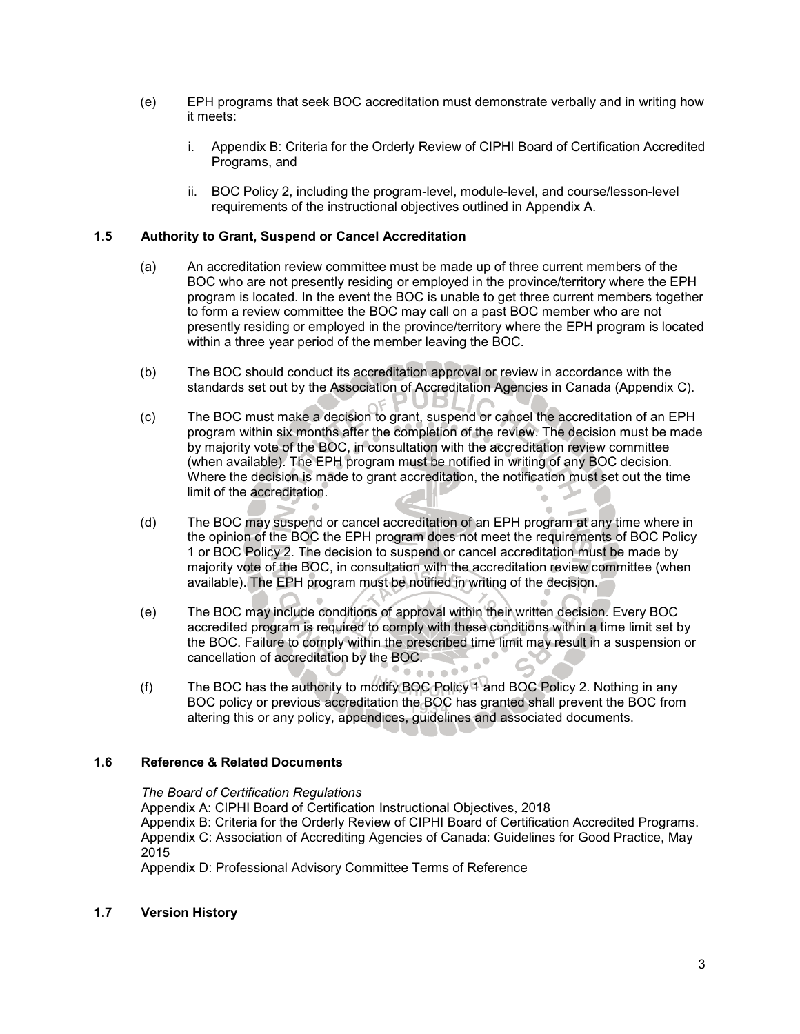(e) EPH programs that seek BOC accreditation must demonstrate verbally and in writing how it meets:

i. Appendix B: Criteria for the Orderly Review of CIPHI Board of Certification Accredited Programs, and

ii. BOC Policy 2, including the program-level, module-level, and course/lesson-level requirements of the instructional objectives outlined in Appendix A.

### 1.5 Authority to Grant, Suspend or Cancel Accreditation

(a) An accreditation review committee must be made up of three current members of the BOC who are not presently residing or employed in the province/territory where the EPH program is located. In the event the BOC is unable to get three current members together to form a review committee the BOC may call on a past BOC member who are not presently residing or employed in the province/territory where the EPH program is located within a three year period of the member leaving the BOC.

(b) The BOC should conduct its accreditation approval or review in accordance with the standards set out by the Association of Accreditation Agencies in Canada (Appendix C).

(c) The BOC must make a decision to grant, suspend or cancel the accreditation of an EPH program within six months after the completion of the review. The decision must be made by majority vote of the BOC, in consultation with the accreditation review committee (when available). The EPH program must be notified in writing of any BOC decision. Where the decision is made to grant accreditation, the notification must set out the time limit of the accreditation.

(d) The BOC may suspend or cancel accreditation of an EPH program at any time where in the opinion of the BOC the EPH program does not meet the requirements of BOC Policy 1 or BOC Policy 2. The decision to suspend or cancel accreditation must be made by majority vote of the BOC, in consultation with the accreditation review committee (when available). The EPH program must be notified in writing of the decision.

(e) The BOC may include conditions of approval within their written decision. Every BOC accredited program is required to comply with these conditions within a time limit set by the BOC. Failure to comply within the prescribed time limit may result in a suspension or cancellation of accreditation by the BOC.

(f) The BOC has the authority to modify BOC Policy 1 and BOC Policy 2. Nothing in any BOC policy or previous accreditation the BOC has granted shall prevent the BOC from altering this or any policy, appendices, guidelines and associated documents.

### 1.6 Reference & Related Documents

*The Board of Certification Regulations*
Appendix A: CIPHI Board of Certification Instructional Objectives, 2018
Appendix B: Criteria for the Orderly Review of CIPHI Board of Certification Accredited Programs.
Appendix C: Association of Accrediting Agencies of Canada: Guidelines for Good Practice, May 2015
Appendix D: Professional Advisory Committee Terms of Reference

### 1.7 Version History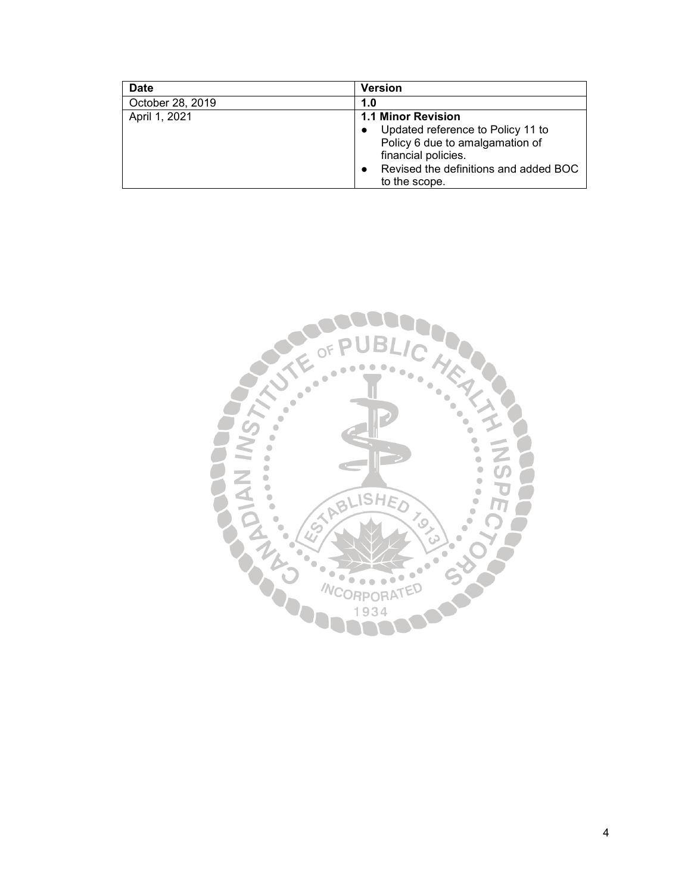| Date | Version |
|---|---|
| October 28, 2019 | **1.0** |
| April 1, 2021 | **1.1 Minor Revision**<br>● Updated reference to Policy 11 to Policy 6 due to amalgamation of financial policies.<br>● Revised the definitions and added BOC to the scope. |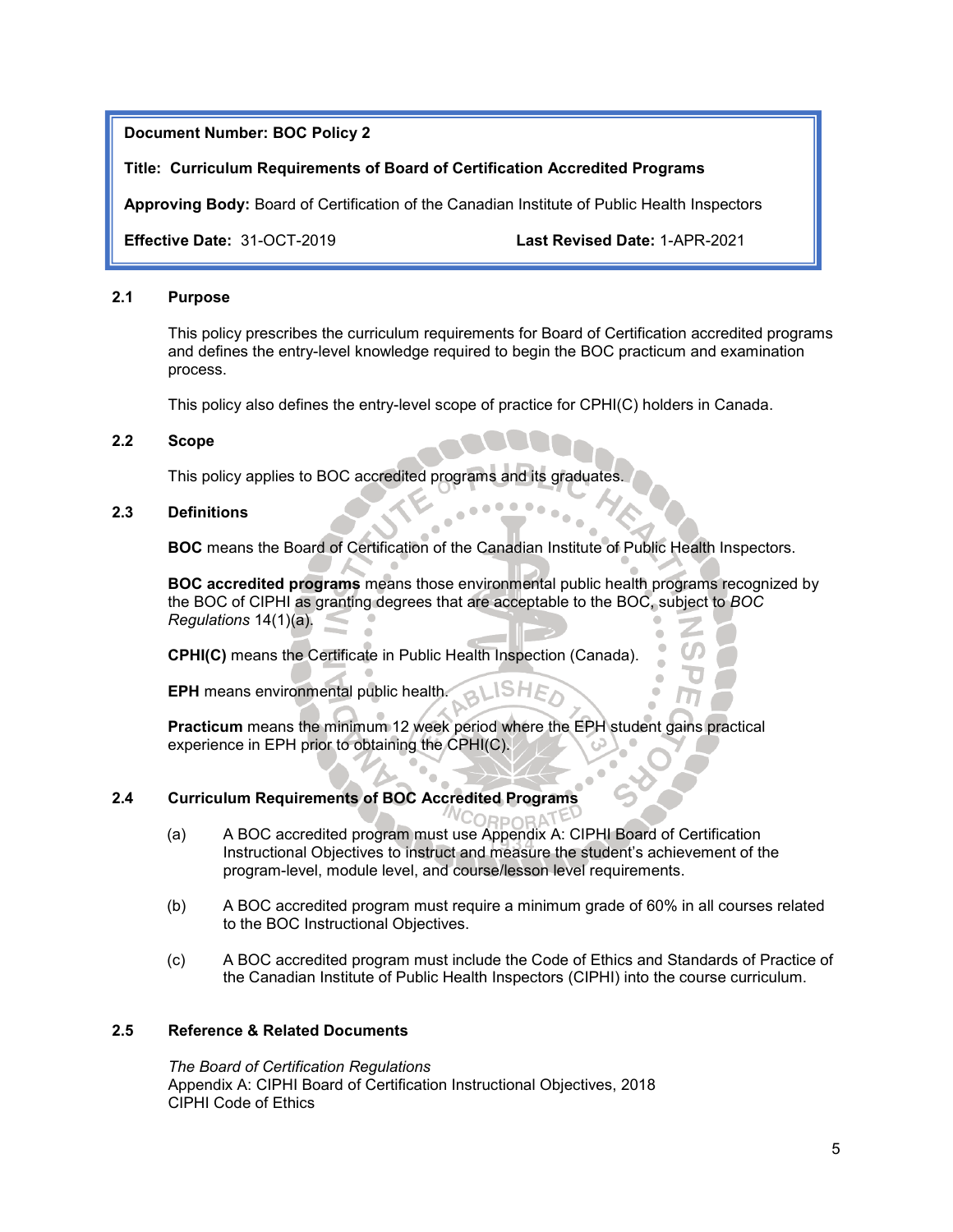**Document Number: BOC Policy 2**

**Title: Curriculum Requirements of Board of Certification Accredited Programs**

**Approving Body:** Board of Certification of the Canadian Institute of Public Health Inspectors

**Effective Date:** 31-OCT-2019 **Last Revised Date:** 1-APR-2021

## 2.1 Purpose

This policy prescribes the curriculum requirements for Board of Certification accredited programs and defines the entry-level knowledge required to begin the BOC practicum and examination process.

This policy also defines the entry-level scope of practice for CPHI(C) holders in Canada.

## 2.2 Scope

This policy applies to BOC accredited programs and its graduates.

## 2.3 Definitions

**BOC** means the Board of Certification of the Canadian Institute of Public Health Inspectors.

**BOC accredited programs** means those environmental public health programs recognized by the BOC of CIPHI as granting degrees that are acceptable to the BOC, subject to *BOC Regulations* 14(1)(a).

**CPHI(C)** means the Certificate in Public Health Inspection (Canada).

**EPH** means environmental public health.

**Practicum** means the minimum 12 week period where the EPH student gains practical experience in EPH prior to obtaining the CPHI(C).

## 2.4 Curriculum Requirements of BOC Accredited Programs

(a) A BOC accredited program must use Appendix A: CIPHI Board of Certification Instructional Objectives to instruct and measure the student's achievement of the program-level, module level, and course/lesson level requirements.

(b) A BOC accredited program must require a minimum grade of 60% in all courses related to the BOC Instructional Objectives.

(c) A BOC accredited program must include the Code of Ethics and Standards of Practice of the Canadian Institute of Public Health Inspectors (CIPHI) into the course curriculum.

## 2.5 Reference & Related Documents

*The Board of Certification Regulations*
Appendix A: CIPHI Board of Certification Instructional Objectives, 2018
CIPHI Code of Ethics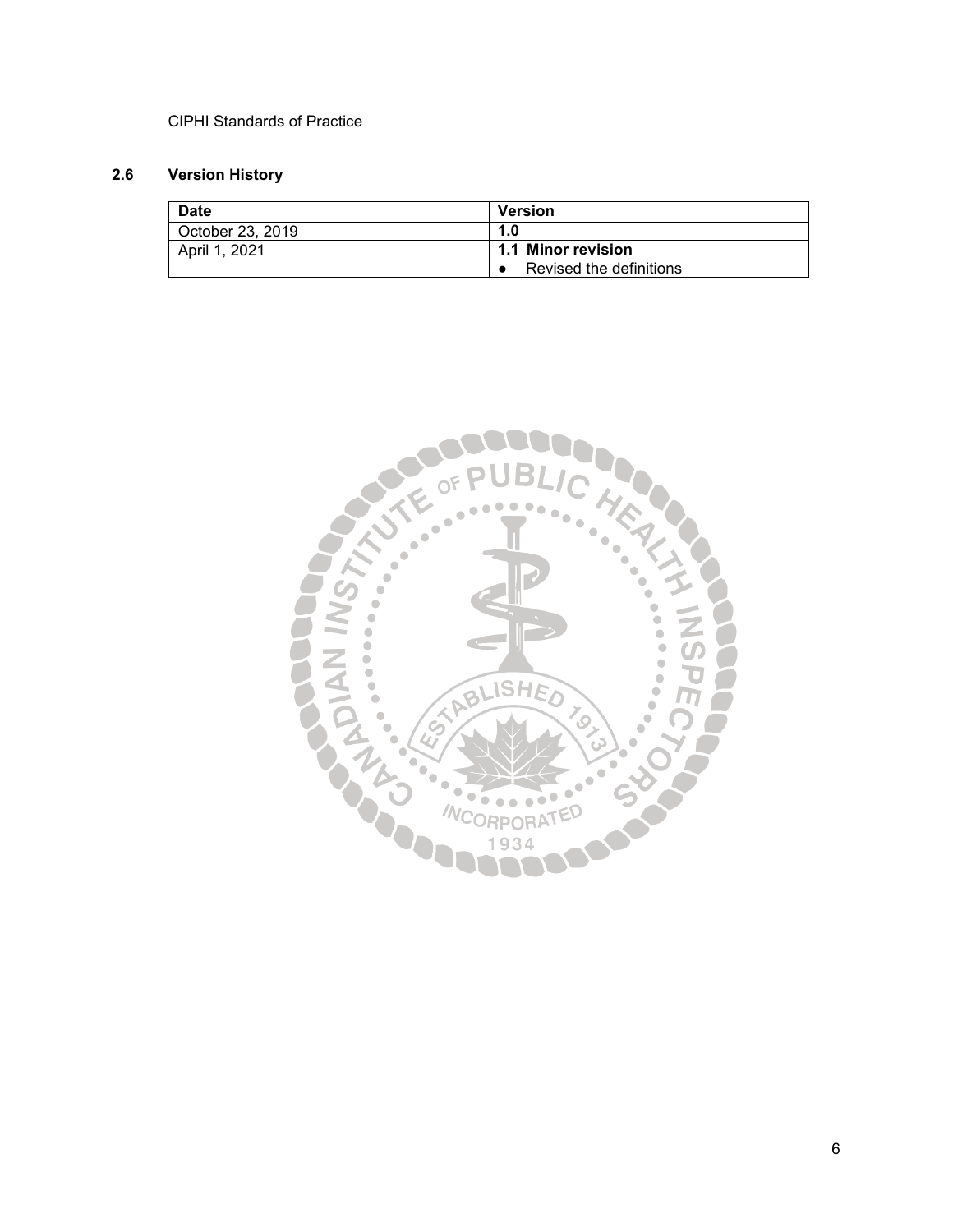## 2.6 Version History

| Date | Version |
| --- | --- |
| October 23, 2019 | **1.0** |
| April 1, 2021 | **1.1 Minor revision**<br>● Revised the definitions |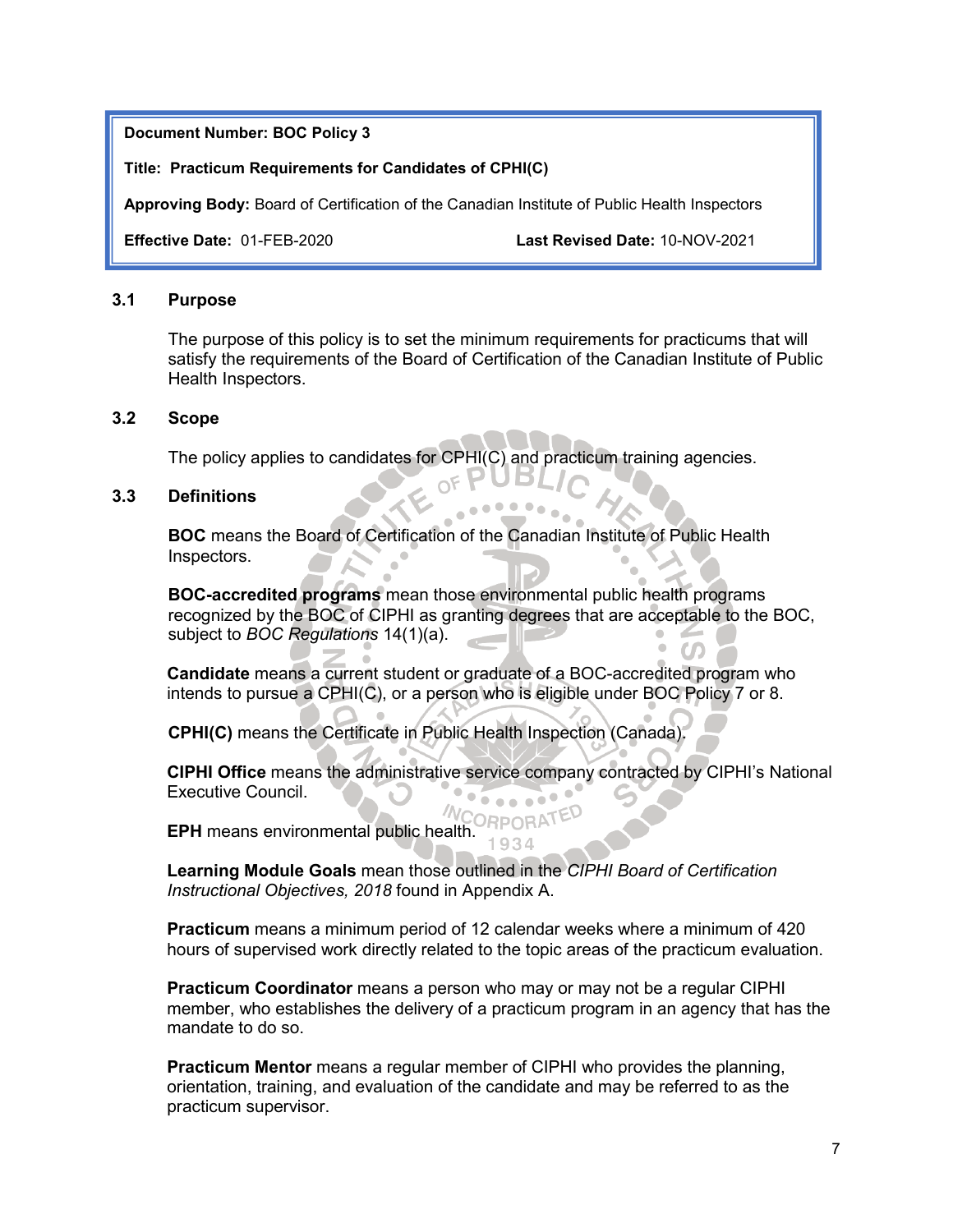**Document Number: BOC Policy 3**

**Title: Practicum Requirements for Candidates of CPHI(C)**

**Approving Body:** Board of Certification of the Canadian Institute of Public Health Inspectors

**Effective Date:** 01-FEB-2020 **Last Revised Date:** 10-NOV-2021

### 3.1 Purpose

The purpose of this policy is to set the minimum requirements for practicums that will satisfy the requirements of the Board of Certification of the Canadian Institute of Public Health Inspectors.

### 3.2 Scope

The policy applies to candidates for CPHI(C) and practicum training agencies.

### 3.3 Definitions

**BOC** means the Board of Certification of the Canadian Institute of Public Health Inspectors.

**BOC-accredited programs** mean those environmental public health programs recognized by the BOC of CIPHI as granting degrees that are acceptable to the BOC, subject to *BOC Regulations* 14(1)(a).

**Candidate** means a current student or graduate of a BOC-accredited program who intends to pursue a CPHI(C), or a person who is eligible under BOC Policy 7 or 8.

**CPHI(C)** means the Certificate in Public Health Inspection (Canada).

**CIPHI Office** means the administrative service company contracted by CIPHI's National Executive Council.

**EPH** means environmental public health.

**Learning Module Goals** mean those outlined in the *CIPHI Board of Certification Instructional Objectives, 2018* found in Appendix A.

**Practicum** means a minimum period of 12 calendar weeks where a minimum of 420 hours of supervised work directly related to the topic areas of the practicum evaluation.

**Practicum Coordinator** means a person who may or may not be a regular CIPHI member, who establishes the delivery of a practicum program in an agency that has the mandate to do so.

**Practicum Mentor** means a regular member of CIPHI who provides the planning, orientation, training, and evaluation of the candidate and may be referred to as the practicum supervisor.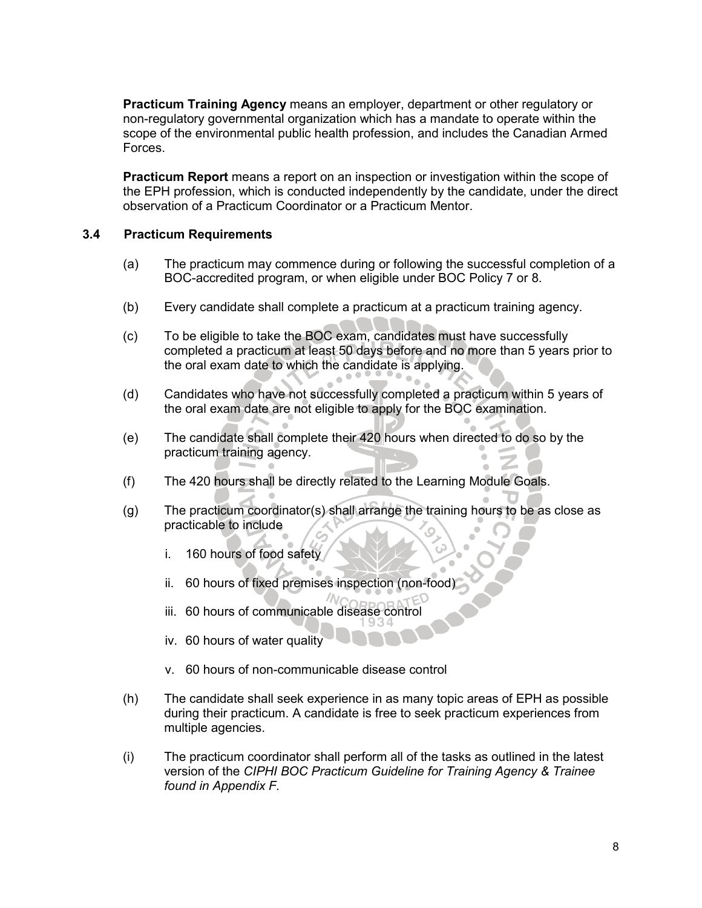**Practicum Training Agency** means an employer, department or other regulatory or non-regulatory governmental organization which has a mandate to operate within the scope of the environmental public health profession, and includes the Canadian Armed Forces.

**Practicum Report** means a report on an inspection or investigation within the scope of the EPH profession, which is conducted independently by the candidate, under the direct observation of a Practicum Coordinator or a Practicum Mentor.

### 3.4 Practicum Requirements

(a) The practicum may commence during or following the successful completion of a BOC-accredited program, or when eligible under BOC Policy 7 or 8.

(b) Every candidate shall complete a practicum at a practicum training agency.

(c) To be eligible to take the BOC exam, candidates must have successfully completed a practicum at least 50 days before and no more than 5 years prior to the oral exam date to which the candidate is applying.

(d) Candidates who have not successfully completed a practicum within 5 years of the oral exam date are not eligible to apply for the BOC examination.

(e) The candidate shall complete their 420 hours when directed to do so by the practicum training agency.

(f) The 420 hours shall be directly related to the Learning Module Goals.

(g) The practicum coordinator(s) shall arrange the training hours to be as close as practicable to include

   i. 160 hours of food safety

   ii. 60 hours of fixed premises inspection (non-food)

   iii. 60 hours of communicable disease control

   iv. 60 hours of water quality

   v. 60 hours of non-communicable disease control

(h) The candidate shall seek experience in as many topic areas of EPH as possible during their practicum. A candidate is free to seek practicum experiences from multiple agencies.

(i) The practicum coordinator shall perform all of the tasks as outlined in the latest version of the *CIPHI BOC Practicum Guideline for Training Agency & Trainee found in Appendix F.*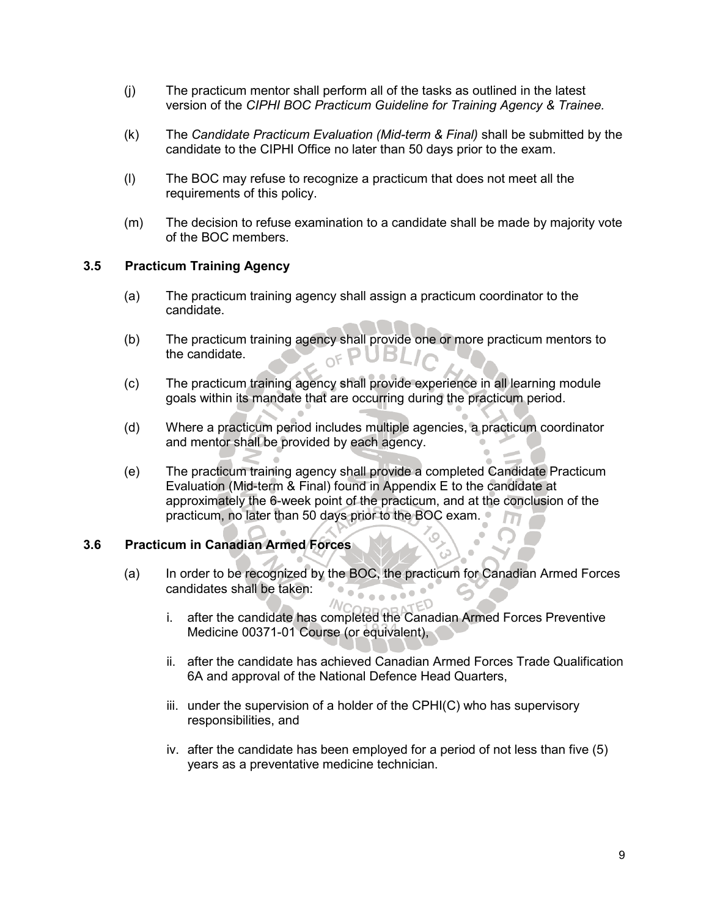(j) The practicum mentor shall perform all of the tasks as outlined in the latest version of the *CIPHI BOC Practicum Guideline for Training Agency & Trainee.*

(k) The *Candidate Practicum Evaluation (Mid-term & Final)* shall be submitted by the candidate to the CIPHI Office no later than 50 days prior to the exam.

(l) The BOC may refuse to recognize a practicum that does not meet all the requirements of this policy.

(m) The decision to refuse examination to a candidate shall be made by majority vote of the BOC members.

### 3.5 Practicum Training Agency

(a) The practicum training agency shall assign a practicum coordinator to the candidate.

(b) The practicum training agency shall provide one or more practicum mentors to the candidate.

(c) The practicum training agency shall provide experience in all learning module goals within its mandate that are occurring during the practicum period.

(d) Where a practicum period includes multiple agencies, a practicum coordinator and mentor shall be provided by each agency.

(e) The practicum training agency shall provide a completed Candidate Practicum Evaluation (Mid-term & Final) found in Appendix E to the candidate at approximately the 6-week point of the practicum, and at the conclusion of the practicum, no later than 50 days prior to the BOC exam.

### 3.6 Practicum in Canadian Armed Forces

(a) In order to be recognized by the BOC, the practicum for Canadian Armed Forces candidates shall be taken:

i. after the candidate has completed the Canadian Armed Forces Preventive Medicine 00371-01 Course (or equivalent),

ii. after the candidate has achieved Canadian Armed Forces Trade Qualification 6A and approval of the National Defence Head Quarters,

iii. under the supervision of a holder of the CPHI(C) who has supervisory responsibilities, and

iv. after the candidate has been employed for a period of not less than five (5) years as a preventative medicine technician.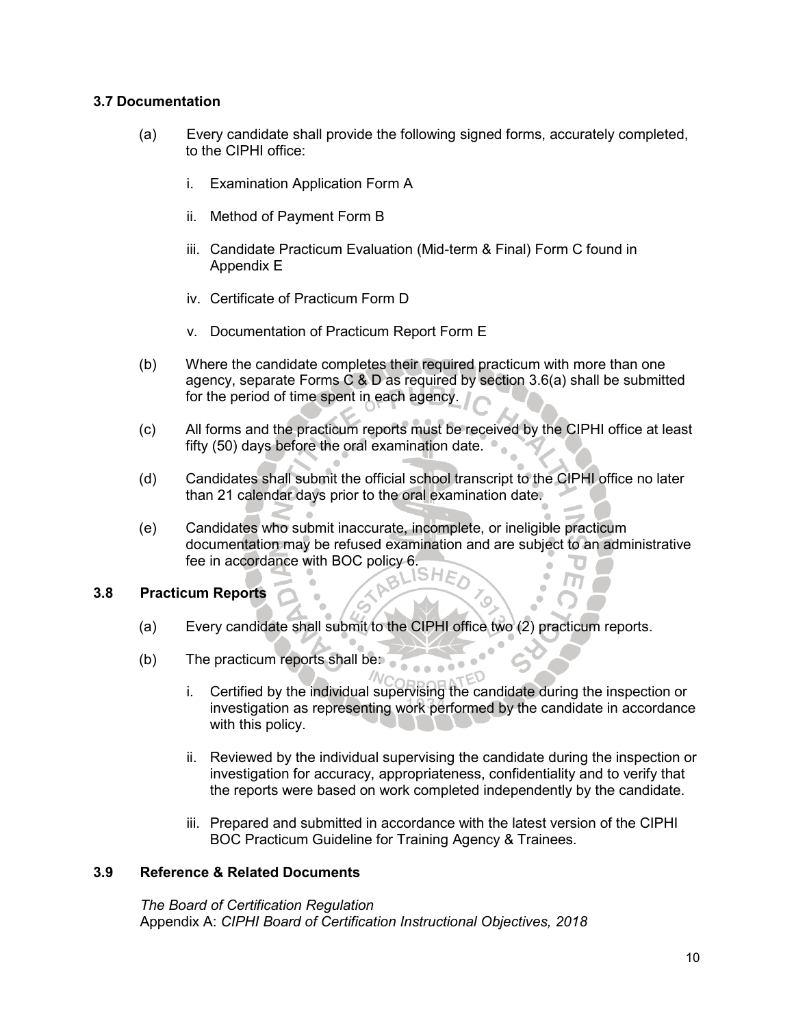### 3.7 Documentation

(a) Every candidate shall provide the following signed forms, accurately completed, to the CIPHI office:

   i. Examination Application Form A

   ii. Method of Payment Form B

   iii. Candidate Practicum Evaluation (Mid-term & Final) Form C found in Appendix E

   iv. Certificate of Practicum Form D

   v. Documentation of Practicum Report Form E

(b) Where the candidate completes their required practicum with more than one agency, separate Forms C & D as required by section 3.6(a) shall be submitted for the period of time spent in each agency.

(c) All forms and the practicum reports must be received by the CIPHI office at least fifty (50) days before the oral examination date.

(d) Candidates shall submit the official school transcript to the CIPHI office no later than 21 calendar days prior to the oral examination date.

(e) Candidates who submit inaccurate, incomplete, or ineligible practicum documentation may be refused examination and are subject to an administrative fee in accordance with BOC policy 6.

### 3.8 Practicum Reports

(a) Every candidate shall submit to the CIPHI office two (2) practicum reports.

(b) The practicum reports shall be:

   i. Certified by the individual supervising the candidate during the inspection or investigation as representing work performed by the candidate in accordance with this policy.

   ii. Reviewed by the individual supervising the candidate during the inspection or investigation for accuracy, appropriateness, confidentiality and to verify that the reports were based on work completed independently by the candidate.

   iii. Prepared and submitted in accordance with the latest version of the CIPHI BOC Practicum Guideline for Training Agency & Trainees.

### 3.9 Reference & Related Documents

*The Board of Certification Regulation*
Appendix A: *CIPHI Board of Certification Instructional Objectives, 2018*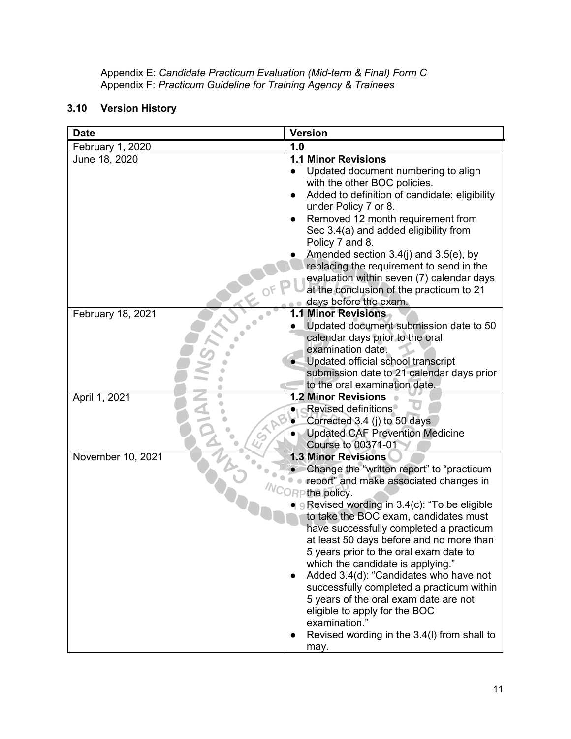Appendix E: *Candidate Practicum Evaluation (Mid-term & Final) Form C*
Appendix F: *Practicum Guideline for Training Agency & Trainees*

### 3.10 Version History

| Date | Version |
|---|---|
| February 1, 2020 | **1.0** |
| June 18, 2020 | **1.1 Minor Revisions**<br>● Updated document numbering to align with the other BOC policies.<br>● Added to definition of candidate: eligibility under Policy 7 or 8.<br>● Removed 12 month requirement from Sec 3.4(a) and added eligibility from Policy 7 and 8.<br>● Amended section 3.4(j) and 3.5(e), by replacing the requirement to send in the evaluation within seven (7) calendar days at the conclusion of the practicum to 21 days before the exam. |
| February 18, 2021 | **1.1 Minor Revisions**<br>● Updated document submission date to 50 calendar days prior to the oral examination date.<br>● Updated official school transcript submission date to 21 calendar days prior to the oral examination date. |
| April 1, 2021 | **1.2 Minor Revisions**<br>● Revised definitions<br>● Corrected 3.4 (j) to 50 days<br>● Updated CAF Prevention Medicine Course to 00371-01 |
| November 10, 2021 | **1.3 Minor Revisions**<br>● Change the "written report" to "practicum report" and make associated changes in the policy.<br>● Revised wording in 3.4(c): "To be eligible to take the BOC exam, candidates must have successfully completed a practicum at least 50 days before and no more than 5 years prior to the oral exam date to which the candidate is applying."<br>● Added 3.4(d): "Candidates who have not successfully completed a practicum within 5 years of the oral exam date are not eligible to apply for the BOC examination."<br>● Revised wording in the 3.4(l) from shall to may. |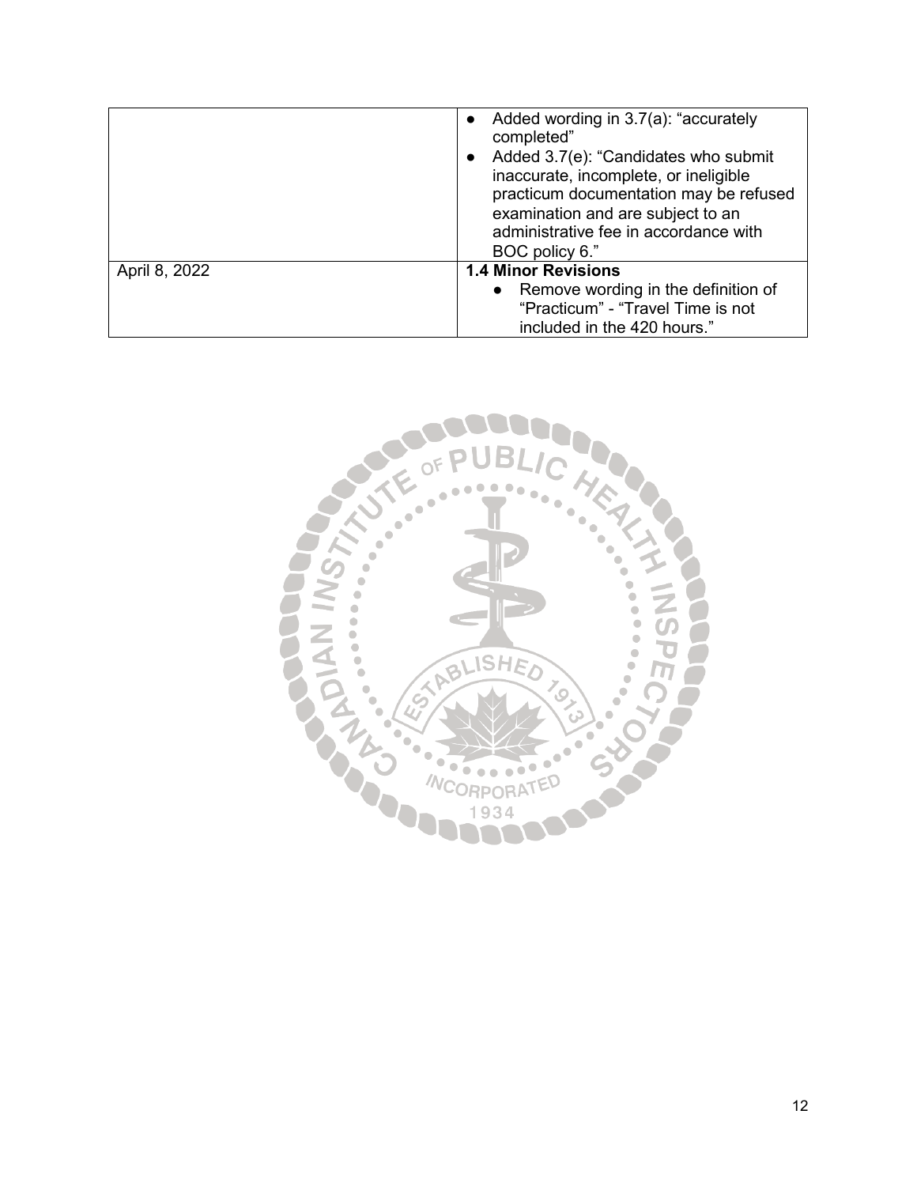| | |
|---|---|
| | • Added wording in 3.7(a): "accurately completed"<br>• Added 3.7(e): "Candidates who submit inaccurate, incomplete, or ineligible practicum documentation may be refused examination and are subject to an administrative fee in accordance with BOC policy 6." |
| April 8, 2022 | **1.4 Minor Revisions**<br>• Remove wording in the definition of "Practicum" - "Travel Time is not included in the 420 hours." |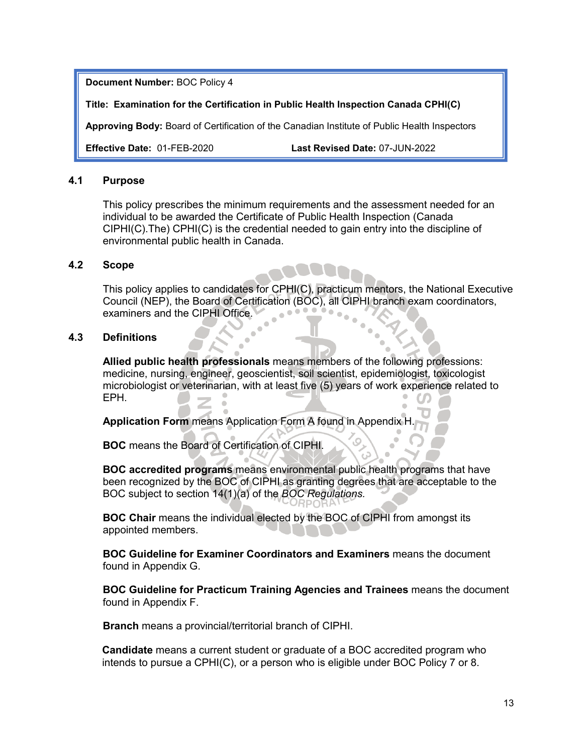**Document Number:** BOC Policy 4

**Title: Examination for the Certification in Public Health Inspection Canada CPHI(C)**

**Approving Body:** Board of Certification of the Canadian Institute of Public Health Inspectors

**Effective Date:** 01-FEB-2020 **Last Revised Date:** 07-JUN-2022

## 4.1 Purpose

This policy prescribes the minimum requirements and the assessment needed for an individual to be awarded the Certificate of Public Health Inspection (Canada CIPHI(C).The) CPHI(C) is the credential needed to gain entry into the discipline of environmental public health in Canada.

## 4.2 Scope

This policy applies to candidates for CPHI(C), practicum mentors, the National Executive Council (NEP), the Board of Certification (BOC), all CIPHI branch exam coordinators, examiners and the CIPHI Office.

## 4.3 Definitions

**Allied public health professionals** means members of the following professions: medicine, nursing, engineer, geoscientist, soil scientist, epidemiologist, toxicologist microbiologist or veterinarian, with at least five (5) years of work experience related to EPH.

**Application Form** means Application Form A found in Appendix H.

**BOC** means the Board of Certification of CIPHI.

**BOC accredited programs** means environmental public health programs that have been recognized by the BOC of CIPHI as granting degrees that are acceptable to the BOC subject to section 14(1)(a) of the *BOC Regulations.*

**BOC Chair** means the individual elected by the BOC of CIPHI from amongst its appointed members.

**BOC Guideline for Examiner Coordinators and Examiners** means the document found in Appendix G.

**BOC Guideline for Practicum Training Agencies and Trainees** means the document found in Appendix F.

**Branch** means a provincial/territorial branch of CIPHI.

**Candidate** means a current student or graduate of a BOC accredited program who intends to pursue a CPHI(C), or a person who is eligible under BOC Policy 7 or 8.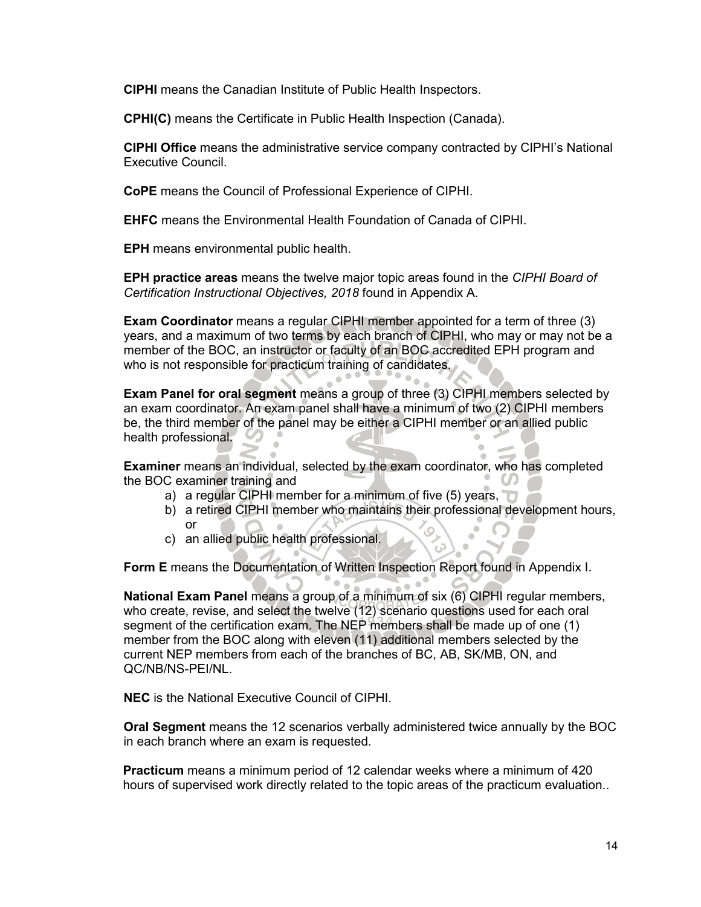**CIPHI** means the Canadian Institute of Public Health Inspectors.

**CPHI(C)** means the Certificate in Public Health Inspection (Canada).

**CIPHI Office** means the administrative service company contracted by CIPHI's National Executive Council.

**CoPE** means the Council of Professional Experience of CIPHI.

**EHFC** means the Environmental Health Foundation of Canada of CIPHI.

**EPH** means environmental public health.

**EPH practice areas** means the twelve major topic areas found in the *CIPHI Board of Certification Instructional Objectives, 2018* found in Appendix A.

**Exam Coordinator** means a regular CIPHI member appointed for a term of three (3) years, and a maximum of two terms by each branch of CIPHI, who may or may not be a member of the BOC, an instructor or faculty of an BOC accredited EPH program and who is not responsible for practicum training of candidates.

**Exam Panel for oral segment** means a group of three (3) CIPHI members selected by an exam coordinator. An exam panel shall have a minimum of two (2) CIPHI members be, the third member of the panel may be either a CIPHI member or an allied public health professional.

**Examiner** means an individual, selected by the exam coordinator, who has completed the BOC examiner training and

a) a regular CIPHI member for a minimum of five (5) years,
b) a retired CIPHI member who maintains their professional development hours, or
c) an allied public health professional.

**Form E** means the Documentation of Written Inspection Report found in Appendix I.

**National Exam Panel** means a group of a minimum of six (6) CIPHI regular members, who create, revise, and select the twelve (12) scenario questions used for each oral segment of the certification exam. The NEP members shall be made up of one (1) member from the BOC along with eleven (11) additional members selected by the current NEP members from each of the branches of BC, AB, SK/MB, ON, and QC/NB/NS-PEI/NL.

**NEC** is the National Executive Council of CIPHI.

**Oral Segment** means the 12 scenarios verbally administered twice annually by the BOC in each branch where an exam is requested.

**Practicum** means a minimum period of 12 calendar weeks where a minimum of 420 hours of supervised work directly related to the topic areas of the practicum evaluation..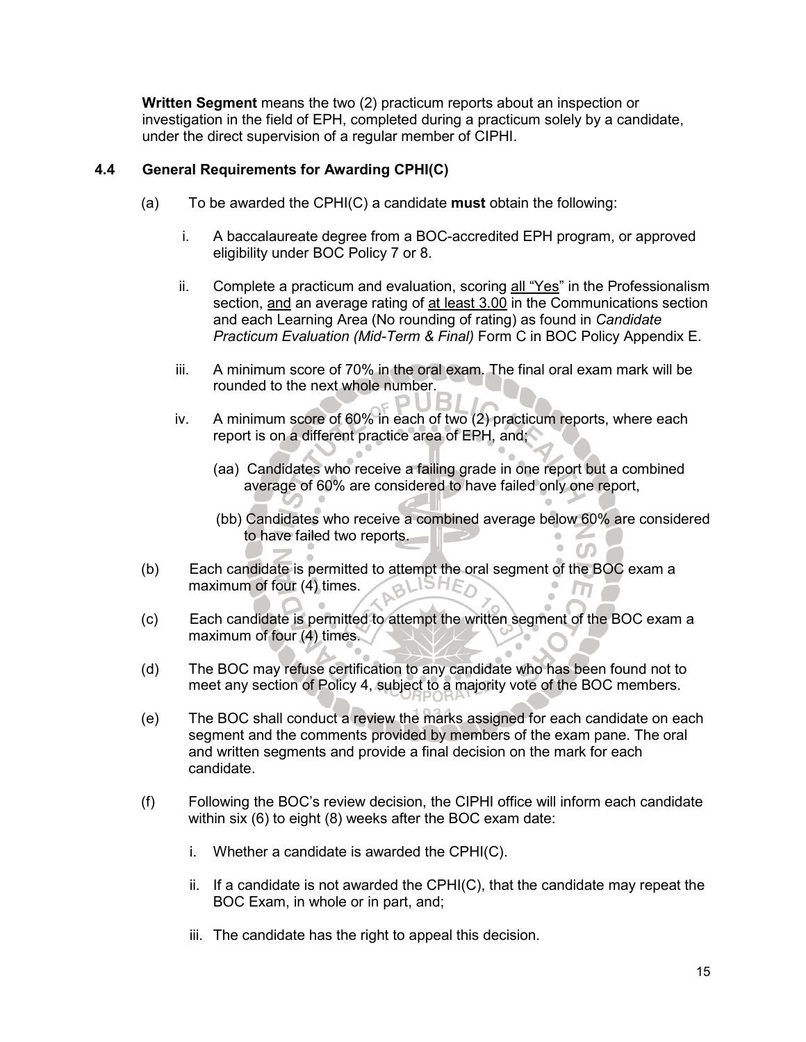**Written Segment** means the two (2) practicum reports about an inspection or investigation in the field of EPH, completed during a practicum solely by a candidate, under the direct supervision of a regular member of CIPHI.

### 4.4 General Requirements for Awarding CPHI(C)

(a) To be awarded the CPHI(C) a candidate **must** obtain the following:

i. A baccalaureate degree from a BOC-accredited EPH program, or approved eligibility under BOC Policy 7 or 8.

ii. Complete a practicum and evaluation, scoring <u>all “Yes”</u> in the Professionalism section, <u>and</u> an average rating of <u>at least 3.00</u> in the Communications section and each Learning Area (No rounding of rating) as found in *Candidate Practicum Evaluation (Mid-Term & Final)* Form C in BOC Policy Appendix E.

iii. A minimum score of 70% in the oral exam. The final oral exam mark will be rounded to the next whole number.

iv. A minimum score of 60% in each of two (2) practicum reports, where each report is on a different practice area of EPH, and;

(aa) Candidates who receive a failing grade in one report but a combined average of 60% are considered to have failed only one report,

(bb) Candidates who receive a combined average below 60% are considered to have failed two reports.

(b) Each candidate is permitted to attempt the oral segment of the BOC exam a maximum of four (4) times.

(c) Each candidate is permitted to attempt the written segment of the BOC exam a maximum of four (4) times.

(d) The BOC may refuse certification to any candidate who has been found not to meet any section of Policy 4, subject to a majority vote of the BOC members.

(e) The BOC shall conduct a review the marks assigned for each candidate on each segment and the comments provided by members of the exam pane. The oral and written segments and provide a final decision on the mark for each candidate.

(f) Following the BOC’s review decision, the CIPHI office will inform each candidate within six (6) to eight (8) weeks after the BOC exam date:

i. Whether a candidate is awarded the CPHI(C).

ii. If a candidate is not awarded the CPHI(C), that the candidate may repeat the BOC Exam, in whole or in part, and;

iii. The candidate has the right to appeal this decision.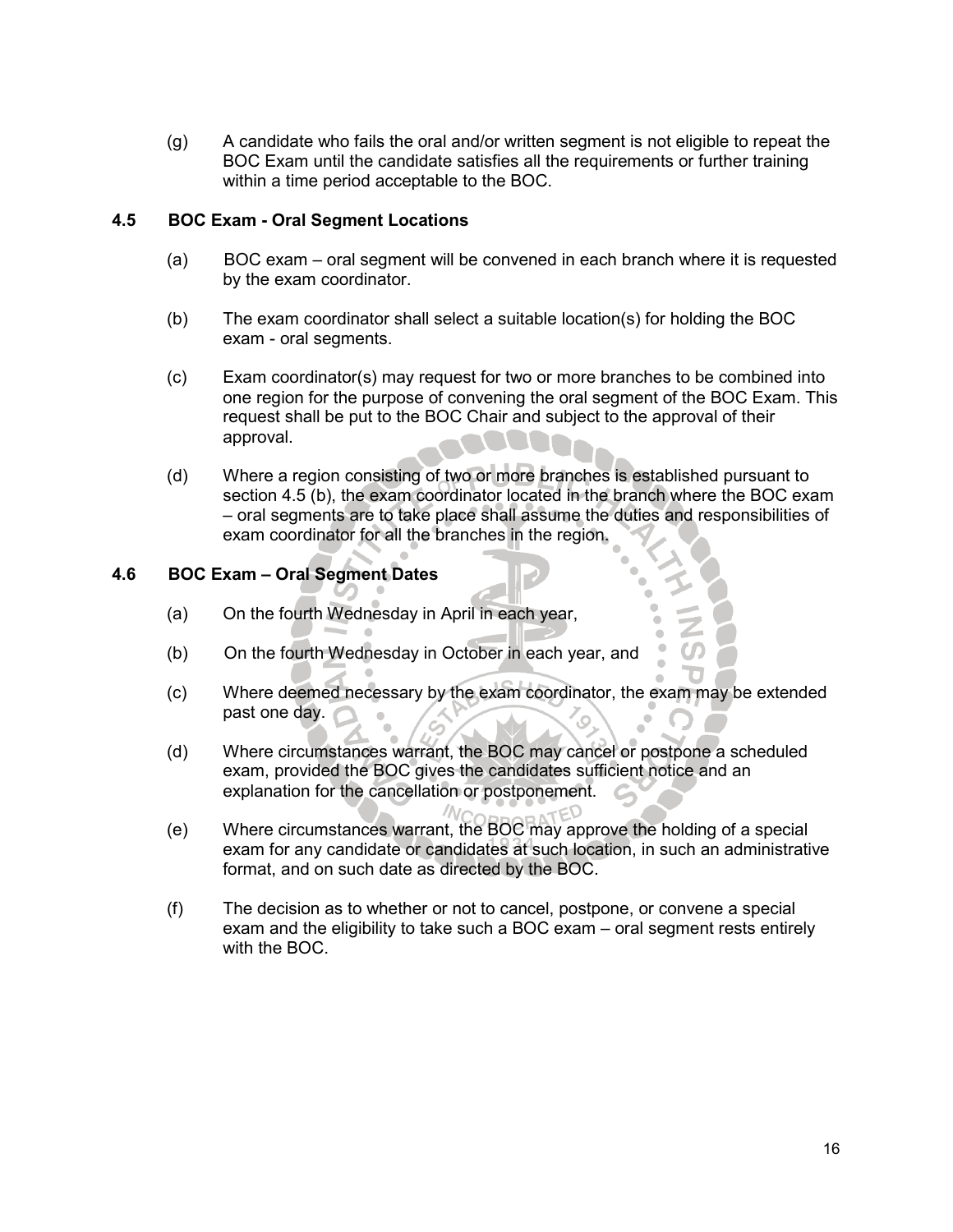(g) A candidate who fails the oral and/or written segment is not eligible to repeat the BOC Exam until the candidate satisfies all the requirements or further training within a time period acceptable to the BOC.

### 4.5 BOC Exam - Oral Segment Locations

(a) BOC exam – oral segment will be convened in each branch where it is requested by the exam coordinator.

(b) The exam coordinator shall select a suitable location(s) for holding the BOC exam - oral segments.

(c) Exam coordinator(s) may request for two or more branches to be combined into one region for the purpose of convening the oral segment of the BOC Exam. This request shall be put to the BOC Chair and subject to the approval of their approval.

(d) Where a region consisting of two or more branches is established pursuant to section 4.5 (b), the exam coordinator located in the branch where the BOC exam – oral segments are to take place shall assume the duties and responsibilities of exam coordinator for all the branches in the region.

### 4.6 BOC Exam – Oral Segment Dates

(a) On the fourth Wednesday in April in each year,

(b) On the fourth Wednesday in October in each year, and

(c) Where deemed necessary by the exam coordinator, the exam may be extended past one day.

(d) Where circumstances warrant, the BOC may cancel or postpone a scheduled exam, provided the BOC gives the candidates sufficient notice and an explanation for the cancellation or postponement.

(e) Where circumstances warrant, the BOC may approve the holding of a special exam for any candidate or candidates at such location, in such an administrative format, and on such date as directed by the BOC.

(f) The decision as to whether or not to cancel, postpone, or convene a special exam and the eligibility to take such a BOC exam – oral segment rests entirely with the BOC.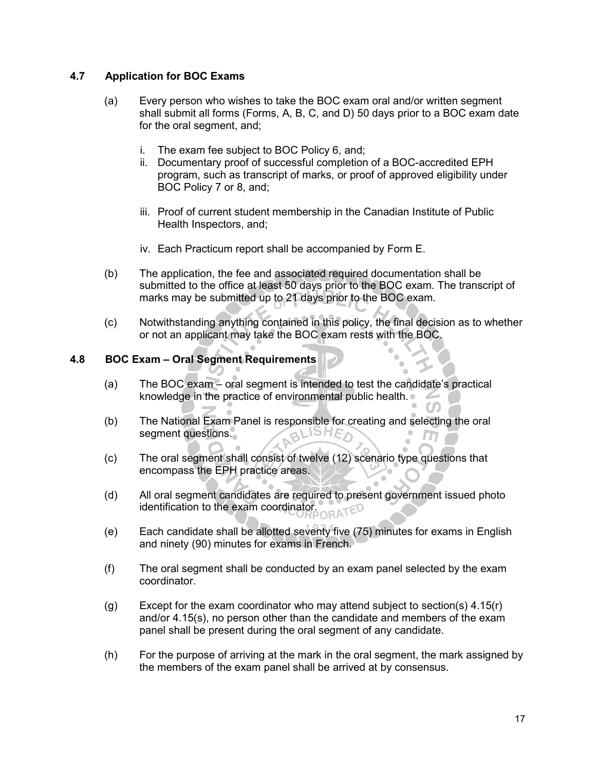### 4.7 Application for BOC Exams

(a) Every person who wishes to take the BOC exam oral and/or written segment shall submit all forms (Forms, A, B, C, and D) 50 days prior to a BOC exam date for the oral segment, and;

   i. The exam fee subject to BOC Policy 6, and;
   ii. Documentary proof of successful completion of a BOC-accredited EPH program, such as transcript of marks, or proof of approved eligibility under BOC Policy 7 or 8, and;
   iii. Proof of current student membership in the Canadian Institute of Public Health Inspectors, and;
   iv. Each Practicum report shall be accompanied by Form E.

(b) The application, the fee and associated required documentation shall be submitted to the office at least 50 days prior to the BOC exam. The transcript of marks may be submitted up to 21 days prior to the BOC exam.

(c) Notwithstanding anything contained in this policy, the final decision as to whether or not an applicant may take the BOC exam rests with the BOC.

### 4.8 BOC Exam – Oral Segment Requirements

(a) The BOC exam – oral segment is intended to test the candidate's practical knowledge in the practice of environmental public health.

(b) The National Exam Panel is responsible for creating and selecting the oral segment questions.

(c) The oral segment shall consist of twelve (12) scenario type questions that encompass the EPH practice areas.

(d) All oral segment candidates are required to present government issued photo identification to the exam coordinator.

(e) Each candidate shall be allotted seventy five (75) minutes for exams in English and ninety (90) minutes for exams in French.

(f) The oral segment shall be conducted by an exam panel selected by the exam coordinator.

(g) Except for the exam coordinator who may attend subject to section(s) 4.15(r) and/or 4.15(s), no person other than the candidate and members of the exam panel shall be present during the oral segment of any candidate.

(h) For the purpose of arriving at the mark in the oral segment, the mark assigned by the members of the exam panel shall be arrived at by consensus.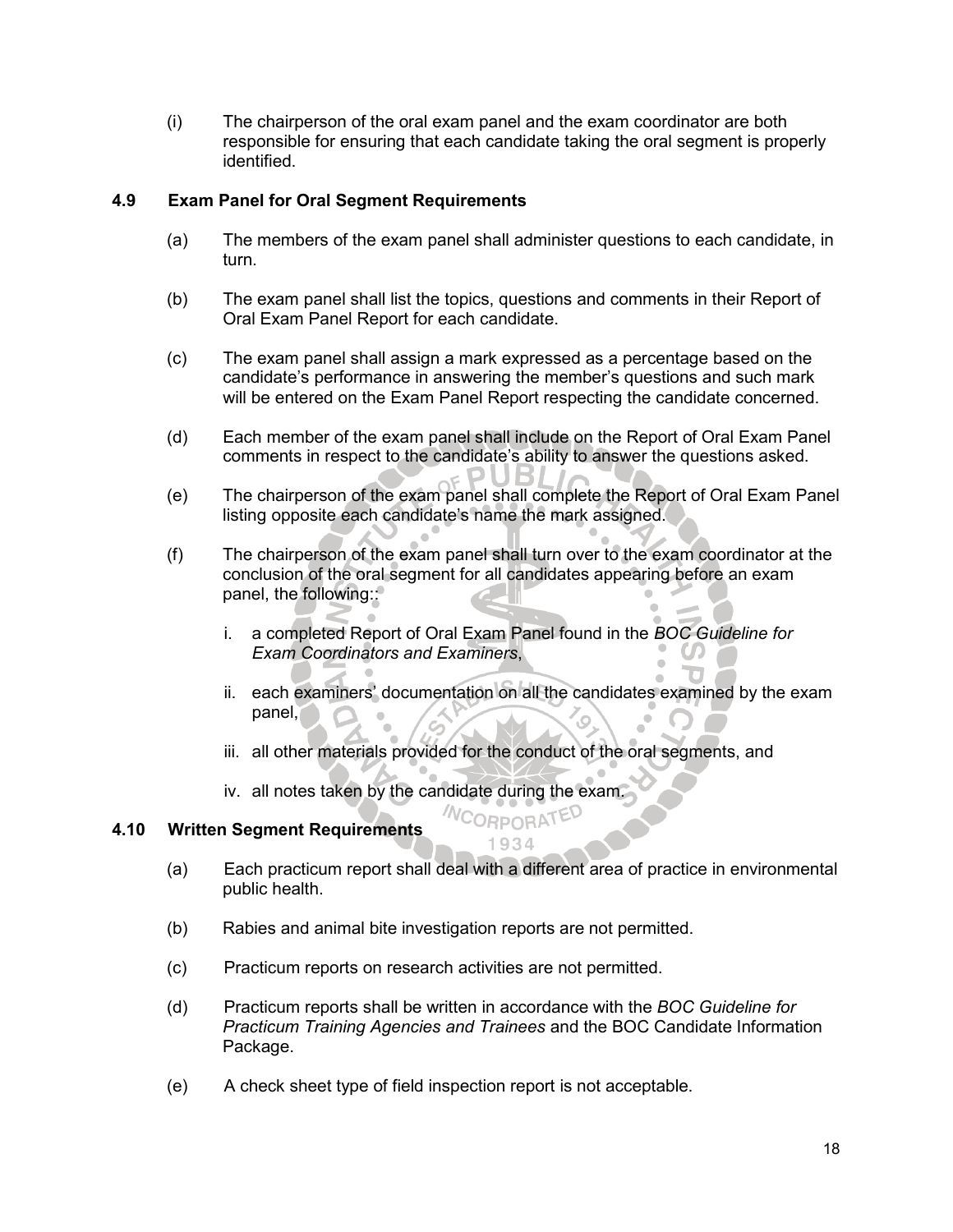(i) The chairperson of the oral exam panel and the exam coordinator are both responsible for ensuring that each candidate taking the oral segment is properly identified.

### 4.9 Exam Panel for Oral Segment Requirements

(a) The members of the exam panel shall administer questions to each candidate, in turn.

(b) The exam panel shall list the topics, questions and comments in their Report of Oral Exam Panel Report for each candidate.

(c) The exam panel shall assign a mark expressed as a percentage based on the candidate's performance in answering the member's questions and such mark will be entered on the Exam Panel Report respecting the candidate concerned.

(d) Each member of the exam panel shall include on the Report of Oral Exam Panel comments in respect to the candidate's ability to answer the questions asked.

(e) The chairperson of the exam panel shall complete the Report of Oral Exam Panel listing opposite each candidate's name the mark assigned.

(f) The chairperson of the exam panel shall turn over to the exam coordinator at the conclusion of the oral segment for all candidates appearing before an exam panel, the following::

i. a completed Report of Oral Exam Panel found in the *BOC Guideline for Exam Coordinators and Examiners*,

ii. each examiners' documentation on all the candidates examined by the exam panel,

iii. all other materials provided for the conduct of the oral segments, and

iv. all notes taken by the candidate during the exam.

### 4.10 Written Segment Requirements

(a) Each practicum report shall deal with a different area of practice in environmental public health.

(b) Rabies and animal bite investigation reports are not permitted.

(c) Practicum reports on research activities are not permitted.

(d) Practicum reports shall be written in accordance with the *BOC Guideline for Practicum Training Agencies and Trainees* and the BOC Candidate Information Package.

(e) A check sheet type of field inspection report is not acceptable.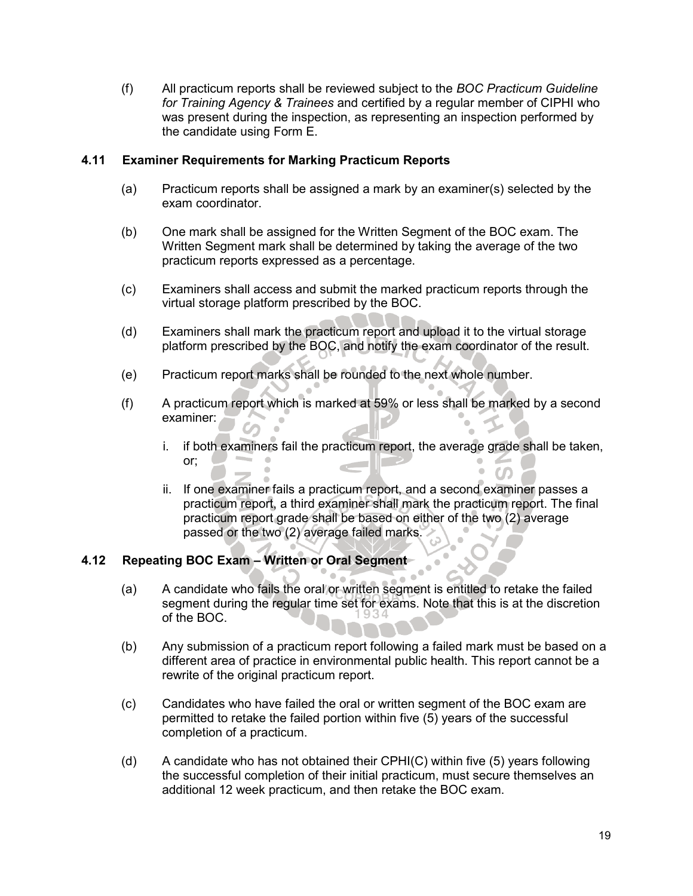(f) All practicum reports shall be reviewed subject to the *BOC Practicum Guideline for Training Agency & Trainees* and certified by a regular member of CIPHI who was present during the inspection, as representing an inspection performed by the candidate using Form E.

### 4.11 Examiner Requirements for Marking Practicum Reports

(a) Practicum reports shall be assigned a mark by an examiner(s) selected by the exam coordinator.

(b) One mark shall be assigned for the Written Segment of the BOC exam. The Written Segment mark shall be determined by taking the average of the two practicum reports expressed as a percentage.

(c) Examiners shall access and submit the marked practicum reports through the virtual storage platform prescribed by the BOC.

(d) Examiners shall mark the practicum report and upload it to the virtual storage platform prescribed by the BOC, and notify the exam coordinator of the result.

(e) Practicum report marks shall be rounded to the next whole number.

(f) A practicum report which is marked at 59% or less shall be marked by a second examiner:

   i. if both examiners fail the practicum report, the average grade shall be taken, or;

   ii. If one examiner fails a practicum report, and a second examiner passes a practicum report, a third examiner shall mark the practicum report. The final practicum report grade shall be based on either of the two (2) average passed or the two (2) average failed marks.

### 4.12 Repeating BOC Exam – Written or Oral Segment

(a) A candidate who fails the oral or written segment is entitled to retake the failed segment during the regular time set for exams. Note that this is at the discretion of the BOC.

(b) Any submission of a practicum report following a failed mark must be based on a different area of practice in environmental public health. This report cannot be a rewrite of the original practicum report.

(c) Candidates who have failed the oral or written segment of the BOC exam are permitted to retake the failed portion within five (5) years of the successful completion of a practicum.

(d) A candidate who has not obtained their CPHI(C) within five (5) years following the successful completion of their initial practicum, must secure themselves an additional 12 week practicum, and then retake the BOC exam.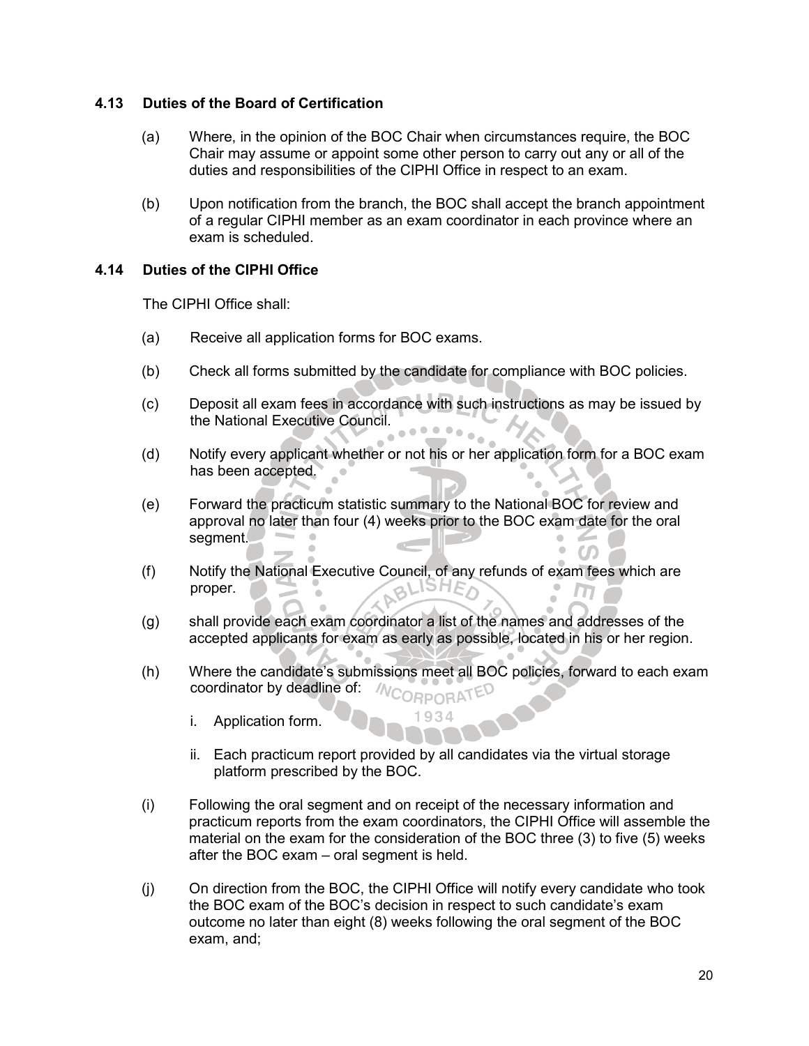### 4.13 Duties of the Board of Certification

(a) Where, in the opinion of the BOC Chair when circumstances require, the BOC Chair may assume or appoint some other person to carry out any or all of the duties and responsibilities of the CIPHI Office in respect to an exam.

(b) Upon notification from the branch, the BOC shall accept the branch appointment of a regular CIPHI member as an exam coordinator in each province where an exam is scheduled.

### 4.14 Duties of the CIPHI Office

The CIPHI Office shall:

(a) Receive all application forms for BOC exams.

(b) Check all forms submitted by the candidate for compliance with BOC policies.

(c) Deposit all exam fees in accordance with such instructions as may be issued by the National Executive Council.

(d) Notify every applicant whether or not his or her application form for a BOC exam has been accepted.

(e) Forward the practicum statistic summary to the National BOC for review and approval no later than four (4) weeks prior to the BOC exam date for the oral segment.

(f) Notify the National Executive Council, of any refunds of exam fees which are proper.

(g) shall provide each exam coordinator a list of the names and addresses of the accepted applicants for exam as early as possible, located in his or her region.

(h) Where the candidate's submissions meet all BOC policies, forward to each exam coordinator by deadline of:

   i. Application form.

   ii. Each practicum report provided by all candidates via the virtual storage platform prescribed by the BOC.

(i) Following the oral segment and on receipt of the necessary information and practicum reports from the exam coordinators, the CIPHI Office will assemble the material on the exam for the consideration of the BOC three (3) to five (5) weeks after the BOC exam – oral segment is held.

(j) On direction from the BOC, the CIPHI Office will notify every candidate who took the BOC exam of the BOC's decision in respect to such candidate's exam outcome no later than eight (8) weeks following the oral segment of the BOC exam, and;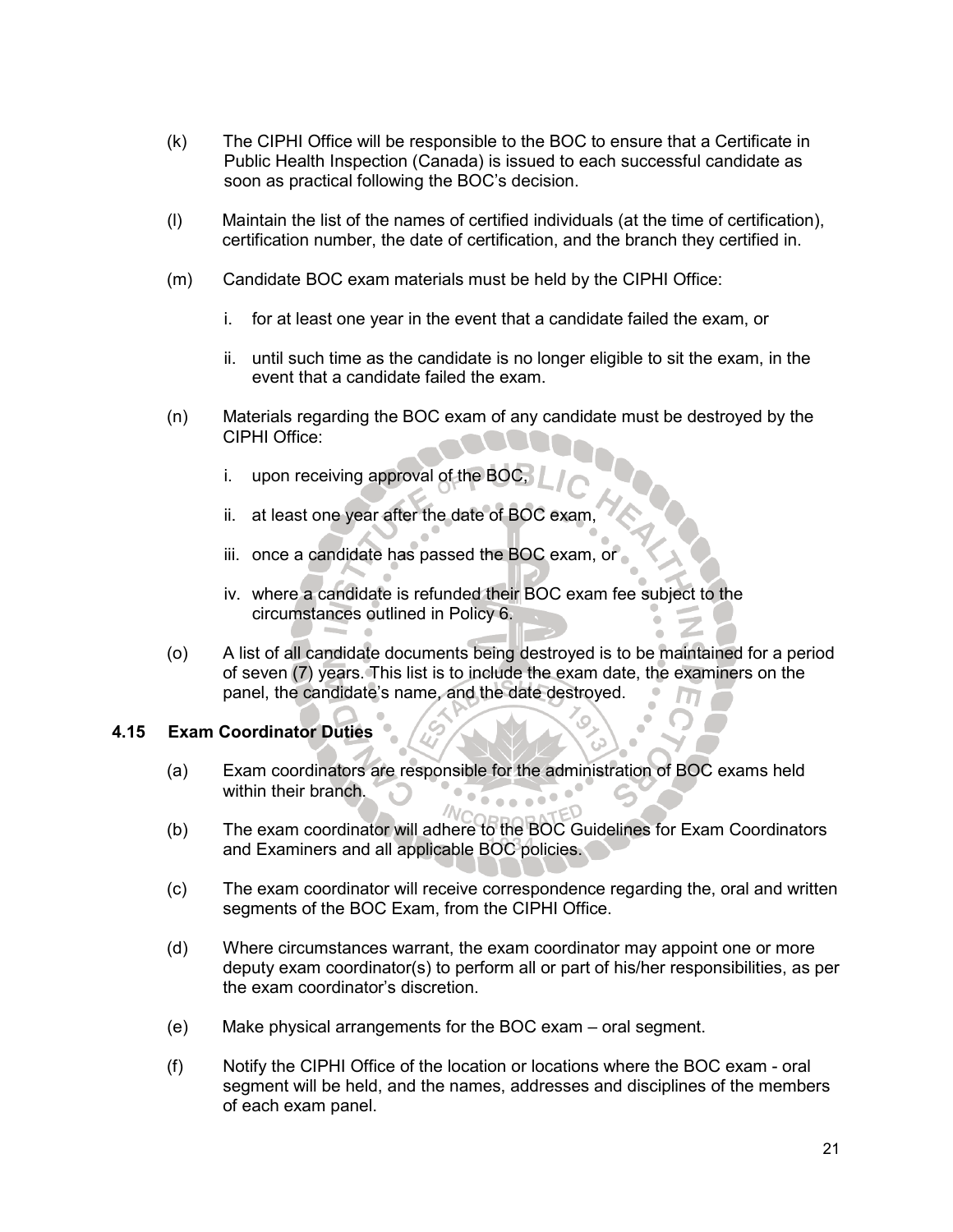(k) The CIPHI Office will be responsible to the BOC to ensure that a Certificate in Public Health Inspection (Canada) is issued to each successful candidate as soon as practical following the BOC's decision.

(l) Maintain the list of the names of certified individuals (at the time of certification), certification number, the date of certification, and the branch they certified in.

(m) Candidate BOC exam materials must be held by the CIPHI Office:

i. for at least one year in the event that a candidate failed the exam, or

ii. until such time as the candidate is no longer eligible to sit the exam, in the event that a candidate failed the exam.

(n) Materials regarding the BOC exam of any candidate must be destroyed by the CIPHI Office:

i. upon receiving approval of the BOC,

ii. at least one year after the date of BOC exam,

iii. once a candidate has passed the BOC exam, or

iv. where a candidate is refunded their BOC exam fee subject to the circumstances outlined in Policy 6.

(o) A list of all candidate documents being destroyed is to be maintained for a period of seven (7) years. This list is to include the exam date, the examiners on the panel, the candidate's name, and the date destroyed.

### 4.15 Exam Coordinator Duties

(a) Exam coordinators are responsible for the administration of BOC exams held within their branch.

(b) The exam coordinator will adhere to the BOC Guidelines for Exam Coordinators and Examiners and all applicable BOC policies.

(c) The exam coordinator will receive correspondence regarding the, oral and written segments of the BOC Exam, from the CIPHI Office.

(d) Where circumstances warrant, the exam coordinator may appoint one or more deputy exam coordinator(s) to perform all or part of his/her responsibilities, as per the exam coordinator's discretion.

(e) Make physical arrangements for the BOC exam – oral segment.

(f) Notify the CIPHI Office of the location or locations where the BOC exam - oral segment will be held, and the names, addresses and disciplines of the members of each exam panel.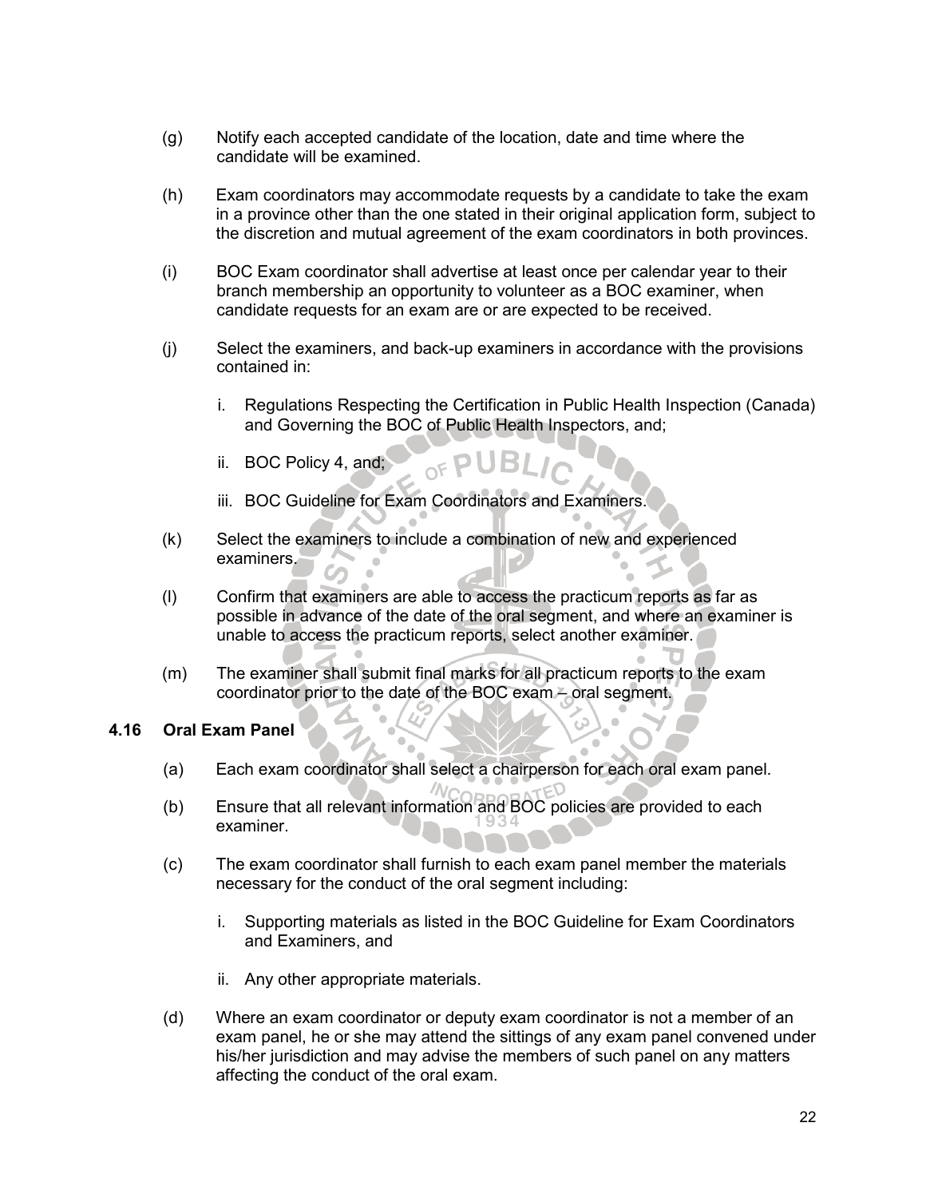(g) Notify each accepted candidate of the location, date and time where the candidate will be examined.

(h) Exam coordinators may accommodate requests by a candidate to take the exam in a province other than the one stated in their original application form, subject to the discretion and mutual agreement of the exam coordinators in both provinces.

(i) BOC Exam coordinator shall advertise at least once per calendar year to their branch membership an opportunity to volunteer as a BOC examiner, when candidate requests for an exam are or are expected to be received.

(j) Select the examiners, and back-up examiners in accordance with the provisions contained in:

   i. Regulations Respecting the Certification in Public Health Inspection (Canada) and Governing the BOC of Public Health Inspectors, and;

   ii. BOC Policy 4, and;

   iii. BOC Guideline for Exam Coordinators and Examiners.

(k) Select the examiners to include a combination of new and experienced examiners.

(l) Confirm that examiners are able to access the practicum reports as far as possible in advance of the date of the oral segment, and where an examiner is unable to access the practicum reports, select another examiner.

(m) The examiner shall submit final marks for all practicum reports to the exam coordinator prior to the date of the BOC exam – oral segment.

### 4.16 Oral Exam Panel

(a) Each exam coordinator shall select a chairperson for each oral exam panel.

(b) Ensure that all relevant information and BOC policies are provided to each examiner.

(c) The exam coordinator shall furnish to each exam panel member the materials necessary for the conduct of the oral segment including:

   i. Supporting materials as listed in the BOC Guideline for Exam Coordinators and Examiners, and

   ii. Any other appropriate materials.

(d) Where an exam coordinator or deputy exam coordinator is not a member of an exam panel, he or she may attend the sittings of any exam panel convened under his/her jurisdiction and may advise the members of such panel on any matters affecting the conduct of the oral exam.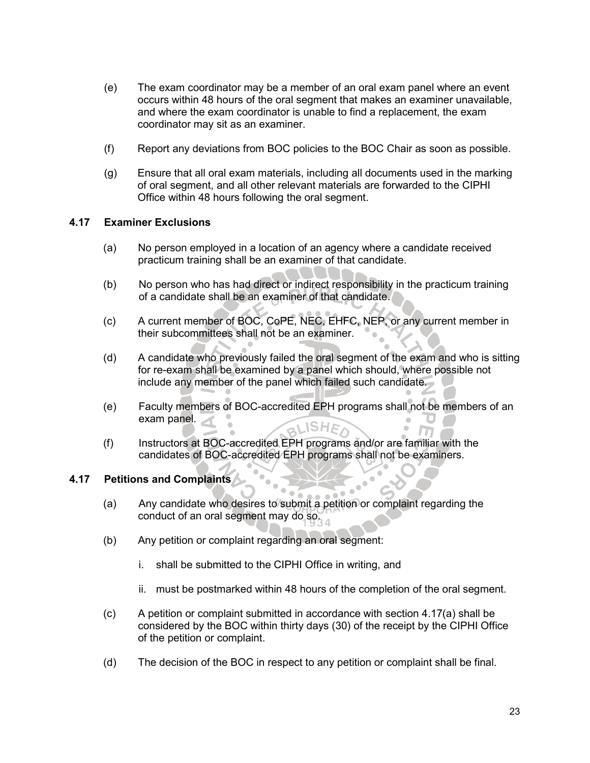(e) The exam coordinator may be a member of an oral exam panel where an event occurs within 48 hours of the oral segment that makes an examiner unavailable, and where the exam coordinator is unable to find a replacement, the exam coordinator may sit as an examiner.

(f) Report any deviations from BOC policies to the BOC Chair as soon as possible.

(g) Ensure that all oral exam materials, including all documents used in the marking of oral segment, and all other relevant materials are forwarded to the CIPHI Office within 48 hours following the oral segment.

### 4.17 Examiner Exclusions

(a) No person employed in a location of an agency where a candidate received practicum training shall be an examiner of that candidate.

(b) No person who has had direct or indirect responsibility in the practicum training of a candidate shall be an examiner of that candidate.

(c) A current member of BOC, CoPE, NEC, EHFC, NEP, or any current member in their subcommittees shall not be an examiner.

(d) A candidate who previously failed the oral segment of the exam and who is sitting for re-exam shall be examined by a panel which should, where possible not include any member of the panel which failed such candidate.

(e) Faculty members of BOC-accredited EPH programs shall not be members of an exam panel.

(f) Instructors at BOC-accredited EPH programs and/or are familiar with the candidates of BOC-accredited EPH programs shall not be examiners.

### 4.17 Petitions and Complaints

(a) Any candidate who desires to submit a petition or complaint regarding the conduct of an oral segment may do so.

(b) Any petition or complaint regarding an oral segment:

i. shall be submitted to the CIPHI Office in writing, and

ii. must be postmarked within 48 hours of the completion of the oral segment.

(c) A petition or complaint submitted in accordance with section 4.17(a) shall be considered by the BOC within thirty days (30) of the receipt by the CIPHI Office of the petition or complaint.

(d) The decision of the BOC in respect to any petition or complaint shall be final.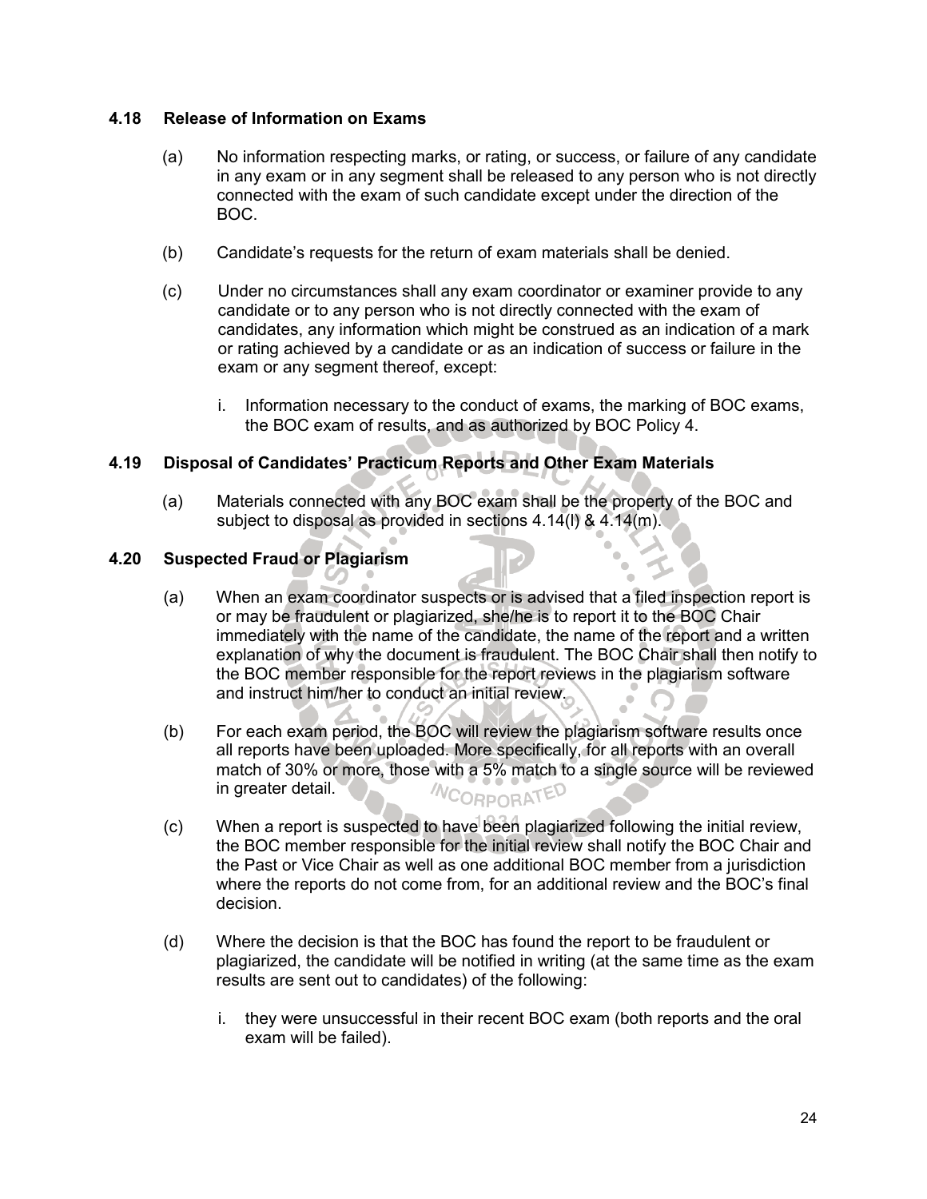### 4.18 Release of Information on Exams

(a) No information respecting marks, or rating, or success, or failure of any candidate in any exam or in any segment shall be released to any person who is not directly connected with the exam of such candidate except under the direction of the BOC.

(b) Candidate's requests for the return of exam materials shall be denied.

(c) Under no circumstances shall any exam coordinator or examiner provide to any candidate or to any person who is not directly connected with the exam of candidates, any information which might be construed as an indication of a mark or rating achieved by a candidate or as an indication of success or failure in the exam or any segment thereof, except:

i. Information necessary to the conduct of exams, the marking of BOC exams, the BOC exam of results, and as authorized by BOC Policy 4.

### 4.19 Disposal of Candidates' Practicum Reports and Other Exam Materials

(a) Materials connected with any BOC exam shall be the property of the BOC and subject to disposal as provided in sections 4.14(l) & 4.14(m).

### 4.20 Suspected Fraud or Plagiarism

(a) When an exam coordinator suspects or is advised that a filed inspection report is or may be fraudulent or plagiarized, she/he is to report it to the BOC Chair immediately with the name of the candidate, the name of the report and a written explanation of why the document is fraudulent. The BOC Chair shall then notify to the BOC member responsible for the report reviews in the plagiarism software and instruct him/her to conduct an initial review.

(b) For each exam period, the BOC will review the plagiarism software results once all reports have been uploaded. More specifically, for all reports with an overall match of 30% or more, those with a 5% match to a single source will be reviewed in greater detail.

(c) When a report is suspected to have been plagiarized following the initial review, the BOC member responsible for the initial review shall notify the BOC Chair and the Past or Vice Chair as well as one additional BOC member from a jurisdiction where the reports do not come from, for an additional review and the BOC's final decision.

(d) Where the decision is that the BOC has found the report to be fraudulent or plagiarized, the candidate will be notified in writing (at the same time as the exam results are sent out to candidates) of the following:

i. they were unsuccessful in their recent BOC exam (both reports and the oral exam will be failed).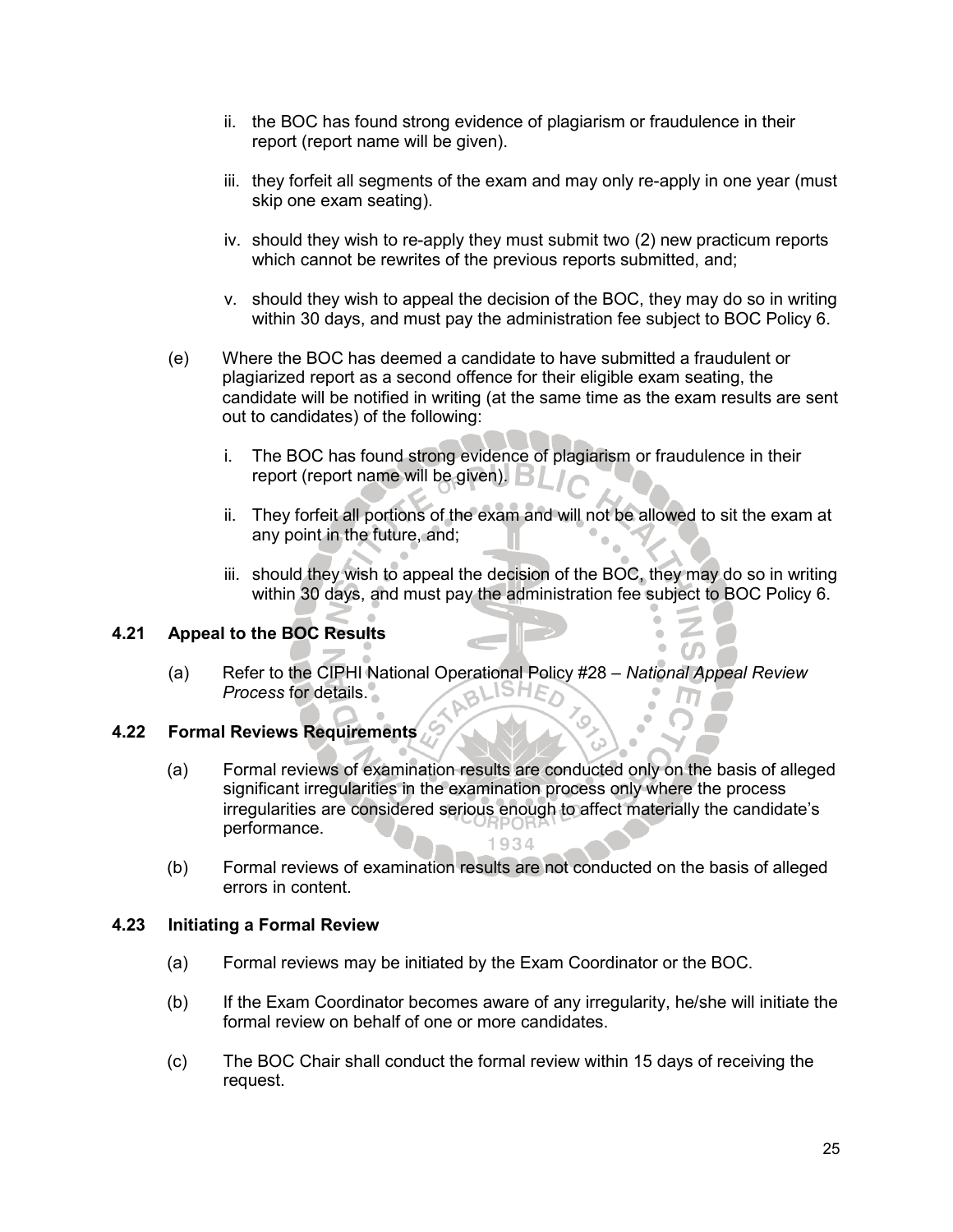ii. the BOC has found strong evidence of plagiarism or fraudulence in their report (report name will be given).

iii. they forfeit all segments of the exam and may only re-apply in one year (must skip one exam seating).

iv. should they wish to re-apply they must submit two (2) new practicum reports which cannot be rewrites of the previous reports submitted, and;

v. should they wish to appeal the decision of the BOC, they may do so in writing within 30 days, and must pay the administration fee subject to BOC Policy 6.

(e) Where the BOC has deemed a candidate to have submitted a fraudulent or plagiarized report as a second offence for their eligible exam seating, the candidate will be notified in writing (at the same time as the exam results are sent out to candidates) of the following:

i. The BOC has found strong evidence of plagiarism or fraudulence in their report (report name will be given).

ii. They forfeit all portions of the exam and will not be allowed to sit the exam at any point in the future, and;

iii. should they wish to appeal the decision of the BOC, they may do so in writing within 30 days, and must pay the administration fee subject to BOC Policy 6.

**4.21 Appeal to the BOC Results**

(a) Refer to the CIPHI National Operational Policy #28 – *National Appeal Review Process* for details.

**4.22 Formal Reviews Requirements**

(a) Formal reviews of examination results are conducted only on the basis of alleged significant irregularities in the examination process only where the process irregularities are considered serious enough to affect materially the candidate's performance.

(b) Formal reviews of examination results are not conducted on the basis of alleged errors in content.

**4.23 Initiating a Formal Review**

(a) Formal reviews may be initiated by the Exam Coordinator or the BOC.

(b) If the Exam Coordinator becomes aware of any irregularity, he/she will initiate the formal review on behalf of one or more candidates.

(c) The BOC Chair shall conduct the formal review within 15 days of receiving the request.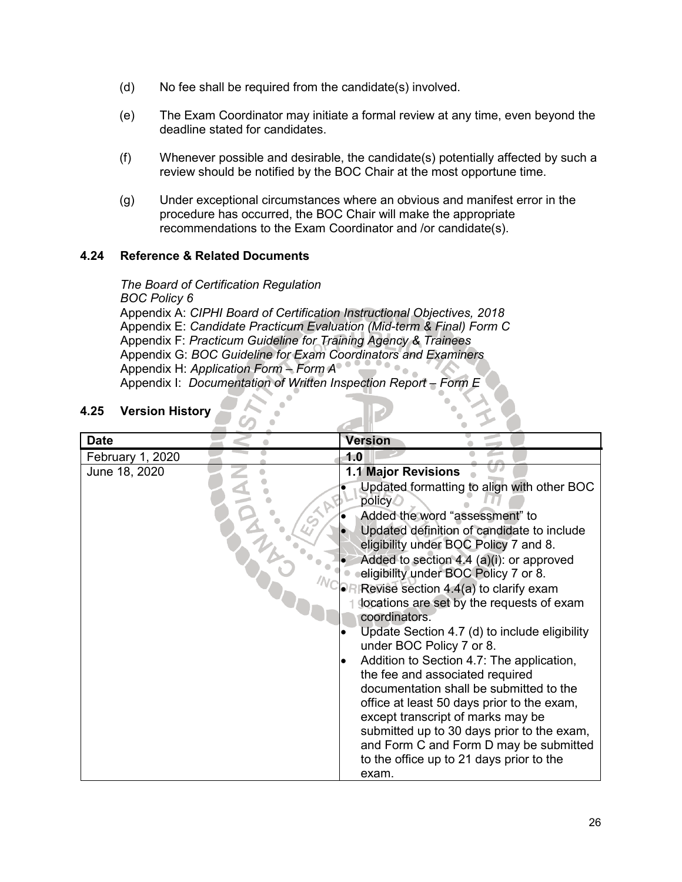(d) No fee shall be required from the candidate(s) involved.

(e) The Exam Coordinator may initiate a formal review at any time, even beyond the deadline stated for candidates.

(f) Whenever possible and desirable, the candidate(s) potentially affected by such a review should be notified by the BOC Chair at the most opportune time.

(g) Under exceptional circumstances where an obvious and manifest error in the procedure has occurred, the BOC Chair will make the appropriate recommendations to the Exam Coordinator and /or candidate(s).

### 4.24 Reference & Related Documents

*The Board of Certification Regulation*
*BOC Policy 6*
Appendix A: *CIPHI Board of Certification Instructional Objectives, 2018*
Appendix E: *Candidate Practicum Evaluation (Mid-term & Final) Form C*
Appendix F: *Practicum Guideline for Training Agency & Trainees*
Appendix G: *BOC Guideline for Exam Coordinators and Examiners*
Appendix H: *Application Form – Form A*
Appendix I: *Documentation of Written Inspection Report – Form E*

### 4.25 Version History

| Date | Version |
|---|---|
| February 1, 2020 | **1.0** |
| June 18, 2020 | **1.1 Major Revisions**<br>• Updated formatting to align with other BOC policy<br>• Added the word "assessment" to<br>• Updated definition of candidate to include eligibility under BOC Policy 7 and 8.<br>• Added to section 4.4 (a)(i): or approved eligibility under BOC Policy 7 or 8.<br>• Revise section 4.4(a) to clarify exam locations are set by the requests of exam coordinators.<br>• Update Section 4.7 (d) to include eligibility under BOC Policy 7 or 8.<br>• Addition to Section 4.7: The application, the fee and associated required documentation shall be submitted to the office at least 50 days prior to the exam, except transcript of marks may be submitted up to 30 days prior to the exam, and Form C and Form D may be submitted to the office up to 21 days prior to the exam. |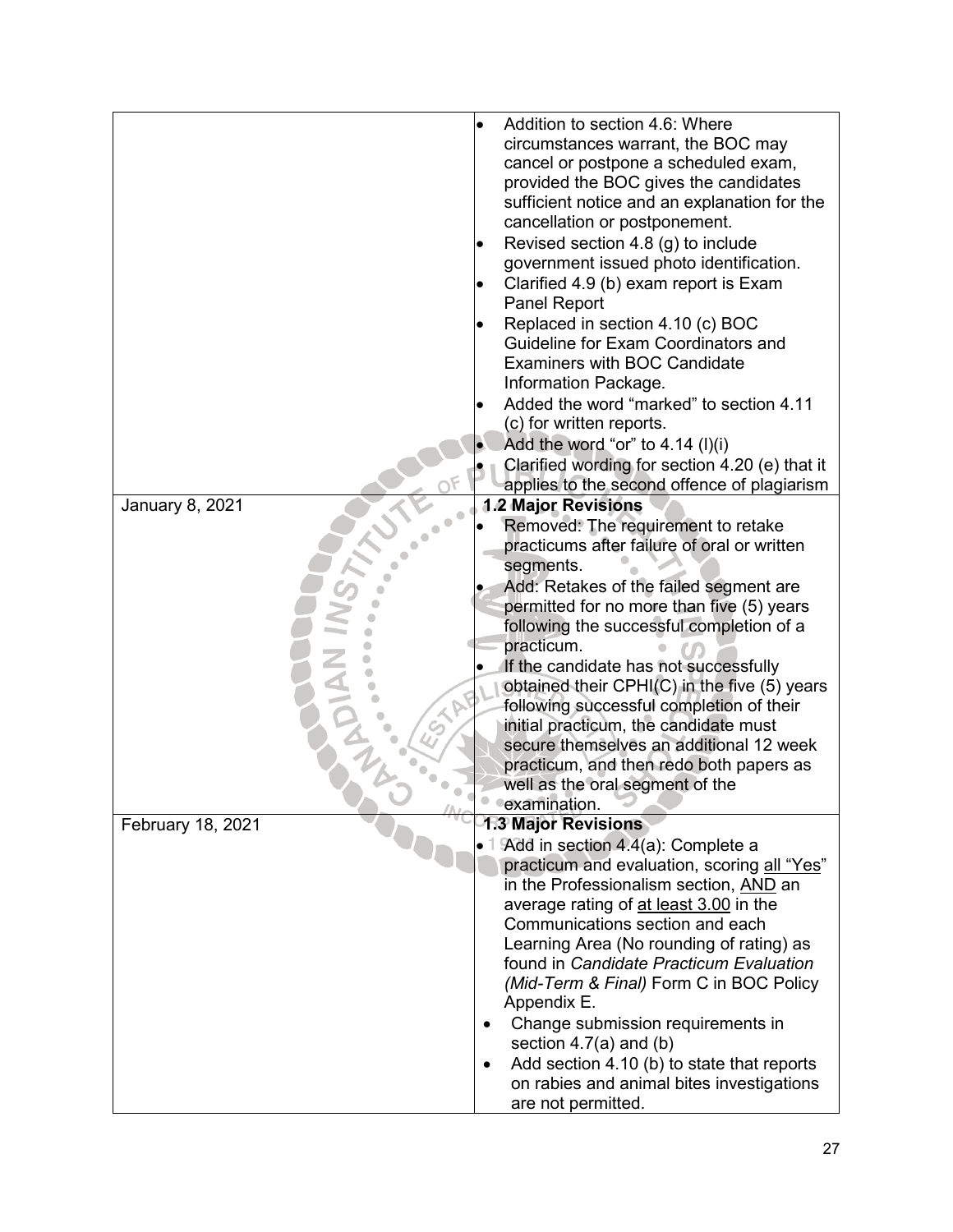| | |
|---|---|
| | • Addition to section 4.6: Where circumstances warrant, the BOC may cancel or postpone a scheduled exam, provided the BOC gives the candidates sufficient notice and an explanation for the cancellation or postponement.<br>• Revised section 4.8 (g) to include government issued photo identification.<br>• Clarified 4.9 (b) exam report is Exam Panel Report<br>• Replaced in section 4.10 (c) BOC Guideline for Exam Coordinators and Examiners with BOC Candidate Information Package.<br>• Added the word "marked" to section 4.11 (c) for written reports.<br>• Add the word "or" to 4.14 (l)(i)<br>• Clarified wording for section 4.20 (e) that it applies to the second offence of plagiarism |
| January 8, 2021 | **1.2 Major Revisions**<br>• Removed: The requirement to retake practicums after failure of oral or written segments.<br>• Add: Retakes of the failed segment are permitted for no more than five (5) years following the successful completion of a practicum.<br>• If the candidate has not successfully obtained their CPHI(C) in the five (5) years following successful completion of their initial practicum, the candidate must secure themselves an additional 12 week practicum, and then redo both papers as well as the oral segment of the examination. |
| February 18, 2021 | **1.3 Major Revisions**<br>• Add in section 4.4(a): Complete a practicum and evaluation, scoring <u>all "Yes"</u> in the Professionalism section, <u>AND</u> an average rating of <u>at least 3.00</u> in the Communications section and each Learning Area (No rounding of rating) as found in *Candidate Practicum Evaluation (Mid-Term & Final)* Form C in BOC Policy Appendix E.<br>• Change submission requirements in section 4.7(a) and (b)<br>• Add section 4.10 (b) to state that reports on rabies and animal bites investigations are not permitted. |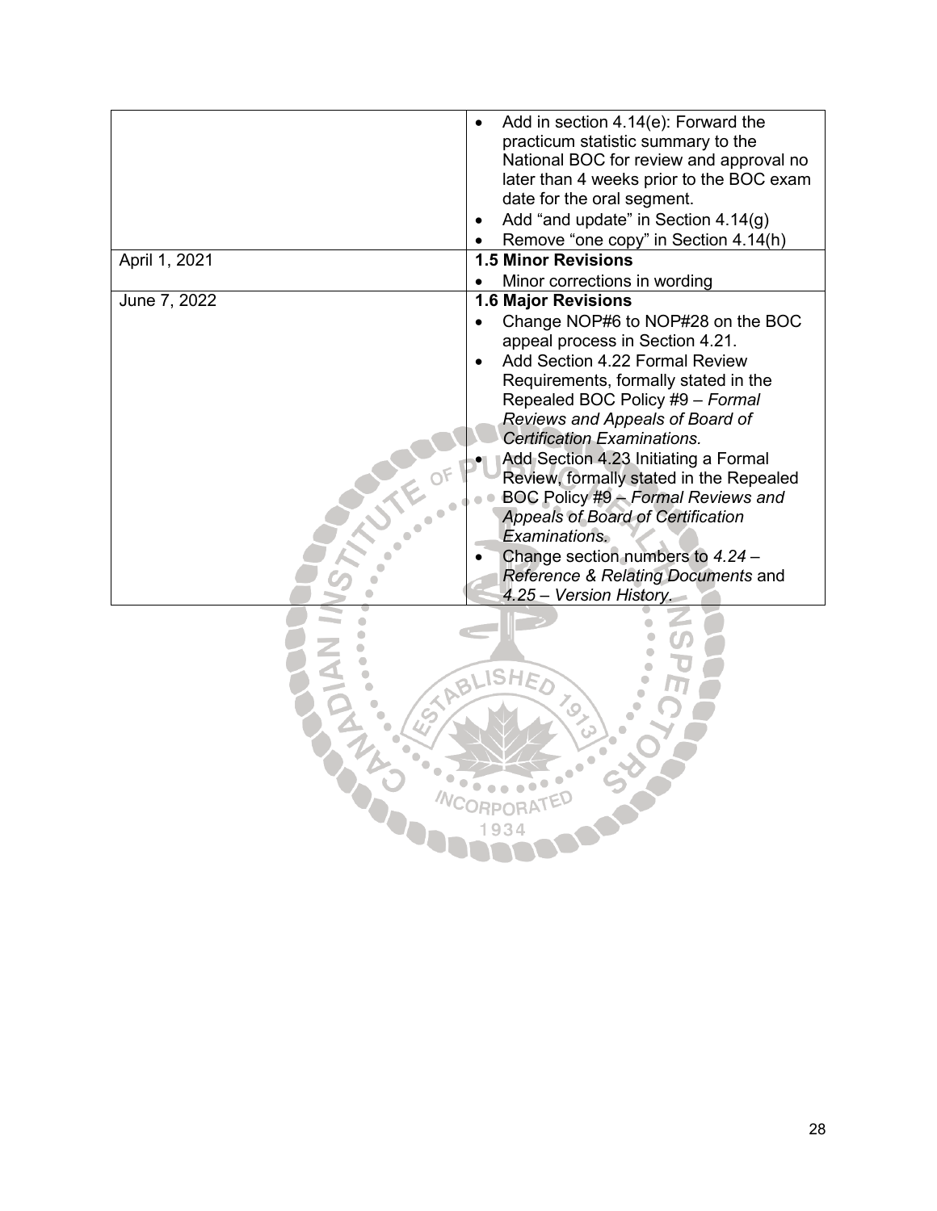| | |
|---|---|
| | • Add in section 4.14(e): Forward the practicum statistic summary to the National BOC for review and approval no later than 4 weeks prior to the BOC exam date for the oral segment.<br>• Add "and update" in Section 4.14(g)<br>• Remove "one copy" in Section 4.14(h) |
| April 1, 2021 | **1.5 Minor Revisions**<br>• Minor corrections in wording |
| June 7, 2022 | **1.6 Major Revisions**<br>• Change NOP#6 to NOP#28 on the BOC appeal process in Section 4.21.<br>• Add Section 4.22 Formal Review Requirements, formally stated in the Repealed BOC Policy #9 – *Formal Reviews and Appeals of Board of Certification Examinations.*<br>• Add Section 4.23 Initiating a Formal Review, formally stated in the Repealed BOC Policy #9 – *Formal Reviews and Appeals of Board of Certification Examinations.*<br>• Change section numbers to *4.24 – Reference & Relating Documents* and *4.25 – Version History.* |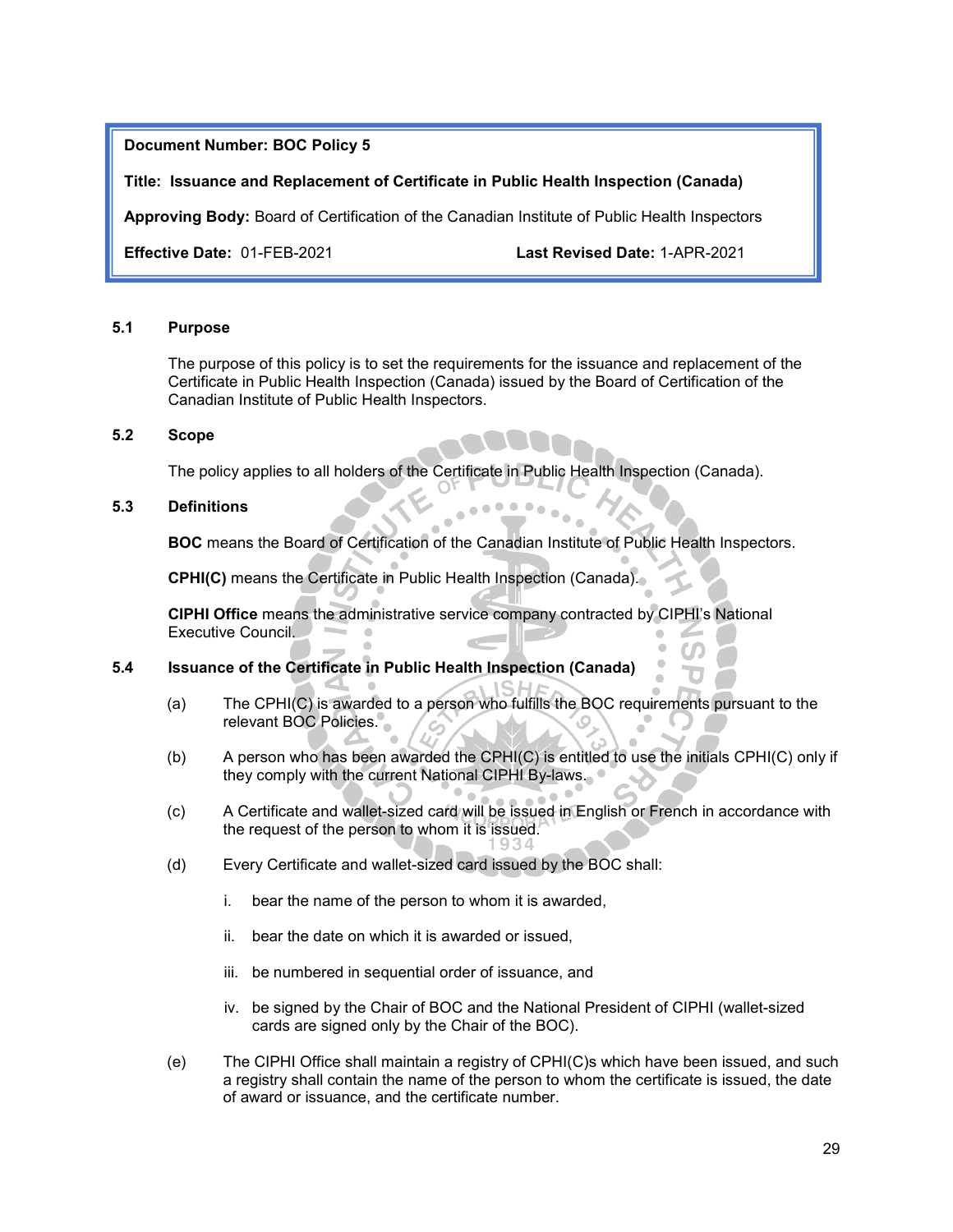**Document Number: BOC Policy 5**

**Title: Issuance and Replacement of Certificate in Public Health Inspection (Canada)**

**Approving Body:** Board of Certification of the Canadian Institute of Public Health Inspectors

**Effective Date:** 01-FEB-2021 **Last Revised Date:** 1-APR-2021

## 5.1 Purpose

The purpose of this policy is to set the requirements for the issuance and replacement of the Certificate in Public Health Inspection (Canada) issued by the Board of Certification of the Canadian Institute of Public Health Inspectors.

## 5.2 Scope

The policy applies to all holders of the Certificate in Public Health Inspection (Canada).

## 5.3 Definitions

**BOC** means the Board of Certification of the Canadian Institute of Public Health Inspectors.

**CPHI(C)** means the Certificate in Public Health Inspection (Canada).

**CIPHI Office** means the administrative service company contracted by CIPHI's National Executive Council.

## 5.4 Issuance of the Certificate in Public Health Inspection (Canada)

(a) The CPHI(C) is awarded to a person who fulfills the BOC requirements pursuant to the relevant BOC Policies.

(b) A person who has been awarded the CPHI(C) is entitled to use the initials CPHI(C) only if they comply with the current National CIPHI By-laws.

(c) A Certificate and wallet-sized card will be issued in English or French in accordance with the request of the person to whom it is issued.

(d) Every Certificate and wallet-sized card issued by the BOC shall:

  i. bear the name of the person to whom it is awarded,

  ii. bear the date on which it is awarded or issued,

  iii. be numbered in sequential order of issuance, and

  iv. be signed by the Chair of BOC and the National President of CIPHI (wallet-sized cards are signed only by the Chair of the BOC).

(e) The CIPHI Office shall maintain a registry of CPHI(C)s which have been issued, and such a registry shall contain the name of the person to whom the certificate is issued, the date of award or issuance, and the certificate number.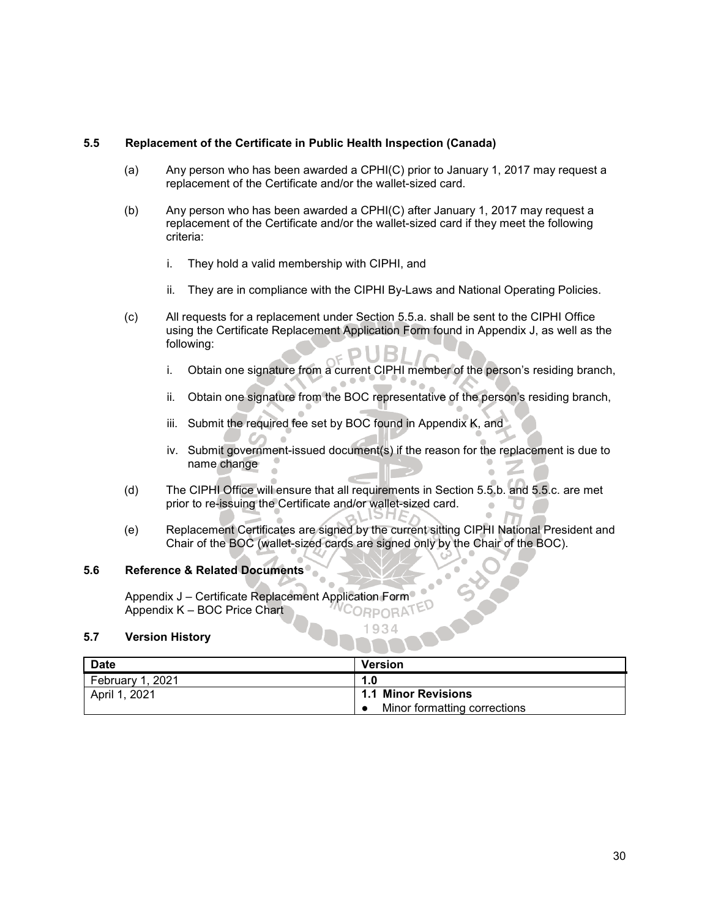### 5.5 Replacement of the Certificate in Public Health Inspection (Canada)

(a) Any person who has been awarded a CPHI(C) prior to January 1, 2017 may request a replacement of the Certificate and/or the wallet-sized card.

(b) Any person who has been awarded a CPHI(C) after January 1, 2017 may request a replacement of the Certificate and/or the wallet-sized card if they meet the following criteria:

  i. They hold a valid membership with CIPHI, and

  ii. They are in compliance with the CIPHI By-Laws and National Operating Policies.

(c) All requests for a replacement under Section 5.5.a. shall be sent to the CIPHI Office using the Certificate Replacement Application Form found in Appendix J, as well as the following:

  i. Obtain one signature from a current CIPHI member of the person's residing branch,

  ii. Obtain one signature from the BOC representative of the person's residing branch,

  iii. Submit the required fee set by BOC found in Appendix K, and

  iv. Submit government-issued document(s) if the reason for the replacement is due to name change

(d) The CIPHI Office will ensure that all requirements in Section 5.5.b. and 5.5.c. are met prior to re-issuing the Certificate and/or wallet-sized card.

(e) Replacement Certificates are signed by the current sitting CIPHI National President and Chair of the BOC (wallet-sized cards are signed only by the Chair of the BOC).

### 5.6 Reference & Related Documents

Appendix J – Certificate Replacement Application Form
Appendix K – BOC Price Chart

### 5.7 Version History

| Date | Version |
|---|---|
| February 1, 2021 | **1.0** |
| April 1, 2021 | **1.1 Minor Revisions**<br>● Minor formatting corrections |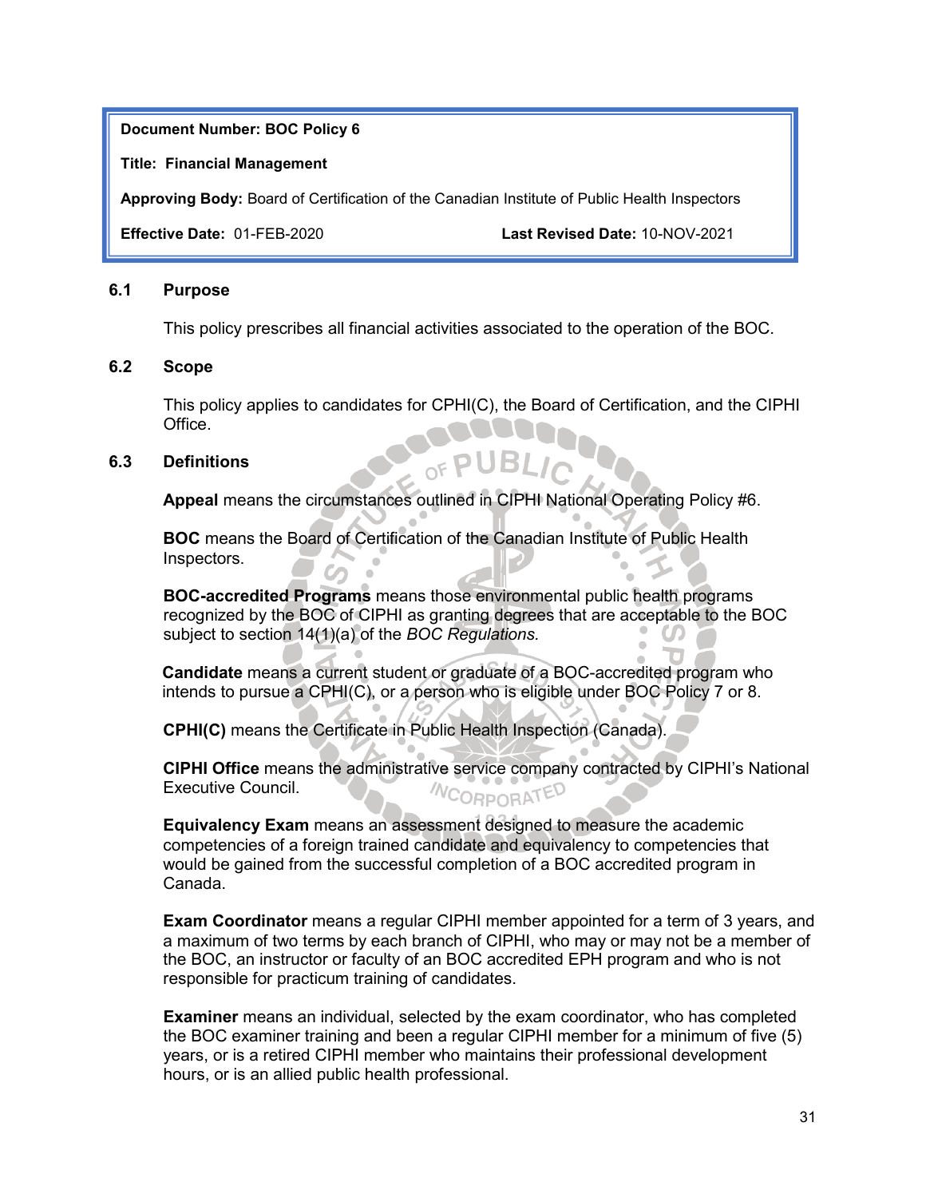**Document Number: BOC Policy 6**

**Title: Financial Management**

**Approving Body:** Board of Certification of the Canadian Institute of Public Health Inspectors

**Effective Date:** 01-FEB-2020 **Last Revised Date:** 10-NOV-2021

## 6.1 Purpose

This policy prescribes all financial activities associated to the operation of the BOC.

## 6.2 Scope

This policy applies to candidates for CPHI(C), the Board of Certification, and the CIPHI Office.

## 6.3 Definitions

**Appeal** means the circumstances outlined in CIPHI National Operating Policy #6.

**BOC** means the Board of Certification of the Canadian Institute of Public Health Inspectors.

**BOC-accredited Programs** means those environmental public health programs recognized by the BOC of CIPHI as granting degrees that are acceptable to the BOC subject to section 14(1)(a) of the *BOC Regulations.*

**Candidate** means a current student or graduate of a BOC-accredited program who intends to pursue a CPHI(C), or a person who is eligible under BOC Policy 7 or 8.

**CPHI(C)** means the Certificate in Public Health Inspection (Canada).

**CIPHI Office** means the administrative service company contracted by CIPHI's National Executive Council.

**Equivalency Exam** means an assessment designed to measure the academic competencies of a foreign trained candidate and equivalency to competencies that would be gained from the successful completion of a BOC accredited program in Canada.

**Exam Coordinator** means a regular CIPHI member appointed for a term of 3 years, and a maximum of two terms by each branch of CIPHI, who may or may not be a member of the BOC, an instructor or faculty of an BOC accredited EPH program and who is not responsible for practicum training of candidates.

**Examiner** means an individual, selected by the exam coordinator, who has completed the BOC examiner training and been a regular CIPHI member for a minimum of five (5) years, or is a retired CIPHI member who maintains their professional development hours, or is an allied public health professional.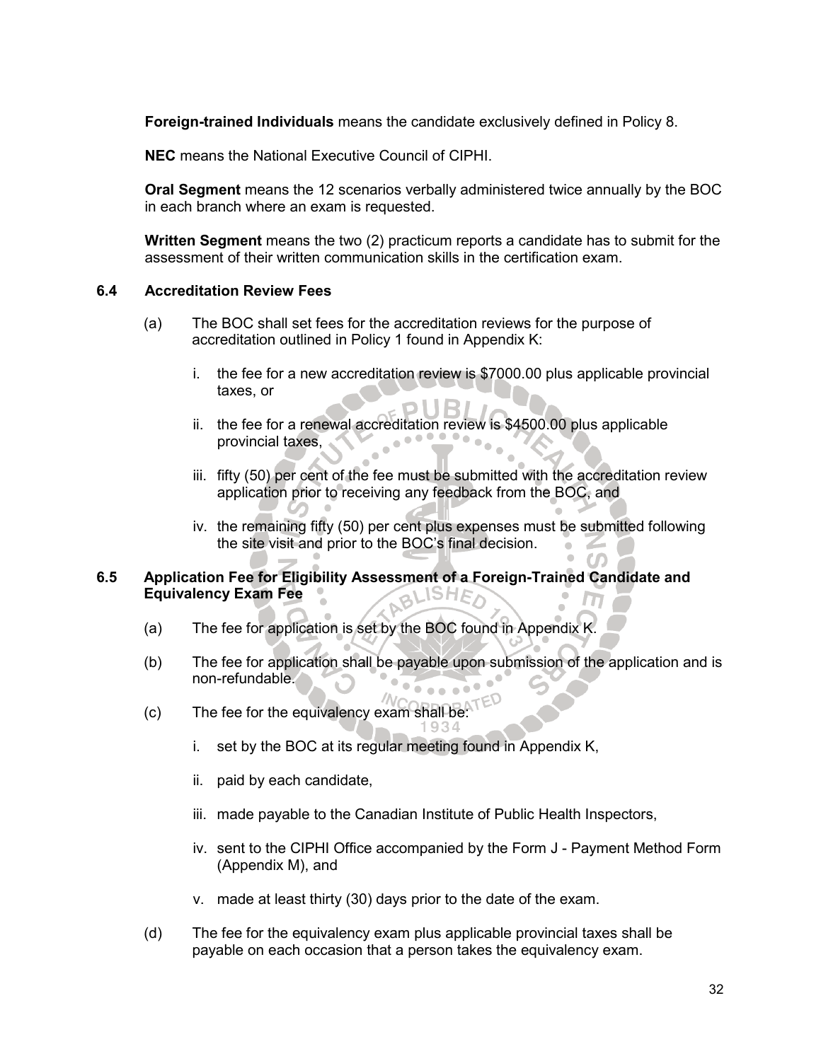**Foreign-trained Individuals** means the candidate exclusively defined in Policy 8.

**NEC** means the National Executive Council of CIPHI.

**Oral Segment** means the 12 scenarios verbally administered twice annually by the BOC in each branch where an exam is requested.

**Written Segment** means the two (2) practicum reports a candidate has to submit for the assessment of their written communication skills in the certification exam.

### 6.4 Accreditation Review Fees

(a) The BOC shall set fees for the accreditation reviews for the purpose of accreditation outlined in Policy 1 found in Appendix K:

i. the fee for a new accreditation review is $7000.00 plus applicable provincial taxes, or

ii. the fee for a renewal accreditation review is $4500.00 plus applicable provincial taxes,

iii. fifty (50) per cent of the fee must be submitted with the accreditation review application prior to receiving any feedback from the BOC, and

iv. the remaining fifty (50) per cent plus expenses must be submitted following the site visit and prior to the BOC's final decision.

### 6.5 Application Fee for Eligibility Assessment of a Foreign-Trained Candidate and Equivalency Exam Fee

(a) The fee for application is set by the BOC found in Appendix K.

(b) The fee for application shall be payable upon submission of the application and is non-refundable.

(c) The fee for the equivalency exam shall be:

i. set by the BOC at its regular meeting found in Appendix K,

ii. paid by each candidate,

iii. made payable to the Canadian Institute of Public Health Inspectors,

iv. sent to the CIPHI Office accompanied by the Form J - Payment Method Form (Appendix M), and

v. made at least thirty (30) days prior to the date of the exam.

(d) The fee for the equivalency exam plus applicable provincial taxes shall be payable on each occasion that a person takes the equivalency exam.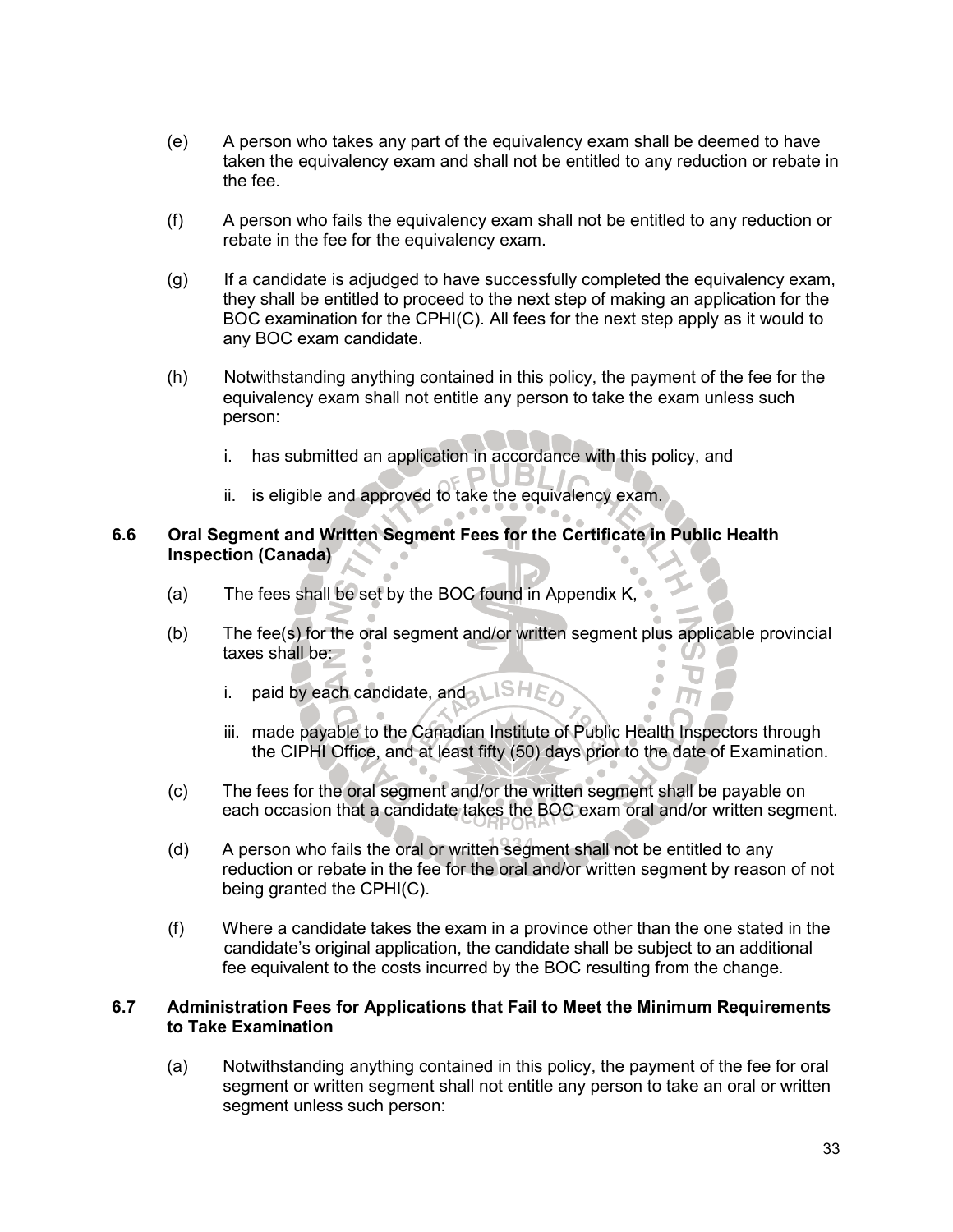(e) A person who takes any part of the equivalency exam shall be deemed to have taken the equivalency exam and shall not be entitled to any reduction or rebate in the fee.

(f) A person who fails the equivalency exam shall not be entitled to any reduction or rebate in the fee for the equivalency exam.

(g) If a candidate is adjudged to have successfully completed the equivalency exam, they shall be entitled to proceed to the next step of making an application for the BOC examination for the CPHI(C). All fees for the next step apply as it would to any BOC exam candidate.

(h) Notwithstanding anything contained in this policy, the payment of the fee for the equivalency exam shall not entitle any person to take the exam unless such person:

   i. has submitted an application in accordance with this policy, and

   ii. is eligible and approved to take the equivalency exam.

### 6.6 Oral Segment and Written Segment Fees for the Certificate in Public Health Inspection (Canada)

(a) The fees shall be set by the BOC found in Appendix K,

(b) The fee(s) for the oral segment and/or written segment plus applicable provincial taxes shall be:

   i. paid by each candidate, and

   iii. made payable to the Canadian Institute of Public Health Inspectors through the CIPHI Office, and at least fifty (50) days prior to the date of Examination.

(c) The fees for the oral segment and/or the written segment shall be payable on each occasion that a candidate takes the BOC exam oral and/or written segment.

(d) A person who fails the oral or written segment shall not be entitled to any reduction or rebate in the fee for the oral and/or written segment by reason of not being granted the CPHI(C).

(f) Where a candidate takes the exam in a province other than the one stated in the candidate's original application, the candidate shall be subject to an additional fee equivalent to the costs incurred by the BOC resulting from the change.

### 6.7 Administration Fees for Applications that Fail to Meet the Minimum Requirements to Take Examination

(a) Notwithstanding anything contained in this policy, the payment of the fee for oral segment or written segment shall not entitle any person to take an oral or written segment unless such person: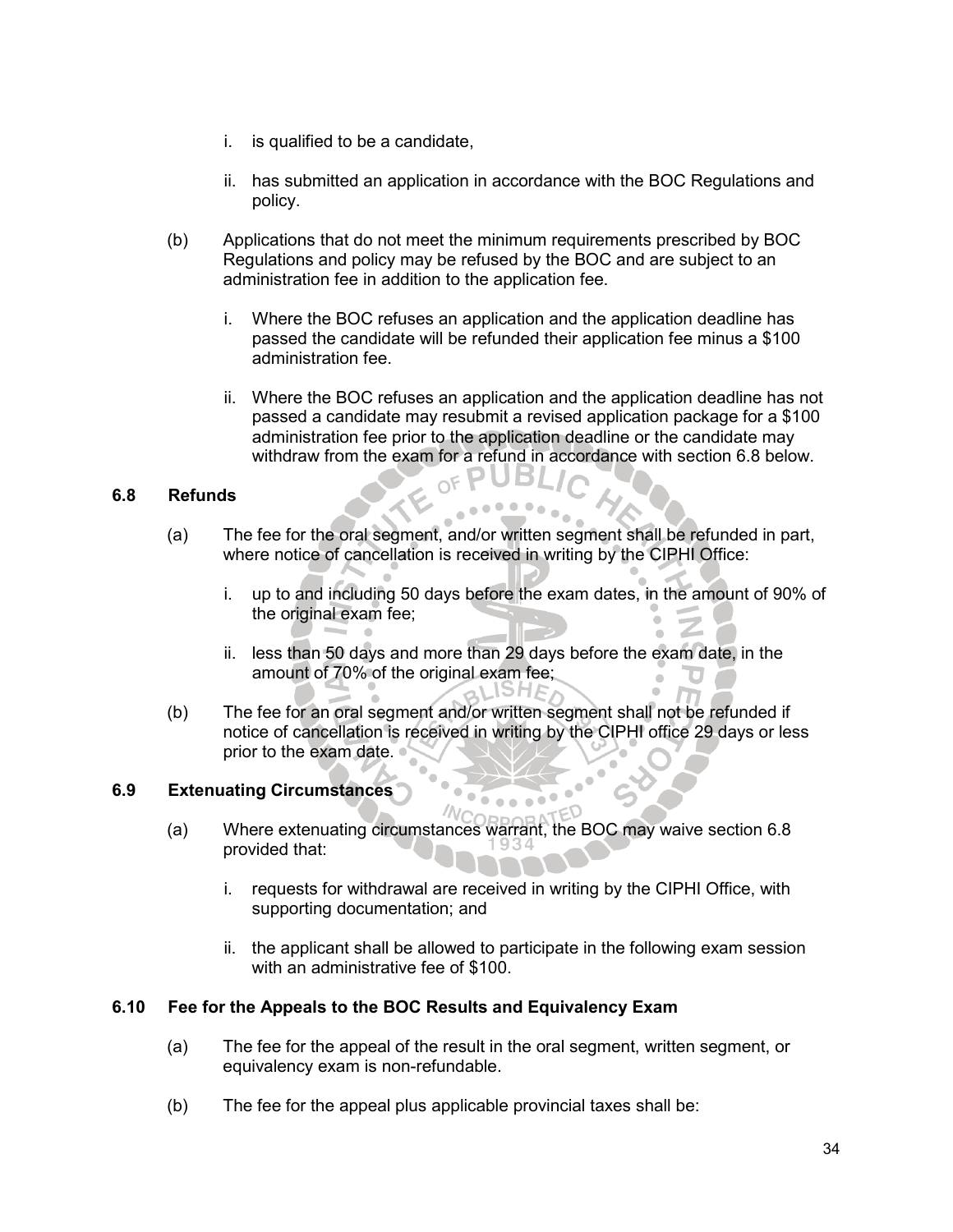i. is qualified to be a candidate,

ii. has submitted an application in accordance with the BOC Regulations and policy.

(b) Applications that do not meet the minimum requirements prescribed by BOC Regulations and policy may be refused by the BOC and are subject to an administration fee in addition to the application fee.

i. Where the BOC refuses an application and the application deadline has passed the candidate will be refunded their application fee minus a $100 administration fee.

ii. Where the BOC refuses an application and the application deadline has not passed a candidate may resubmit a revised application package for a $100 administration fee prior to the application deadline or the candidate may withdraw from the exam for a refund in accordance with section 6.8 below.

### 6.8 Refunds

(a) The fee for the oral segment, and/or written segment shall be refunded in part, where notice of cancellation is received in writing by the CIPHI Office:

i. up to and including 50 days before the exam dates, in the amount of 90% of the original exam fee;

ii. less than 50 days and more than 29 days before the exam date, in the amount of 70% of the original exam fee;

(b) The fee for an oral segment and/or written segment shall not be refunded if notice of cancellation is received in writing by the CIPHI office 29 days or less prior to the exam date.

### 6.9 Extenuating Circumstances

(a) Where extenuating circumstances warrant, the BOC may waive section 6.8 provided that:

i. requests for withdrawal are received in writing by the CIPHI Office, with supporting documentation; and

ii. the applicant shall be allowed to participate in the following exam session with an administrative fee of $100.

### 6.10 Fee for the Appeals to the BOC Results and Equivalency Exam

(a) The fee for the appeal of the result in the oral segment, written segment, or equivalency exam is non-refundable.

(b) The fee for the appeal plus applicable provincial taxes shall be: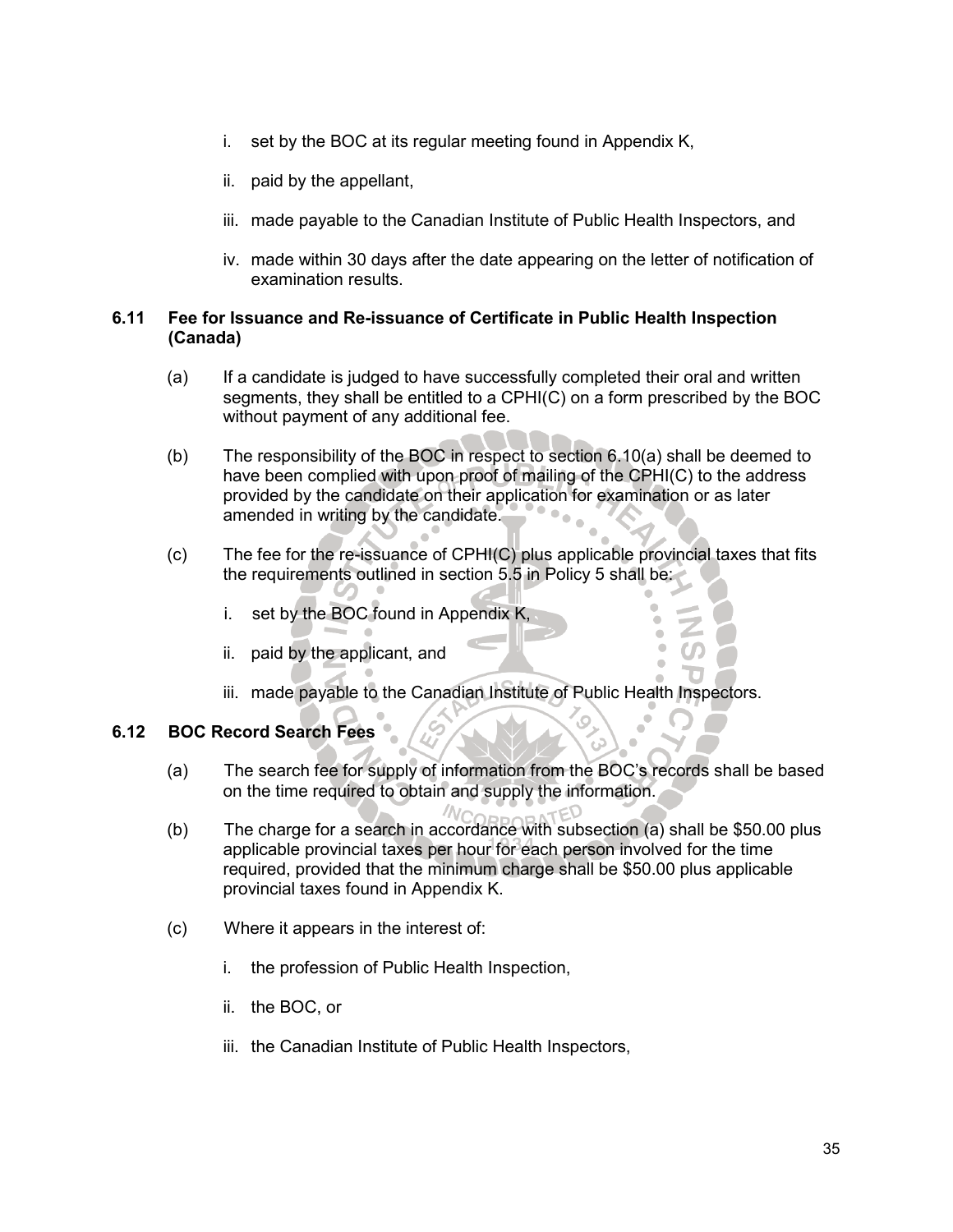i. set by the BOC at its regular meeting found in Appendix K,

ii. paid by the appellant,

iii. made payable to the Canadian Institute of Public Health Inspectors, and

iv. made within 30 days after the date appearing on the letter of notification of examination results.

### 6.11 Fee for Issuance and Re-issuance of Certificate in Public Health Inspection (Canada)

(a) If a candidate is judged to have successfully completed their oral and written segments, they shall be entitled to a CPHI(C) on a form prescribed by the BOC without payment of any additional fee.

(b) The responsibility of the BOC in respect to section 6.10(a) shall be deemed to have been complied with upon proof of mailing of the CPHI(C) to the address provided by the candidate on their application for examination or as later amended in writing by the candidate.

(c) The fee for the re-issuance of CPHI(C) plus applicable provincial taxes that fits the requirements outlined in section 5.5 in Policy 5 shall be:

i. set by the BOC found in Appendix K,

ii. paid by the applicant, and

iii. made payable to the Canadian Institute of Public Health Inspectors.

### 6.12 BOC Record Search Fees

(a) The search fee for supply of information from the BOC's records shall be based on the time required to obtain and supply the information.

(b) The charge for a search in accordance with subsection (a) shall be $50.00 plus applicable provincial taxes per hour for each person involved for the time required, provided that the minimum charge shall be $50.00 plus applicable provincial taxes found in Appendix K.

(c) Where it appears in the interest of:

i. the profession of Public Health Inspection,

ii. the BOC, or

iii. the Canadian Institute of Public Health Inspectors,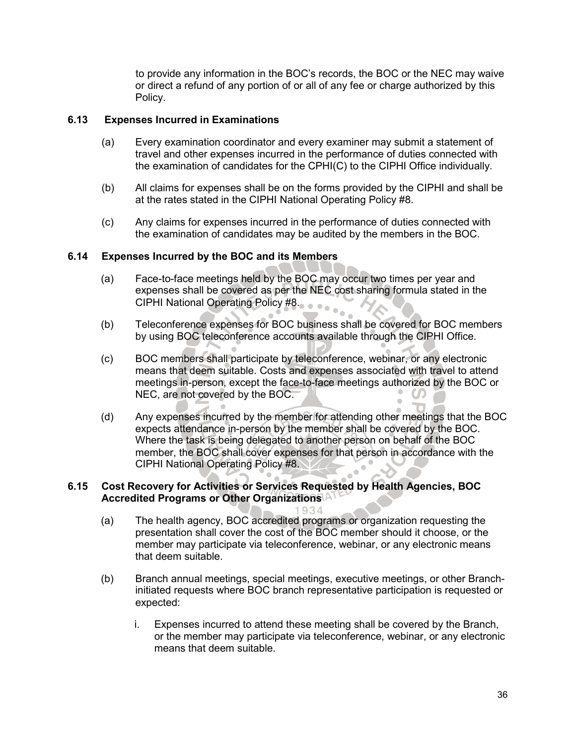to provide any information in the BOC's records, the BOC or the NEC may waive or direct a refund of any portion of or all of any fee or charge authorized by this Policy.

### 6.13 Expenses Incurred in Examinations

(a) Every examination coordinator and every examiner may submit a statement of travel and other expenses incurred in the performance of duties connected with the examination of candidates for the CPHI(C) to the CIPHI Office individually.

(b) All claims for expenses shall be on the forms provided by the CIPHI and shall be at the rates stated in the CIPHI National Operating Policy #8.

(c) Any claims for expenses incurred in the performance of duties connected with the examination of candidates may be audited by the members in the BOC.

### 6.14 Expenses Incurred by the BOC and its Members

(a) Face-to-face meetings held by the BOC may occur two times per year and expenses shall be covered as per the NEC cost sharing formula stated in the CIPHI National Operating Policy #8.

(b) Teleconference expenses for BOC business shall be covered for BOC members by using BOC teleconference accounts available through the CIPHI Office.

(c) BOC members shall participate by teleconference, webinar, or any electronic means that deem suitable. Costs and expenses associated with travel to attend meetings in-person, except the face-to-face meetings authorized by the BOC or NEC, are not covered by the BOC.

(d) Any expenses incurred by the member for attending other meetings that the BOC expects attendance in-person by the member shall be covered by the BOC. Where the task is being delegated to another person on behalf of the BOC member, the BOC shall cover expenses for that person in accordance with the CIPHI National Operating Policy #8.

### 6.15 Cost Recovery for Activities or Services Requested by Health Agencies, BOC Accredited Programs or Other Organizations

(a) The health agency, BOC accredited programs or organization requesting the presentation shall cover the cost of the BOC member should it choose, or the member may participate via teleconference, webinar, or any electronic means that deem suitable.

(b) Branch annual meetings, special meetings, executive meetings, or other Branch-initiated requests where BOC branch representative participation is requested or expected:

   i. Expenses incurred to attend these meeting shall be covered by the Branch, or the member may participate via teleconference, webinar, or any electronic means that deem suitable.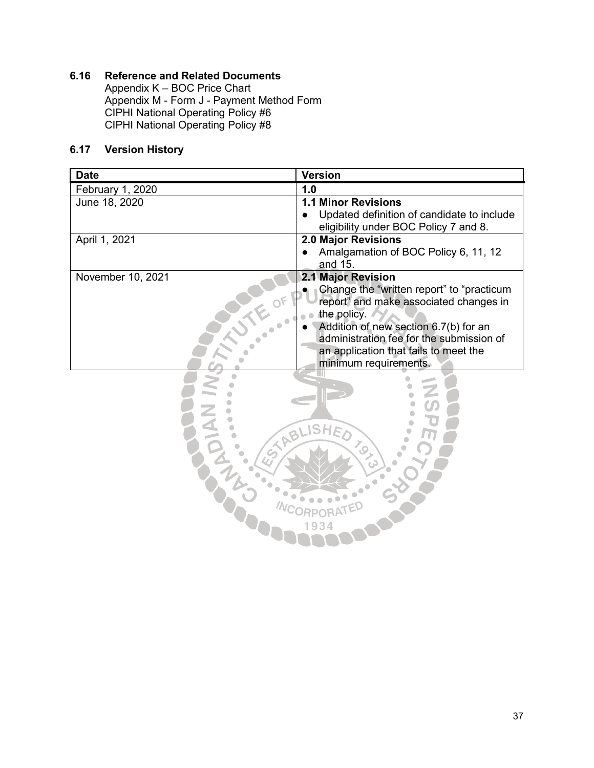### 6.16 Reference and Related Documents

Appendix K – BOC Price Chart
Appendix M - Form J - Payment Method Form
CIPHI National Operating Policy #6
CIPHI National Operating Policy #8

### 6.17 Version History

| Date | Version |
|---|---|
| February 1, 2020 | **1.0** |
| June 18, 2020 | **1.1 Minor Revisions**<br>● Updated definition of candidate to include eligibility under BOC Policy 7 and 8. |
| April 1, 2021 | **2.0 Major Revisions**<br>● Amalgamation of BOC Policy 6, 11, 12 and 15. |
| November 10, 2021 | **2.1 Major Revision**<br>● Change the "written report" to "practicum report" and make associated changes in the policy.<br>● Addition of new section 6.7(b) for an administration fee for the submission of an application that fails to meet the minimum requirements. |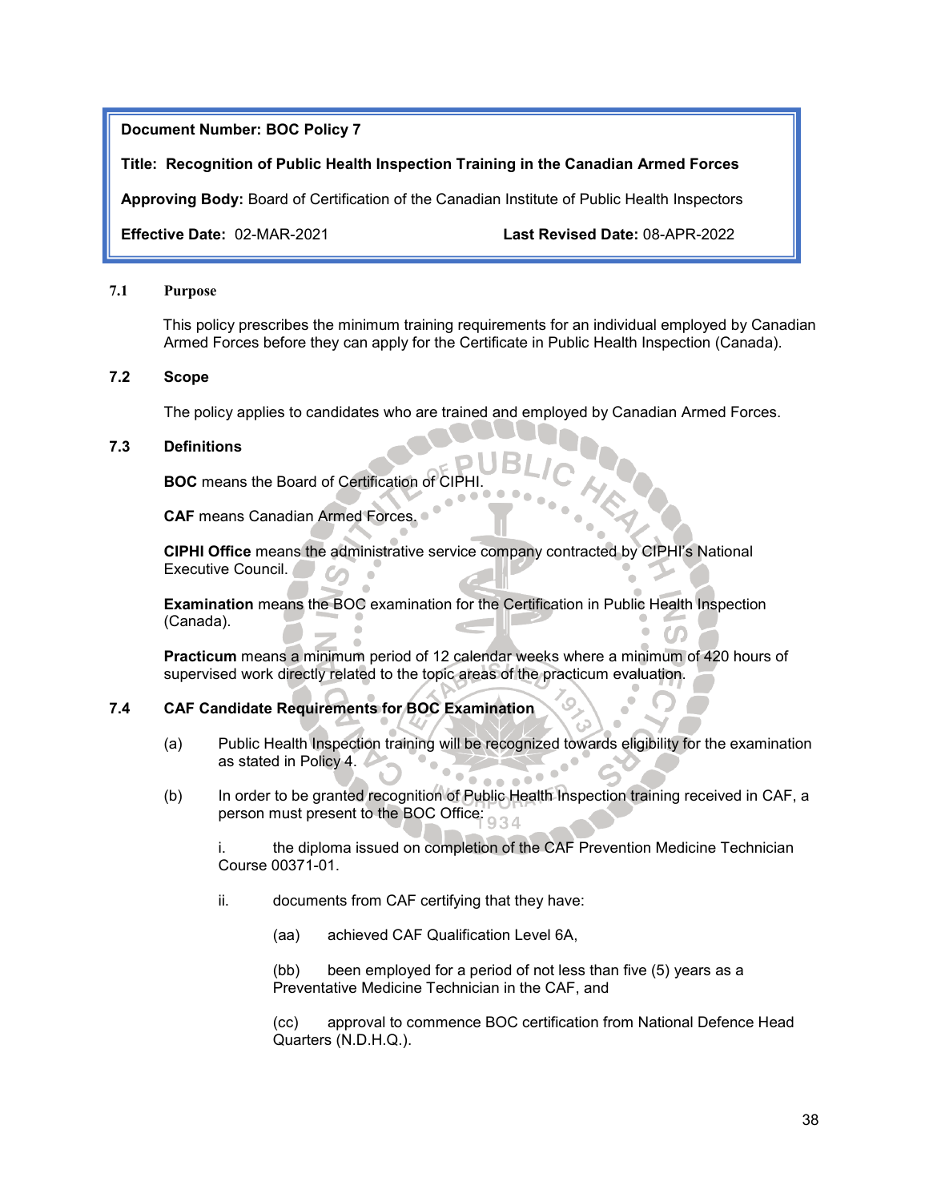**Document Number: BOC Policy 7**

**Title: Recognition of Public Health Inspection Training in the Canadian Armed Forces**

**Approving Body:** Board of Certification of the Canadian Institute of Public Health Inspectors

**Effective Date:** 02-MAR-2021 **Last Revised Date:** 08-APR-2022

## 7.1 Purpose

This policy prescribes the minimum training requirements for an individual employed by Canadian Armed Forces before they can apply for the Certificate in Public Health Inspection (Canada).

## 7.2 Scope

The policy applies to candidates who are trained and employed by Canadian Armed Forces.

## 7.3 Definitions

**BOC** means the Board of Certification of CIPHI.

**CAF** means Canadian Armed Forces.

**CIPHI Office** means the administrative service company contracted by CIPHI's National Executive Council.

**Examination** means the BOC examination for the Certification in Public Health Inspection (Canada).

**Practicum** means a minimum period of 12 calendar weeks where a minimum of 420 hours of supervised work directly related to the topic areas of the practicum evaluation.

## 7.4 CAF Candidate Requirements for BOC Examination

(a) Public Health Inspection training will be recognized towards eligibility for the examination as stated in Policy 4.

(b) In order to be granted recognition of Public Health Inspection training received in CAF, a person must present to the BOC Office:

i. the diploma issued on completion of the CAF Prevention Medicine Technician Course 00371-01.

ii. documents from CAF certifying that they have:

(aa) achieved CAF Qualification Level 6A,

(bb) been employed for a period of not less than five (5) years as a Preventative Medicine Technician in the CAF, and

(cc) approval to commence BOC certification from National Defence Head Quarters (N.D.H.Q.).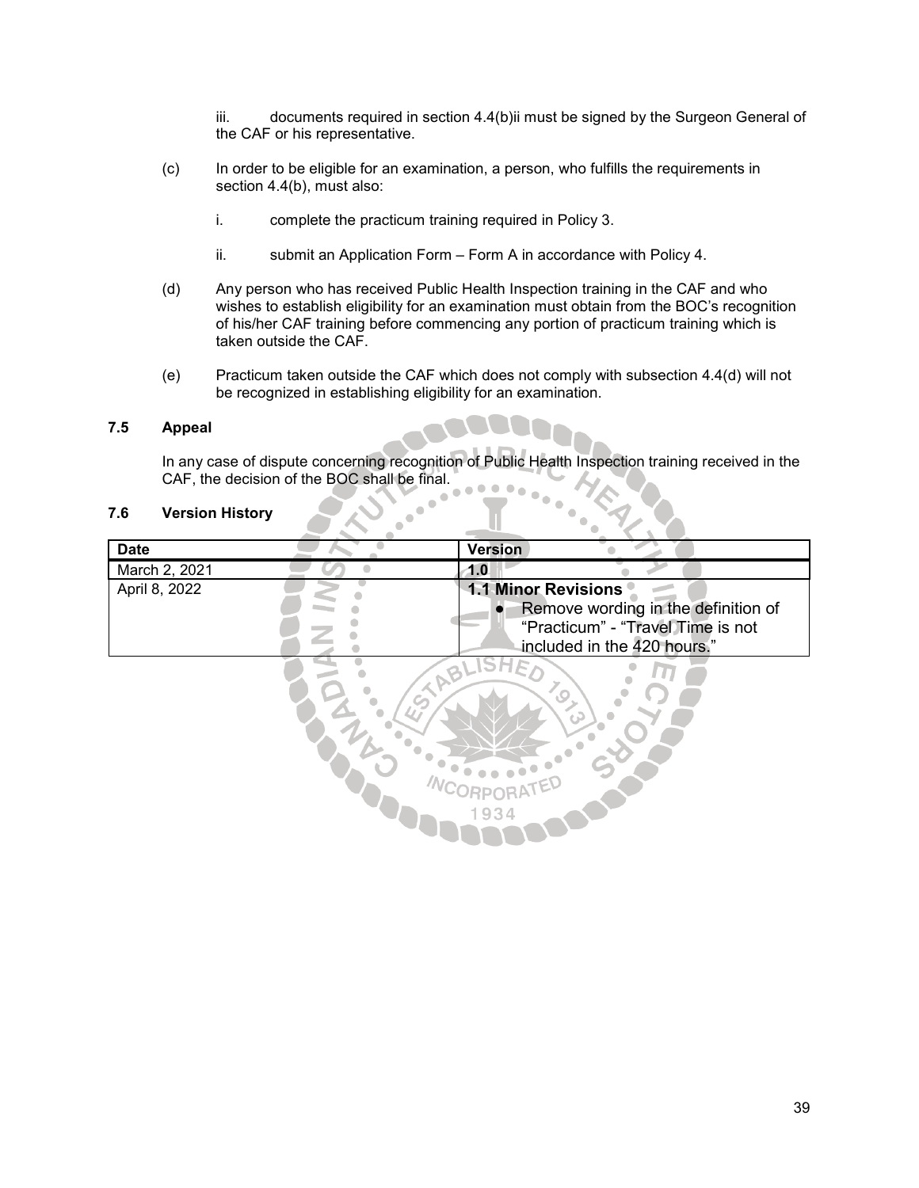iii. documents required in section 4.4(b)ii must be signed by the Surgeon General of the CAF or his representative.

(c) In order to be eligible for an examination, a person, who fulfills the requirements in section 4.4(b), must also:

i. complete the practicum training required in Policy 3.

ii. submit an Application Form – Form A in accordance with Policy 4.

(d) Any person who has received Public Health Inspection training in the CAF and who wishes to establish eligibility for an examination must obtain from the BOC's recognition of his/her CAF training before commencing any portion of practicum training which is taken outside the CAF.

(e) Practicum taken outside the CAF which does not comply with subsection 4.4(d) will not be recognized in establishing eligibility for an examination.

### 7.5 Appeal

In any case of dispute concerning recognition of Public Health Inspection training received in the CAF, the decision of the BOC shall be final.

### 7.6 Version History

| Date | Version |
|---|---|
| March 2, 2021 | **1.0** |
| April 8, 2022 | **1.1 Minor Revisions**<br>• Remove wording in the definition of "Practicum" - "Travel Time is not included in the 420 hours." |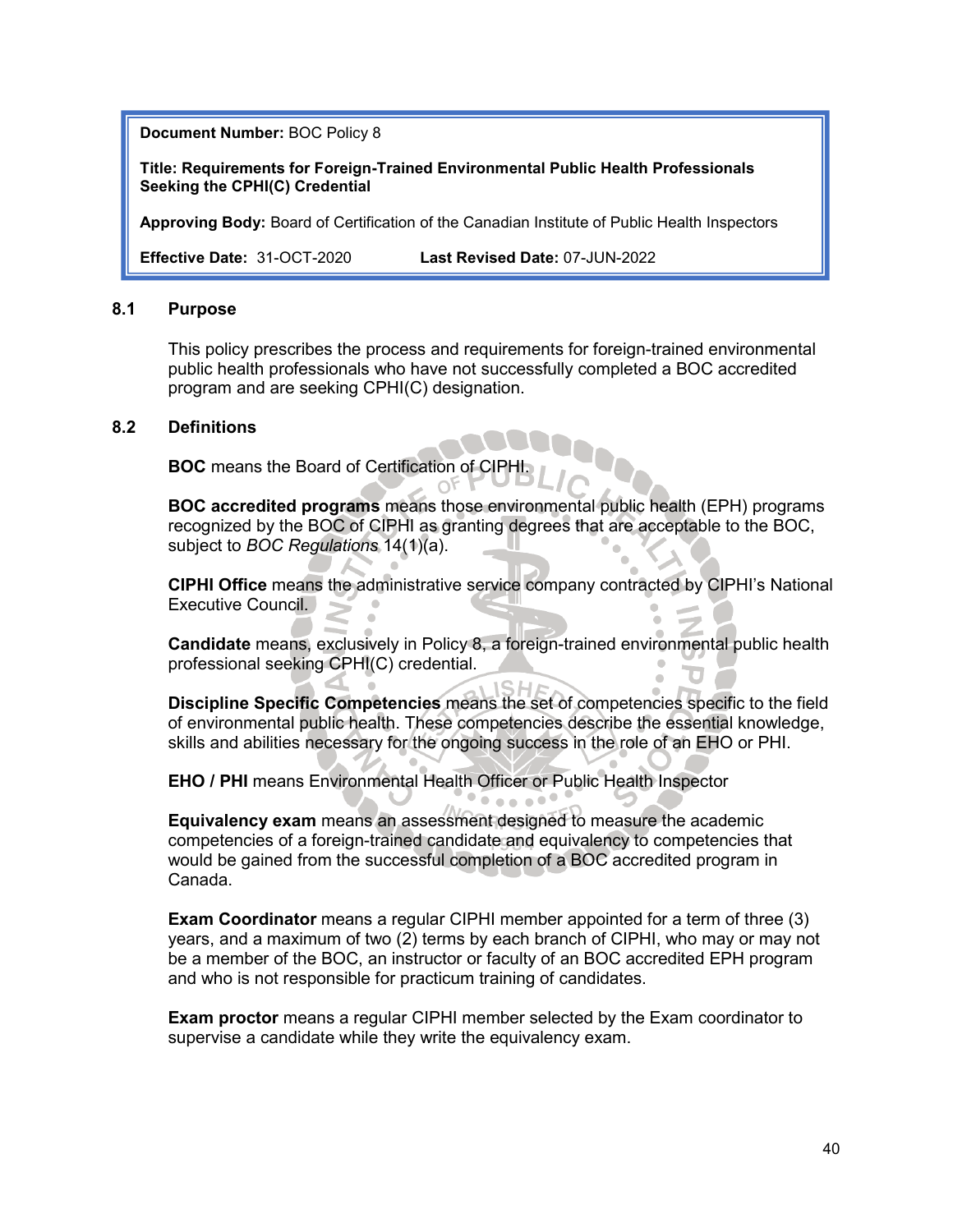**Document Number:** BOC Policy 8

**Title: Requirements for Foreign-Trained Environmental Public Health Professionals Seeking the CPHI(C) Credential**

**Approving Body:** Board of Certification of the Canadian Institute of Public Health Inspectors

**Effective Date:** 31-OCT-2020 **Last Revised Date:** 07-JUN-2022

## 8.1 Purpose

This policy prescribes the process and requirements for foreign-trained environmental public health professionals who have not successfully completed a BOC accredited program and are seeking CPHI(C) designation.

## 8.2 Definitions

**BOC** means the Board of Certification of CIPHI.

**BOC accredited programs** means those environmental public health (EPH) programs recognized by the BOC of CIPHI as granting degrees that are acceptable to the BOC, subject to *BOC Regulations* 14(1)(a).

**CIPHI Office** means the administrative service company contracted by CIPHI's National Executive Council.

**Candidate** means, exclusively in Policy 8, a foreign-trained environmental public health professional seeking CPHI(C) credential.

**Discipline Specific Competencies** means the set of competencies specific to the field of environmental public health. These competencies describe the essential knowledge, skills and abilities necessary for the ongoing success in the role of an EHO or PHI.

**EHO / PHI** means Environmental Health Officer or Public Health Inspector

**Equivalency exam** means an assessment designed to measure the academic competencies of a foreign-trained candidate and equivalency to competencies that would be gained from the successful completion of a BOC accredited program in Canada.

**Exam Coordinator** means a regular CIPHI member appointed for a term of three (3) years, and a maximum of two (2) terms by each branch of CIPHI, who may or may not be a member of the BOC, an instructor or faculty of an BOC accredited EPH program and who is not responsible for practicum training of candidates.

**Exam proctor** means a regular CIPHI member selected by the Exam coordinator to supervise a candidate while they write the equivalency exam.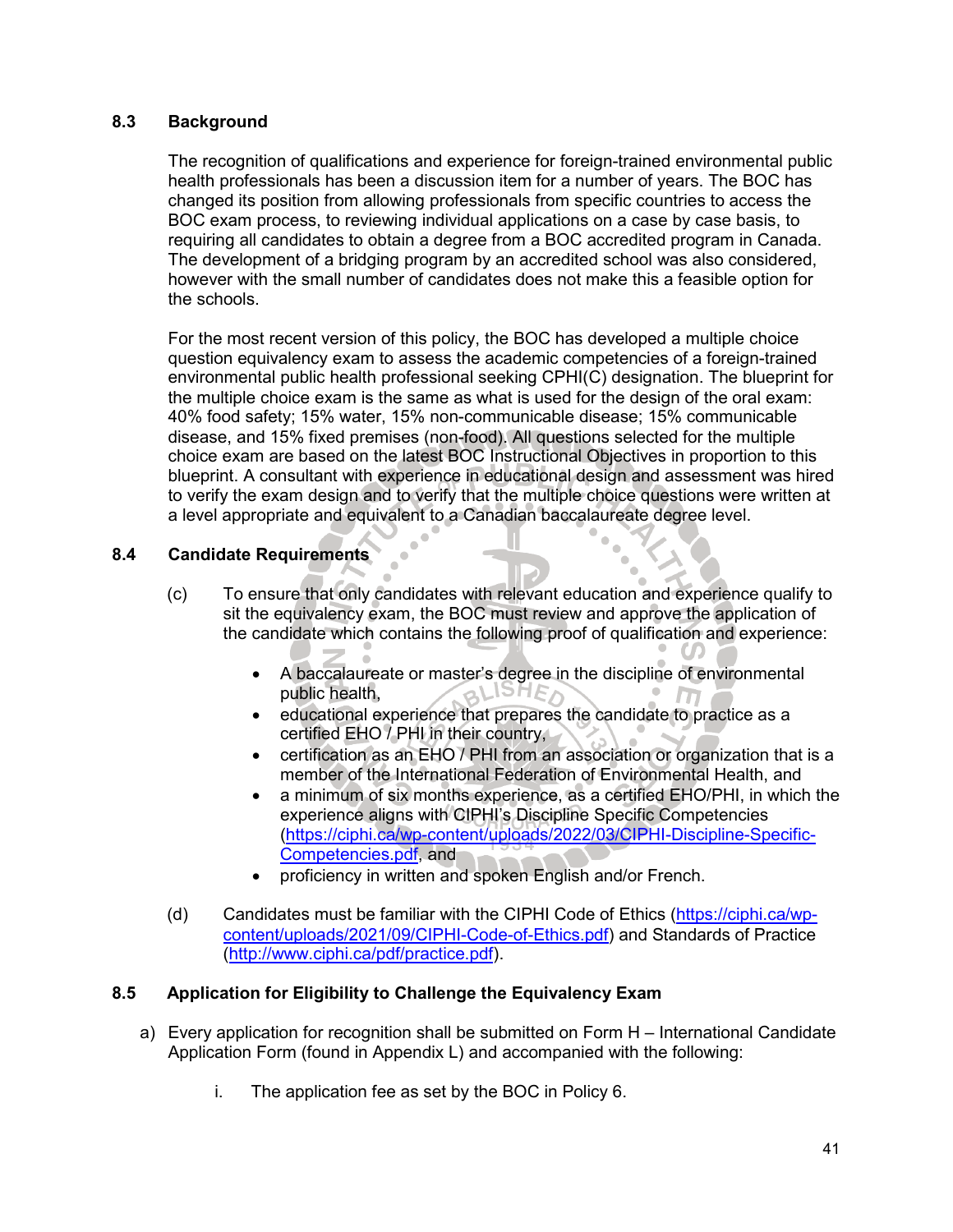## 8.3 Background

The recognition of qualifications and experience for foreign-trained environmental public health professionals has been a discussion item for a number of years. The BOC has changed its position from allowing professionals from specific countries to access the BOC exam process, to reviewing individual applications on a case by case basis, to requiring all candidates to obtain a degree from a BOC accredited program in Canada. The development of a bridging program by an accredited school was also considered, however with the small number of candidates does not make this a feasible option for the schools.

For the most recent version of this policy, the BOC has developed a multiple choice question equivalency exam to assess the academic competencies of a foreign-trained environmental public health professional seeking CPHI(C) designation. The blueprint for the multiple choice exam is the same as what is used for the design of the oral exam: 40% food safety; 15% water, 15% non-communicable disease; 15% communicable disease, and 15% fixed premises (non-food). All questions selected for the multiple choice exam are based on the latest BOC Instructional Objectives in proportion to this blueprint. A consultant with experience in educational design and assessment was hired to verify the exam design and to verify that the multiple choice questions were written at a level appropriate and equivalent to a Canadian baccalaureate degree level.

## 8.4 Candidate Requirements

(c) To ensure that only candidates with relevant education and experience qualify to sit the equivalency exam, the BOC must review and approve the application of the candidate which contains the following proof of qualification and experience:

- A baccalaureate or master's degree in the discipline of environmental public health,
- educational experience that prepares the candidate to practice as a certified EHO / PHI in their country,
- certification as an EHO / PHI from an association or organization that is a member of the International Federation of Environmental Health, and
- a minimum of six months experience, as a certified EHO/PHI, in which the experience aligns with CIPHI's Discipline Specific Competencies (https://ciphi.ca/wp-content/uploads/2022/03/CIPHI-Discipline-Specific-Competencies.pdf, and
- proficiency in written and spoken English and/or French.

(d) Candidates must be familiar with the CIPHI Code of Ethics (https://ciphi.ca/wp-content/uploads/2021/09/CIPHI-Code-of-Ethics.pdf) and Standards of Practice (http://www.ciphi.ca/pdf/practice.pdf).

## 8.5 Application for Eligibility to Challenge the Equivalency Exam

a) Every application for recognition shall be submitted on Form H – International Candidate Application Form (found in Appendix L) and accompanied with the following:

   i. The application fee as set by the BOC in Policy 6.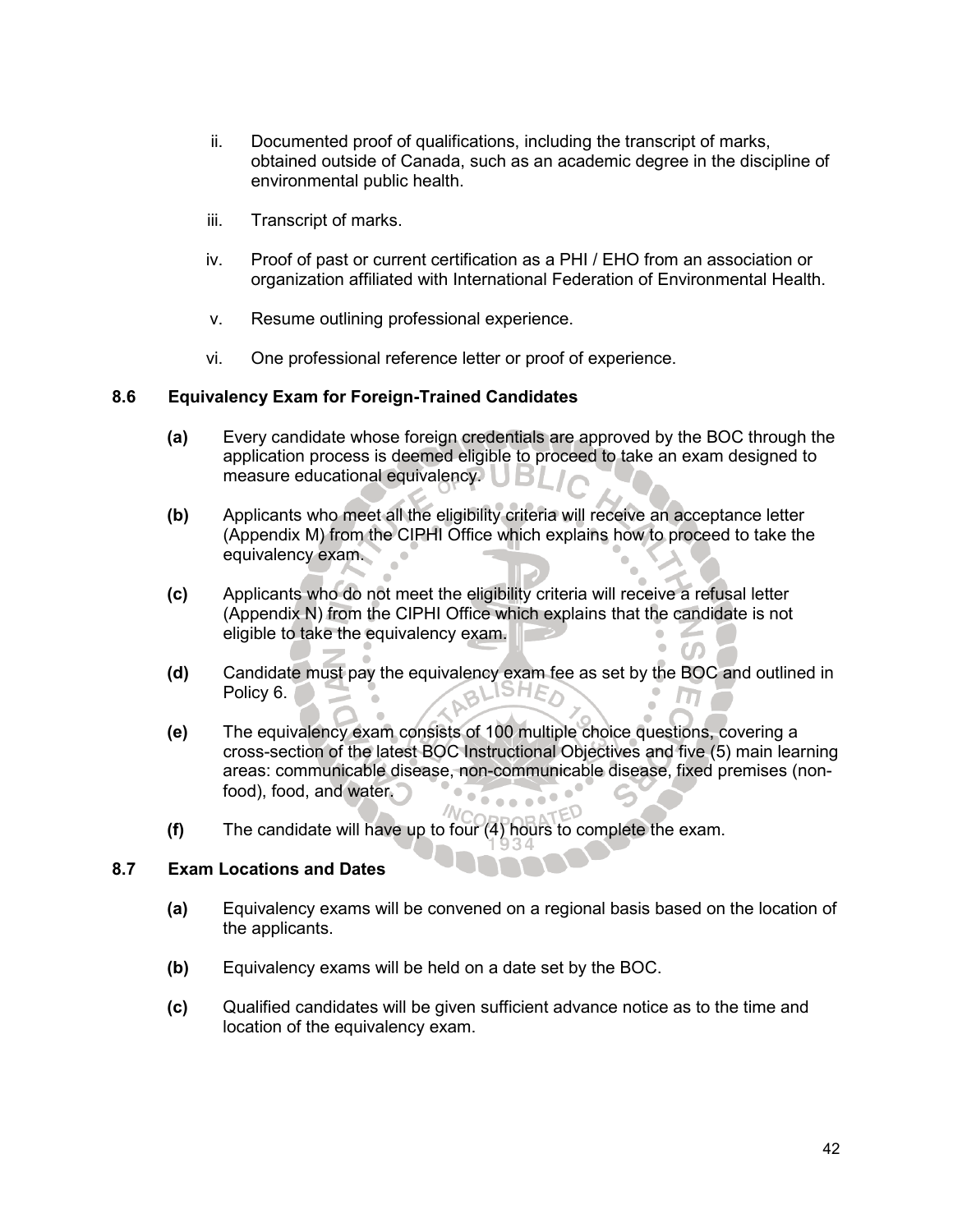ii. Documented proof of qualifications, including the transcript of marks, obtained outside of Canada, such as an academic degree in the discipline of environmental public health.

iii. Transcript of marks.

iv. Proof of past or current certification as a PHI / EHO from an association or organization affiliated with International Federation of Environmental Health.

v. Resume outlining professional experience.

vi. One professional reference letter or proof of experience.

### 8.6 Equivalency Exam for Foreign-Trained Candidates

**(a)** Every candidate whose foreign credentials are approved by the BOC through the application process is deemed eligible to proceed to take an exam designed to measure educational equivalency.

**(b)** Applicants who meet all the eligibility criteria will receive an acceptance letter (Appendix M) from the CIPHI Office which explains how to proceed to take the equivalency exam.

**(c)** Applicants who do not meet the eligibility criteria will receive a refusal letter (Appendix N) from the CIPHI Office which explains that the candidate is not eligible to take the equivalency exam.

**(d)** Candidate must pay the equivalency exam fee as set by the BOC and outlined in Policy 6.

**(e)** The equivalency exam consists of 100 multiple choice questions, covering a cross-section of the latest BOC Instructional Objectives and five (5) main learning areas: communicable disease, non-communicable disease, fixed premises (non-food), food, and water.

**(f)** The candidate will have up to four (4) hours to complete the exam.

### 8.7 Exam Locations and Dates

**(a)** Equivalency exams will be convened on a regional basis based on the location of the applicants.

**(b)** Equivalency exams will be held on a date set by the BOC.

**(c)** Qualified candidates will be given sufficient advance notice as to the time and location of the equivalency exam.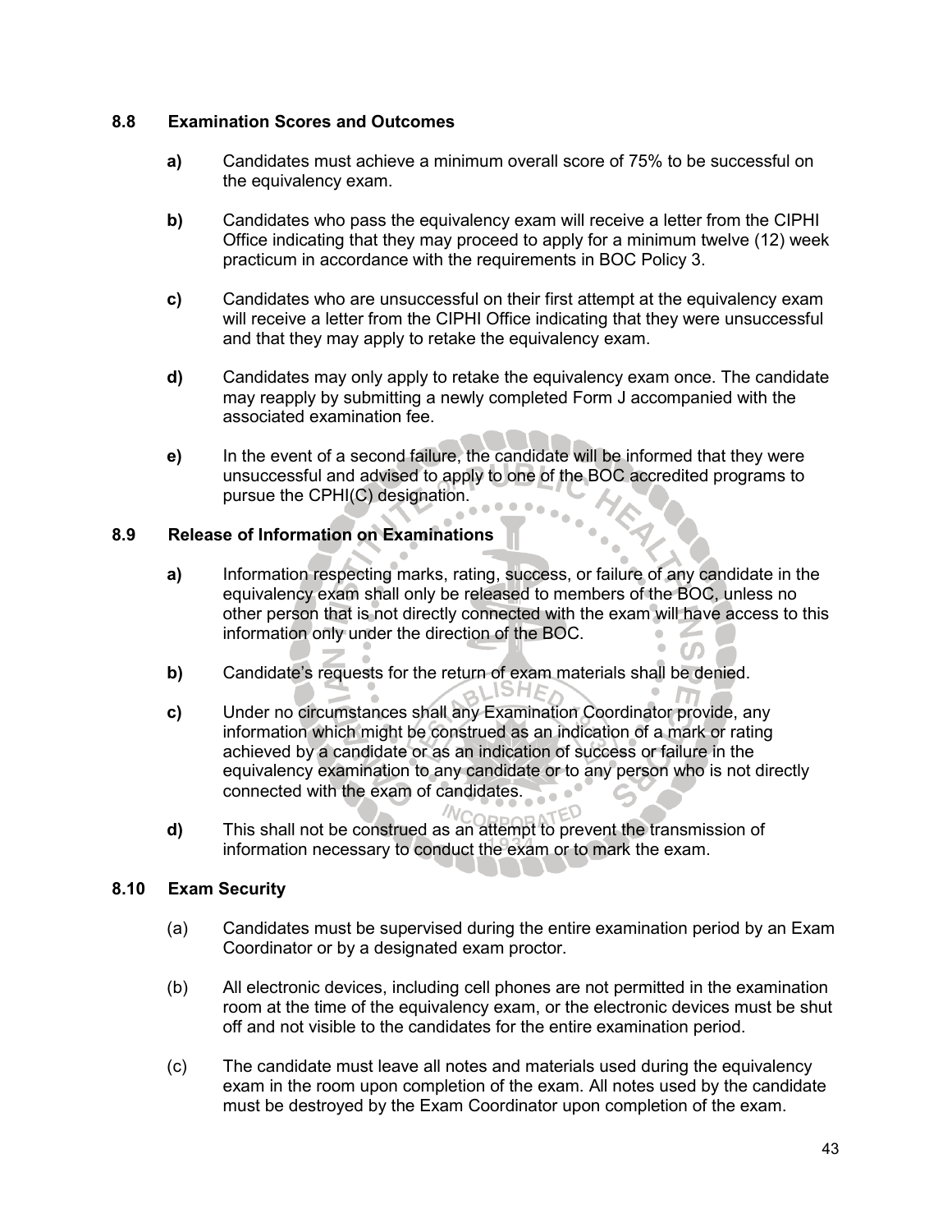### 8.8 Examination Scores and Outcomes

**a)** Candidates must achieve a minimum overall score of 75% to be successful on the equivalency exam.

**b)** Candidates who pass the equivalency exam will receive a letter from the CIPHI Office indicating that they may proceed to apply for a minimum twelve (12) week practicum in accordance with the requirements in BOC Policy 3.

**c)** Candidates who are unsuccessful on their first attempt at the equivalency exam will receive a letter from the CIPHI Office indicating that they were unsuccessful and that they may apply to retake the equivalency exam.

**d)** Candidates may only apply to retake the equivalency exam once. The candidate may reapply by submitting a newly completed Form J accompanied with the associated examination fee.

**e)** In the event of a second failure, the candidate will be informed that they were unsuccessful and advised to apply to one of the BOC accredited programs to pursue the CPHI(C) designation.

### 8.9 Release of Information on Examinations

**a)** Information respecting marks, rating, success, or failure of any candidate in the equivalency exam shall only be released to members of the BOC, unless no other person that is not directly connected with the exam will have access to this information only under the direction of the BOC.

**b)** Candidate's requests for the return of exam materials shall be denied.

**c)** Under no circumstances shall any Examination Coordinator provide, any information which might be construed as an indication of a mark or rating achieved by a candidate or as an indication of success or failure in the equivalency examination to any candidate or to any person who is not directly connected with the exam of candidates.

**d)** This shall not be construed as an attempt to prevent the transmission of information necessary to conduct the exam or to mark the exam.

### 8.10 Exam Security

(a) Candidates must be supervised during the entire examination period by an Exam Coordinator or by a designated exam proctor.

(b) All electronic devices, including cell phones are not permitted in the examination room at the time of the equivalency exam, or the electronic devices must be shut off and not visible to the candidates for the entire examination period.

(c) The candidate must leave all notes and materials used during the equivalency exam in the room upon completion of the exam. All notes used by the candidate must be destroyed by the Exam Coordinator upon completion of the exam.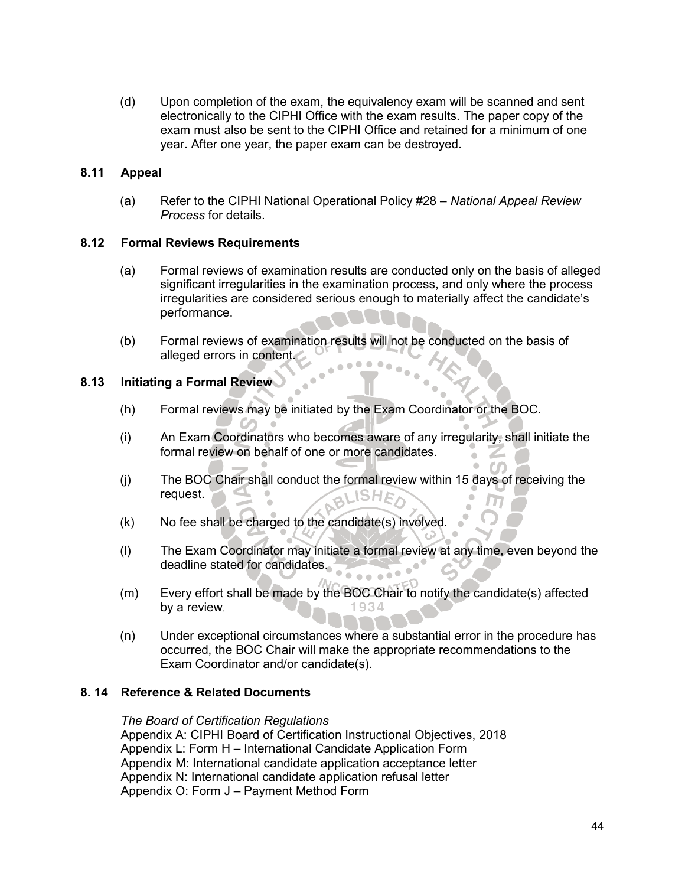(d) Upon completion of the exam, the equivalency exam will be scanned and sent electronically to the CIPHI Office with the exam results. The paper copy of the exam must also be sent to the CIPHI Office and retained for a minimum of one year. After one year, the paper exam can be destroyed.

### 8.11 Appeal

(a) Refer to the CIPHI National Operational Policy #28 – *National Appeal Review Process* for details.

### 8.12 Formal Reviews Requirements

(a) Formal reviews of examination results are conducted only on the basis of alleged significant irregularities in the examination process, and only where the process irregularities are considered serious enough to materially affect the candidate's performance.

(b) Formal reviews of examination results will not be conducted on the basis of alleged errors in content.

### 8.13 Initiating a Formal Review

(h) Formal reviews may be initiated by the Exam Coordinator or the BOC.

(i) An Exam Coordinators who becomes aware of any irregularity, shall initiate the formal review on behalf of one or more candidates.

(j) The BOC Chair shall conduct the formal review within 15 days of receiving the request.

(k) No fee shall be charged to the candidate(s) involved.

(l) The Exam Coordinator may initiate a formal review at any time, even beyond the deadline stated for candidates.

(m) Every effort shall be made by the BOC Chair to notify the candidate(s) affected by a review.

(n) Under exceptional circumstances where a substantial error in the procedure has occurred, the BOC Chair will make the appropriate recommendations to the Exam Coordinator and/or candidate(s).

### 8. 14 Reference & Related Documents

*The Board of Certification Regulations*
Appendix A: CIPHI Board of Certification Instructional Objectives, 2018
Appendix L: Form H – International Candidate Application Form
Appendix M: International candidate application acceptance letter
Appendix N: International candidate application refusal letter
Appendix O: Form J – Payment Method Form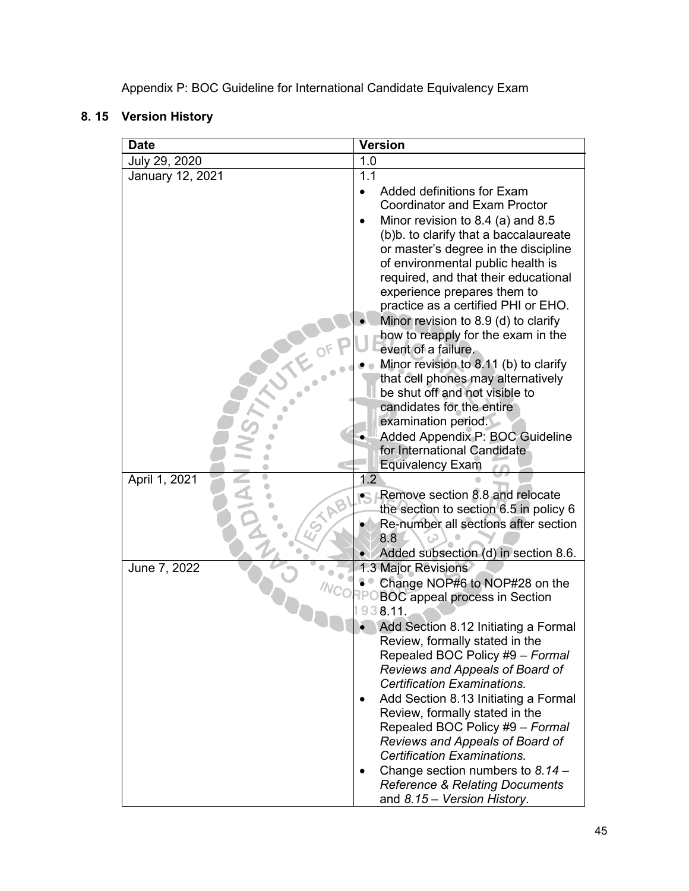Appendix P: BOC Guideline for International Candidate Equivalency Exam

## 8. 15 Version History

| Date | Version |
|---|---|
| July 29, 2020 | 1.0 |
| January 12, 2021 | 1.1<br>• Added definitions for Exam Coordinator and Exam Proctor<br>• Minor revision to 8.4 (a) and 8.5 (b)b. to clarify that a baccalaureate or master's degree in the discipline of environmental public health is required, and that their educational experience prepares them to practice as a certified PHI or EHO.<br>• Minor revision to 8.9 (d) to clarify how to reapply for the exam in the event of a failure.<br>• Minor revision to 8.11 (b) to clarify that cell phones may alternatively be shut off and not visible to candidates for the entire examination period.<br>• Added Appendix P: BOC Guideline for International Candidate Equivalency Exam |
| April 1, 2021 | 1.2<br>• Remove section 8.8 and relocate the section to section 6.5 in policy 6<br>• Re-number all sections after section 8.8<br>• Added subsection (d) in section 8.6. |
| June 7, 2022 | 1.3 Major Revisions<br>• Change NOP#6 to NOP#28 on the BOC appeal process in Section 8.11.<br>• Add Section 8.12 Initiating a Formal Review, formally stated in the Repealed BOC Policy #9 – *Formal Reviews and Appeals of Board of Certification Examinations.*<br>• Add Section 8.13 Initiating a Formal Review, formally stated in the Repealed BOC Policy #9 – *Formal Reviews and Appeals of Board of Certification Examinations.*<br>• Change section numbers to *8.14 – Reference & Relating Documents* and *8.15 – Version History*. |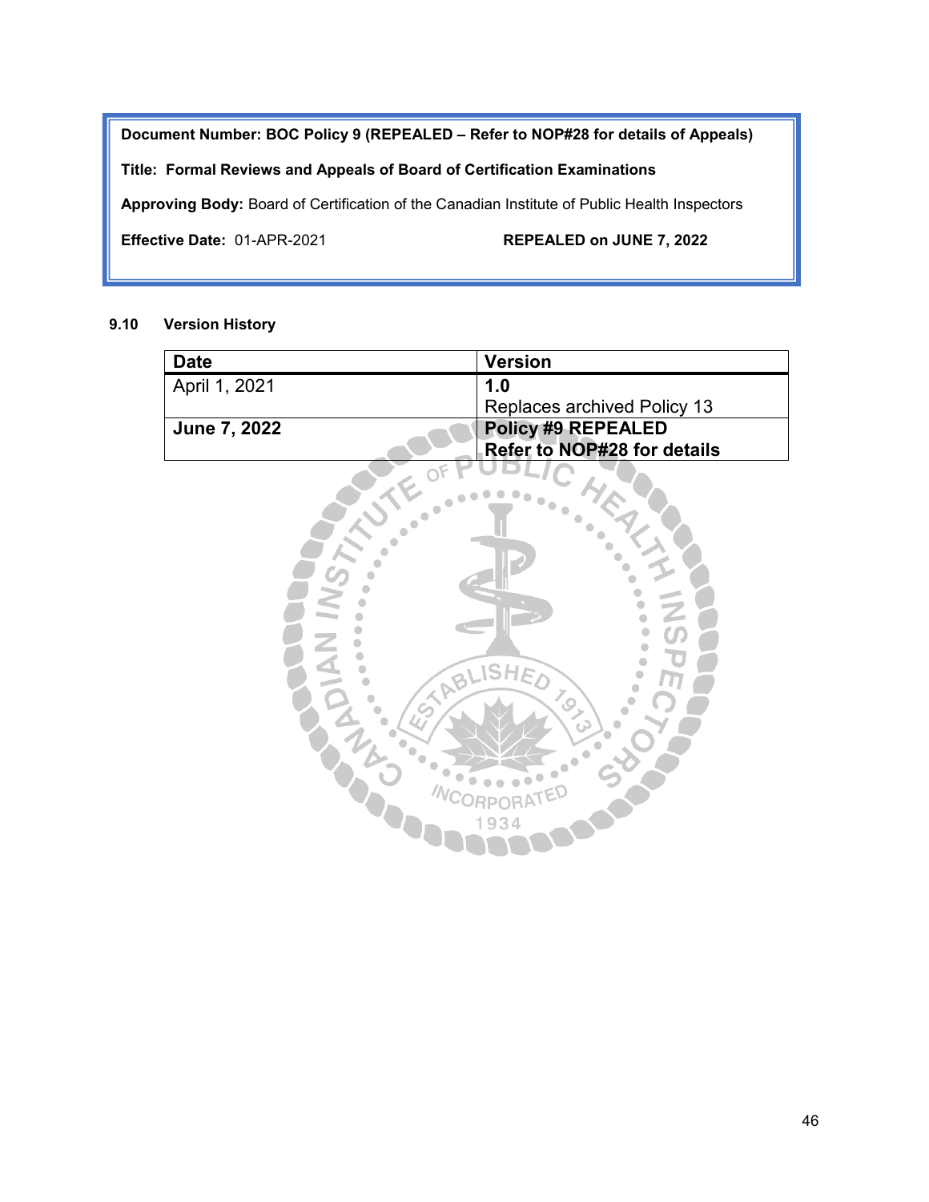**Document Number: BOC Policy 9 (REPEALED – Refer to NOP#28 for details of Appeals)**

**Title: Formal Reviews and Appeals of Board of Certification Examinations**

**Approving Body:** Board of Certification of the Canadian Institute of Public Health Inspectors

**Effective Date:** 01-APR-2021 **REPEALED on JUNE 7, 2022**

### 9.10 Version History

| Date | Version |
|---|---|
| April 1, 2021 | 1.0<br>Replaces archived Policy 13 |
| **June 7, 2022** | **Policy #9 REPEALED<br>Refer to NOP#28 for details** |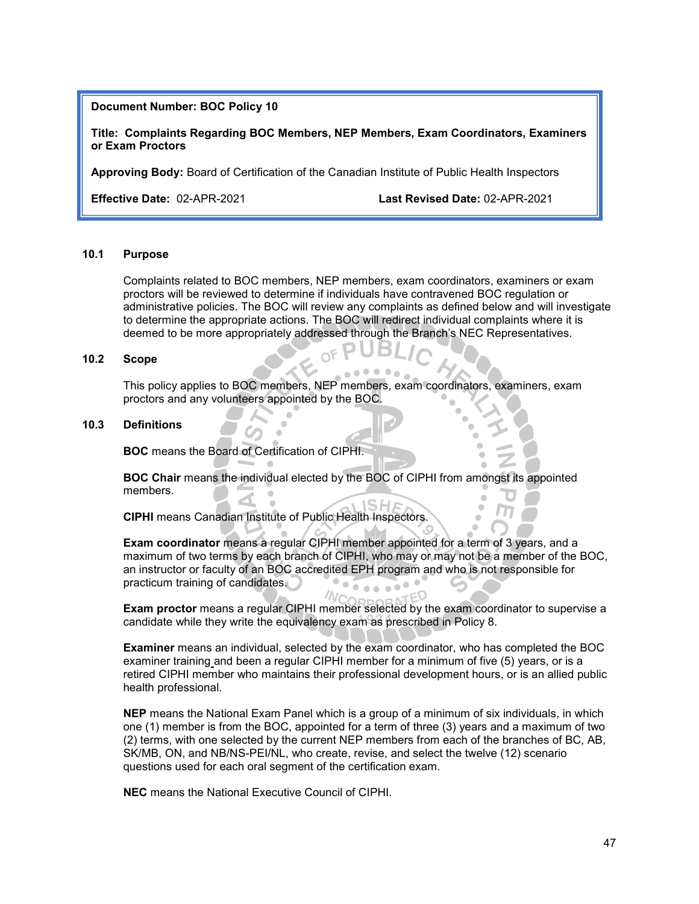**Document Number: BOC Policy 10**

**Title: Complaints Regarding BOC Members, NEP Members, Exam Coordinators, Examiners or Exam Proctors**

**Approving Body:** Board of Certification of the Canadian Institute of Public Health Inspectors

**Effective Date:** 02-APR-2021 **Last Revised Date:** 02-APR-2021

## 10.1 Purpose

Complaints related to BOC members, NEP members, exam coordinators, examiners or exam proctors will be reviewed to determine if individuals have contravened BOC regulation or administrative policies. The BOC will review any complaints as defined below and will investigate to determine the appropriate actions. The BOC will redirect individual complaints where it is deemed to be more appropriately addressed through the Branch's NEC Representatives.

## 10.2 Scope

This policy applies to BOC members, NEP members, exam coordinators, examiners, exam proctors and any volunteers appointed by the BOC.

## 10.3 Definitions

**BOC** means the Board of Certification of CIPHI.

**BOC Chair** means the individual elected by the BOC of CIPHI from amongst its appointed members.

**CIPHI** means Canadian Institute of Public Health Inspectors.

**Exam coordinator** means a regular CIPHI member appointed for a term of 3 years, and a maximum of two terms by each branch of CIPHI, who may or may not be a member of the BOC, an instructor or faculty of an BOC accredited EPH program and who is not responsible for practicum training of candidates.

**Exam proctor** means a regular CIPHI member selected by the exam coordinator to supervise a candidate while they write the equivalency exam as prescribed in Policy 8.

**Examiner** means an individual, selected by the exam coordinator, who has completed the BOC examiner training and been a regular CIPHI member for a minimum of five (5) years, or is a retired CIPHI member who maintains their professional development hours, or is an allied public health professional.

**NEP** means the National Exam Panel which is a group of a minimum of six individuals, in which one (1) member is from the BOC, appointed for a term of three (3) years and a maximum of two (2) terms, with one selected by the current NEP members from each of the branches of BC, AB, SK/MB, ON, and NB/NS-PEI/NL, who create, revise, and select the twelve (12) scenario questions used for each oral segment of the certification exam.

**NEC** means the National Executive Council of CIPHI.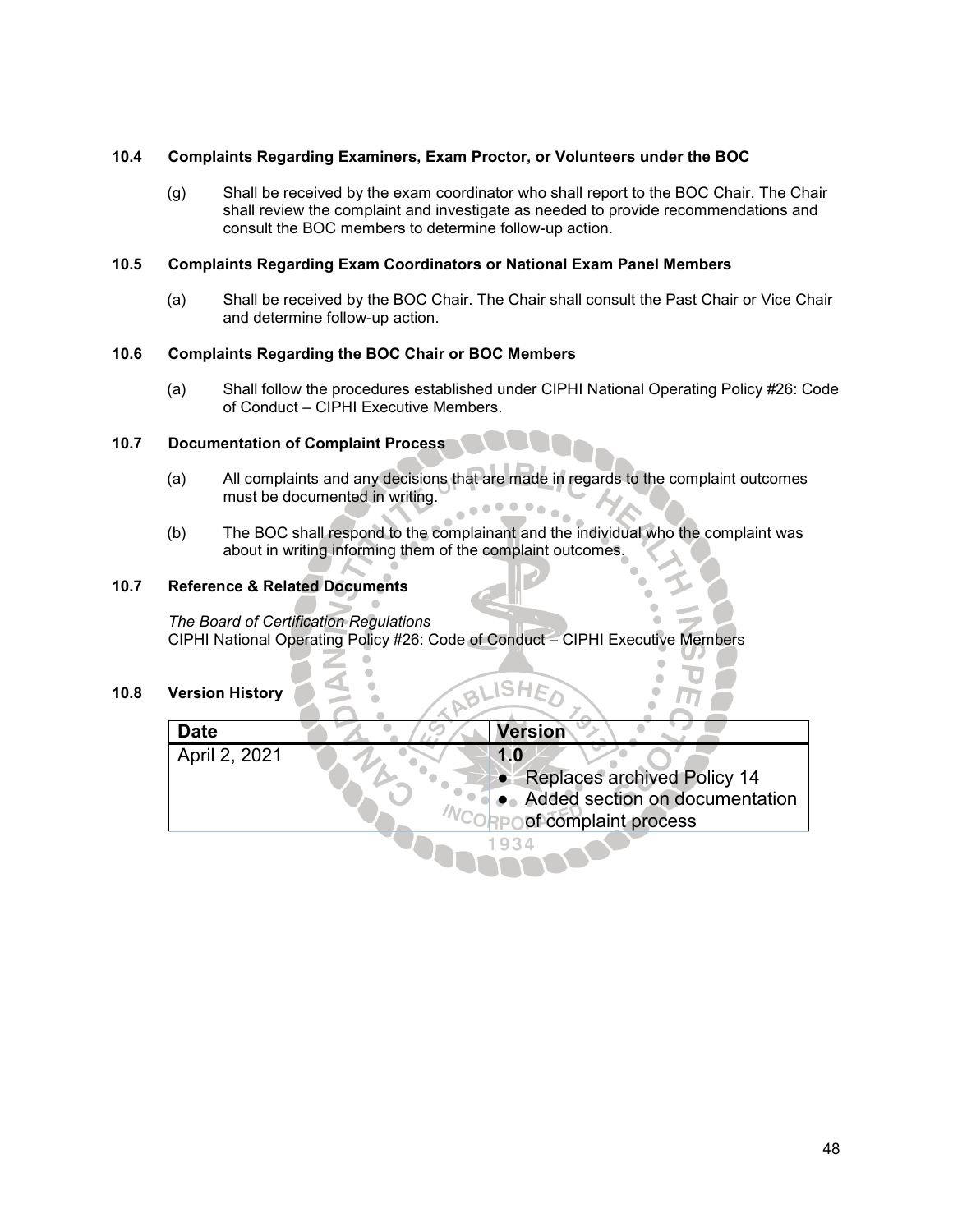### 10.4 Complaints Regarding Examiners, Exam Proctor, or Volunteers under the BOC

(g) Shall be received by the exam coordinator who shall report to the BOC Chair. The Chair shall review the complaint and investigate as needed to provide recommendations and consult the BOC members to determine follow-up action.

### 10.5 Complaints Regarding Exam Coordinators or National Exam Panel Members

(a) Shall be received by the BOC Chair. The Chair shall consult the Past Chair or Vice Chair and determine follow-up action.

### 10.6 Complaints Regarding the BOC Chair or BOC Members

(a) Shall follow the procedures established under CIPHI National Operating Policy #26: Code of Conduct – CIPHI Executive Members.

### 10.7 Documentation of Complaint Process

(a) All complaints and any decisions that are made in regards to the complaint outcomes must be documented in writing.

(b) The BOC shall respond to the complainant and the individual who the complaint was about in writing informing them of the complaint outcomes.

### 10.7 Reference & Related Documents

*The Board of Certification Regulations*
CIPHI National Operating Policy #26: Code of Conduct – CIPHI Executive Members

### 10.8 Version History

| Date | Version |
| --- | --- |
| April 2, 2021 | **1.0**<br>● Replaces archived Policy 14<br>● Added section on documentation of complaint process |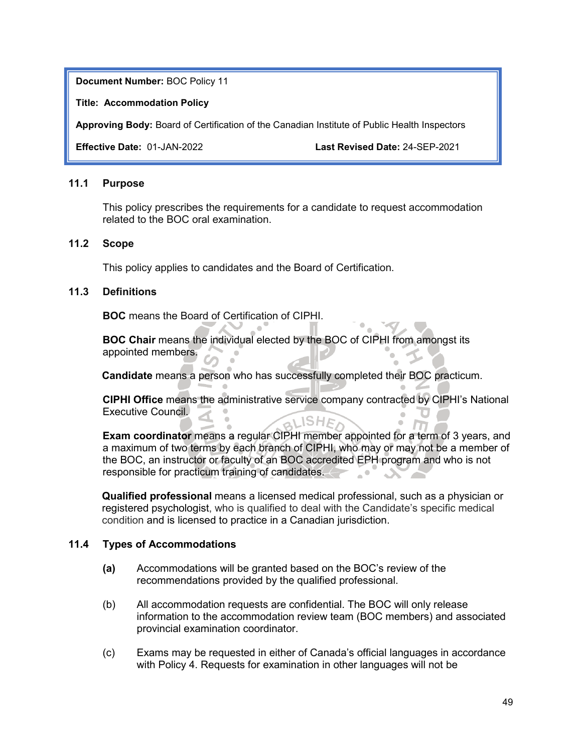**Document Number:** BOC Policy 11

**Title: Accommodation Policy**

**Approving Body:** Board of Certification of the Canadian Institute of Public Health Inspectors

**Effective Date:** 01-JAN-2022 **Last Revised Date:** 24-SEP-2021

## 11.1 Purpose

This policy prescribes the requirements for a candidate to request accommodation related to the BOC oral examination.

## 11.2 Scope

This policy applies to candidates and the Board of Certification.

## 11.3 Definitions

**BOC** means the Board of Certification of CIPHI.

**BOC Chair** means the individual elected by the BOC of CIPHI from amongst its appointed members.

**Candidate** means a person who has successfully completed their BOC practicum.

**CIPHI Office** means the administrative service company contracted by CIPHI's National Executive Council.

**Exam coordinator** means a regular CIPHI member appointed for a term of 3 years, and a maximum of two terms by each branch of CIPHI, who may or may not be a member of the BOC, an instructor or faculty of an BOC accredited EPH program and who is not responsible for practicum training of candidates.

**Qualified professional** means a licensed medical professional, such as a physician or registered psychologist, who is qualified to deal with the Candidate's specific medical condition and is licensed to practice in a Canadian jurisdiction.

## 11.4 Types of Accommodations

**(a)** Accommodations will be granted based on the BOC's review of the recommendations provided by the qualified professional.

(b) All accommodation requests are confidential. The BOC will only release information to the accommodation review team (BOC members) and associated provincial examination coordinator.

(c) Exams may be requested in either of Canada's official languages in accordance with Policy 4. Requests for examination in other languages will not be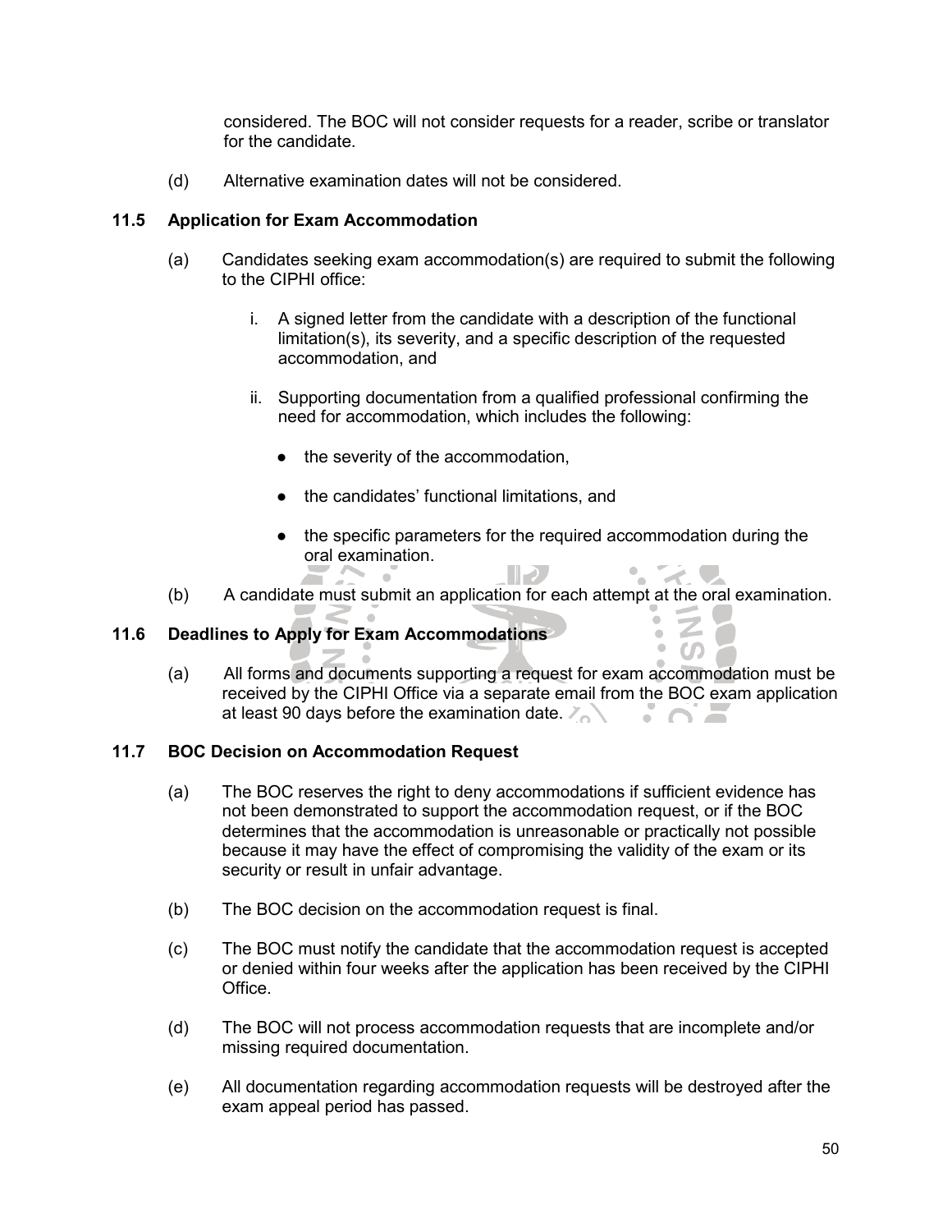considered. The BOC will not consider requests for a reader, scribe or translator for the candidate.

(d) Alternative examination dates will not be considered.

### 11.5 Application for Exam Accommodation

(a) Candidates seeking exam accommodation(s) are required to submit the following to the CIPHI office:

i. A signed letter from the candidate with a description of the functional limitation(s), its severity, and a specific description of the requested accommodation, and

ii. Supporting documentation from a qualified professional confirming the need for accommodation, which includes the following:

- the severity of the accommodation,
- the candidates' functional limitations, and
- the specific parameters for the required accommodation during the oral examination.

(b) A candidate must submit an application for each attempt at the oral examination.

### 11.6 Deadlines to Apply for Exam Accommodations

(a) All forms and documents supporting a request for exam accommodation must be received by the CIPHI Office via a separate email from the BOC exam application at least 90 days before the examination date.

### 11.7 BOC Decision on Accommodation Request

(a) The BOC reserves the right to deny accommodations if sufficient evidence has not been demonstrated to support the accommodation request, or if the BOC determines that the accommodation is unreasonable or practically not possible because it may have the effect of compromising the validity of the exam or its security or result in unfair advantage.

(b) The BOC decision on the accommodation request is final.

(c) The BOC must notify the candidate that the accommodation request is accepted or denied within four weeks after the application has been received by the CIPHI Office.

(d) The BOC will not process accommodation requests that are incomplete and/or missing required documentation.

(e) All documentation regarding accommodation requests will be destroyed after the exam appeal period has passed.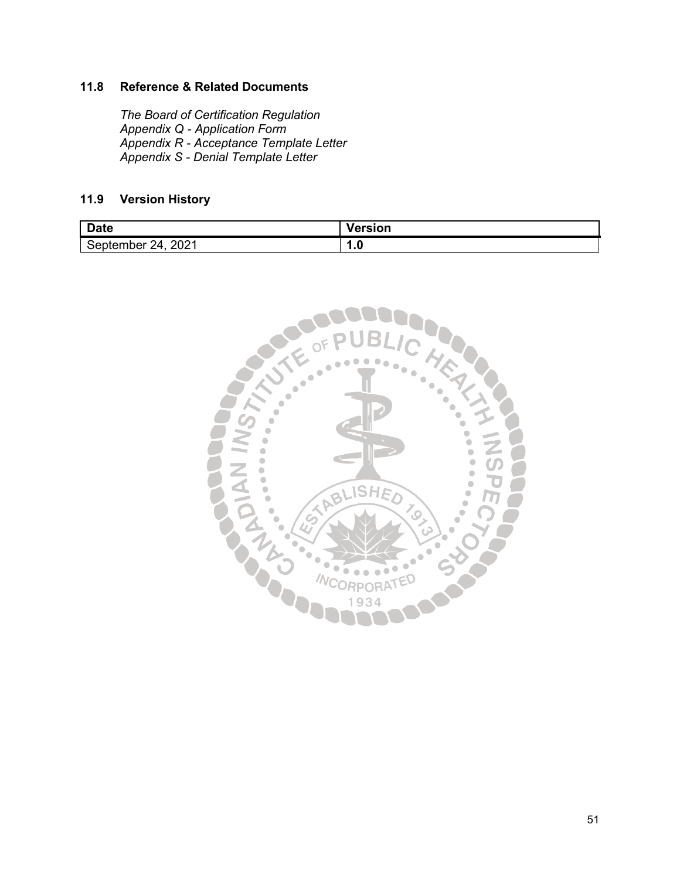### 11.8 Reference & Related Documents

*The Board of Certification Regulation*
*Appendix Q - Application Form*
*Appendix R - Acceptance Template Letter*
*Appendix S - Denial Template Letter*

### 11.9 Version History

| Date | Version |
| --- | --- |
| September 24, 2021 | **1.0** |